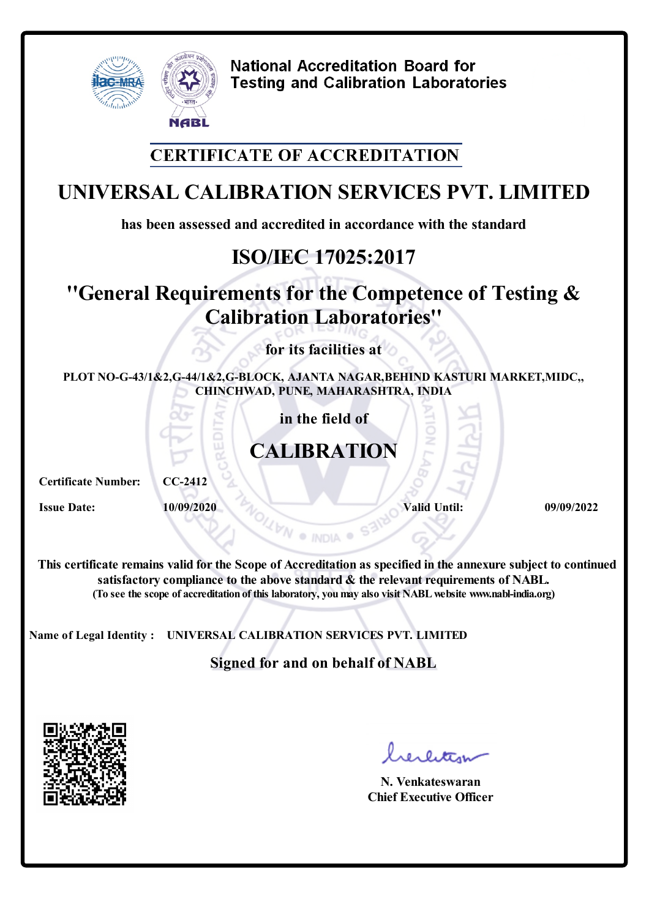National Accreditation Board for Testing and Calibration Laboratories

## CERTIFICATE OF ACCREDITATION

# UNIVERSAL CALIBRATION SERVICES PVT. LIMITED

**has been assessed and accredited in accordance with the standard**

## ISO/IEC 17025:2017

## "General Requirements for the Competence of Testing & Calibration Laboratories"

**for its facilities at**

**PLOT NO-G-43/1&2,G-44/1&2,G-BLOCK, AJANTA NAGAR,BEHIND KASTURI MARKET,MIDC,, CHINCHWAD, PUNE, MAHARASHTRA, INDIA**

**in the field of**

## CALIBRATION

**Certificate Number:** CC-2412

**Issue Date:** 10/09/2020 **Valid Until:** 09/09/2022

**This certificate remains valid for the Scope of Accreditation as specified in the annexure subject to continued satisfactory compliance to the above standard & the relevant requirements of NABL.**
**(To see the scope of accreditation of this laboratory, you may also visit NABL website www.nabl-india.org)**

**Name of Legal Identity :** UNIVERSAL CALIBRATION SERVICES PVT. LIMITED

**Signed for and on behalf of NABL**

N. Venkateswaran
Chief Executive Officer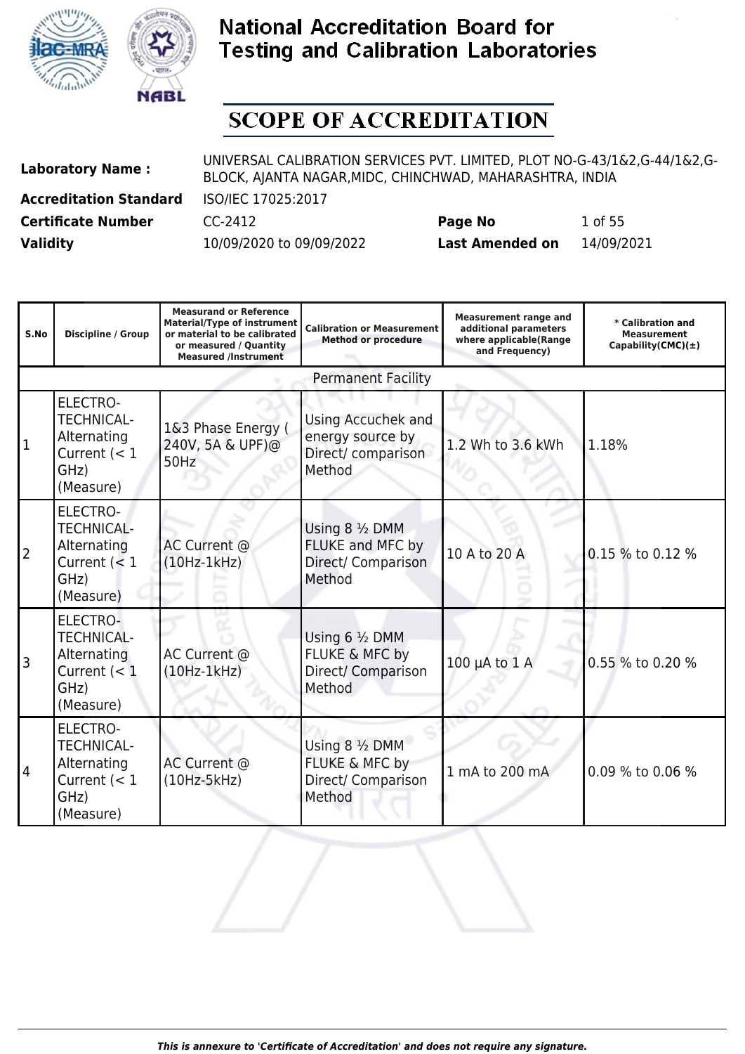# National Accreditation Board for Testing and Calibration Laboratories

## SCOPE OF ACCREDITATION

| | | | |
|---|---|---|---|
| **Laboratory Name :** | UNIVERSAL CALIBRATION SERVICES PVT. LIMITED, PLOT NO-G-43/1&2,G-44/1&2,G-BLOCK, AJANTA NAGAR,MIDC, CHINCHWAD, MAHARASHTRA, INDIA | | |
| **Accreditation Standard** | ISO/IEC 17025:2017 | | |
| **Certificate Number** | CC-2412 | **Page No** | 1 of 55 |
| **Validity** | 10/09/2020 to 09/09/2022 | **Last Amended on** | 14/09/2021 |

| S.No | Discipline / Group | Measurand or Reference Material/Type of instrument or material to be calibrated or measured / Quantity Measured /Instrument | Calibration or Measurement Method or procedure | Measurement range and additional parameters where applicable(Range and Frequency) | * Calibration and Measurement Capability(CMC)(±) |
|---|---|---|---|---|---|
| Permanent Facility | | | | | |
| 1 | ELECTRO-TECHNICAL-Alternating Current (< 1 GHz) (Measure) | 1&3 Phase Energy ( 240V, 5A & UPF)@ 50Hz | Using Accuchek and energy source by Direct/ comparison Method | 1.2 Wh to 3.6 kWh | 1.18% |
| 2 | ELECTRO-TECHNICAL-Alternating Current (< 1 GHz) (Measure) | AC Current @ (10Hz-1kHz) | Using 8 ½ DMM FLUKE and MFC by Direct/ Comparison Method | 10 A to 20 A | 0.15 % to 0.12 % |
| 3 | ELECTRO-TECHNICAL-Alternating Current (< 1 GHz) (Measure) | AC Current @ (10Hz-1kHz) | Using 6 ½ DMM FLUKE & MFC by Direct/ Comparison Method | 100 µA to 1 A | 0.55 % to 0.20 % |
| 4 | ELECTRO-TECHNICAL-Alternating Current (< 1 GHz) (Measure) | AC Current @ (10Hz-5kHz) | Using 8 ½ DMM FLUKE & MFC by Direct/ Comparison Method | 1 mA to 200 mA | 0.09 % to 0.06 % |

*This is annexure to 'Certificate of Accreditation' and does not require any signature.*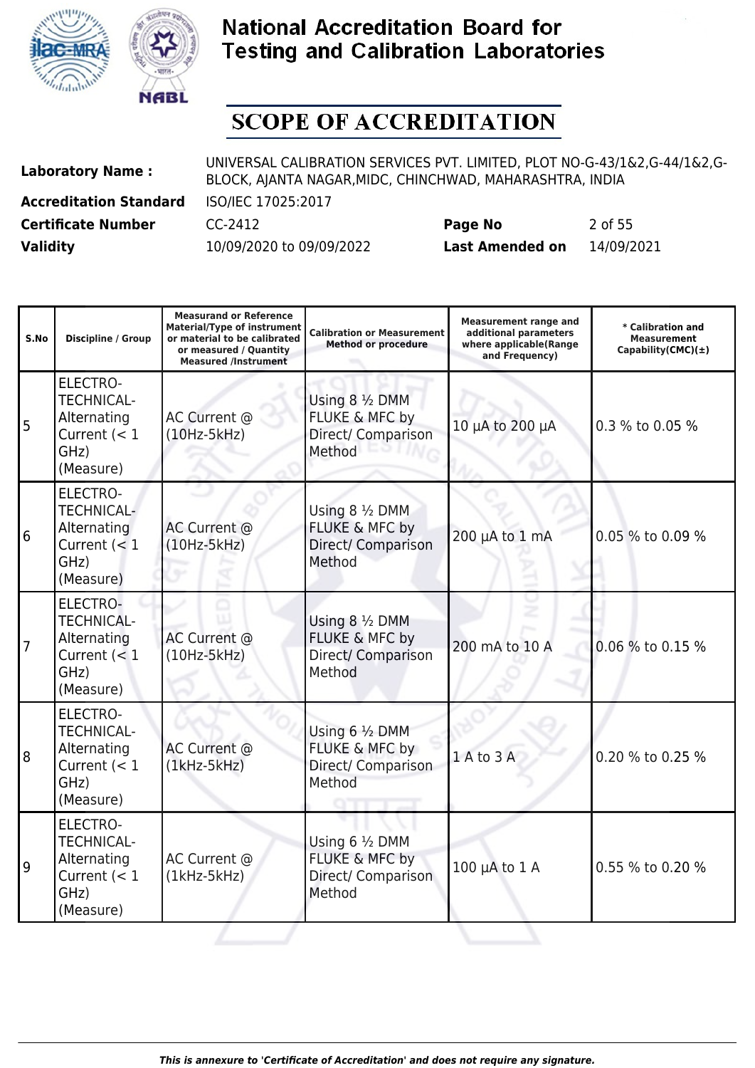# National Accreditation Board for Testing and Calibration Laboratories

## SCOPE OF ACCREDITATION

| | | | |
|---|---|---|---|
| **Laboratory Name :** | UNIVERSAL CALIBRATION SERVICES PVT. LIMITED, PLOT NO-G-43/1&2,G-44/1&2,G-BLOCK, AJANTA NAGAR,MIDC, CHINCHWAD, MAHARASHTRA, INDIA | | |
| **Accreditation Standard** | ISO/IEC 17025:2017 | | |
| **Certificate Number** | CC-2412 | **Page No** | 2 of 55 |
| **Validity** | 10/09/2020 to 09/09/2022 | **Last Amended on** | 14/09/2021 |

| S.No | Discipline / Group | Measurand or Reference Material/Type of instrument or material to be calibrated or measured / Quantity Measured /Instrument | Calibration or Measurement Method or procedure | Measurement range and additional parameters where applicable(Range and Frequency) | * Calibration and Measurement Capability(CMC)(±) |
|---|---|---|---|---|---|
| 5 | ELECTRO-TECHNICAL-Alternating Current (< 1 GHz) (Measure) | AC Current @ (10Hz-5kHz) | Using 8 ½ DMM FLUKE & MFC by Direct/ Comparison Method | 10 µA to 200 µA | 0.3 % to 0.05 % |
| 6 | ELECTRO-TECHNICAL-Alternating Current (< 1 GHz) (Measure) | AC Current @ (10Hz-5kHz) | Using 8 ½ DMM FLUKE & MFC by Direct/ Comparison Method | 200 µA to 1 mA | 0.05 % to 0.09 % |
| 7 | ELECTRO-TECHNICAL-Alternating Current (< 1 GHz) (Measure) | AC Current @ (10Hz-5kHz) | Using 8 ½ DMM FLUKE & MFC by Direct/ Comparison Method | 200 mA to 10 A | 0.06 % to 0.15 % |
| 8 | ELECTRO-TECHNICAL-Alternating Current (< 1 GHz) (Measure) | AC Current @ (1kHz-5kHz) | Using 6 ½ DMM FLUKE & MFC by Direct/ Comparison Method | 1 A to 3 A | 0.20 % to 0.25 % |
| 9 | ELECTRO-TECHNICAL-Alternating Current (< 1 GHz) (Measure) | AC Current @ (1kHz-5kHz) | Using 6 ½ DMM FLUKE & MFC by Direct/ Comparison Method | 100 µA to 1 A | 0.55 % to 0.20 % |

*This is annexure to 'Certificate of Accreditation' and does not require any signature.*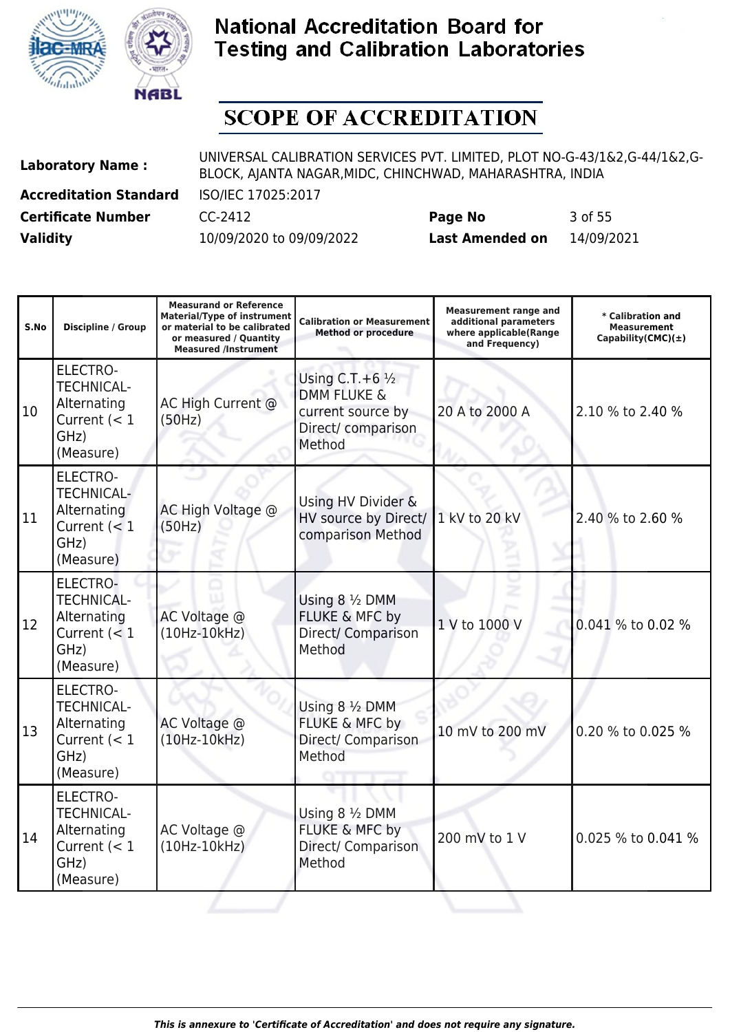# National Accreditation Board for Testing and Calibration Laboratories

## SCOPE OF ACCREDITATION

| | | | |
|---|---|---|---|
| **Laboratory Name :** | UNIVERSAL CALIBRATION SERVICES PVT. LIMITED, PLOT NO-G-43/1&2,G-44/1&2,G-BLOCK, AJANTA NAGAR,MIDC, CHINCHWAD, MAHARASHTRA, INDIA | | |
| **Accreditation Standard** | ISO/IEC 17025:2017 | | |
| **Certificate Number** | CC-2412 | **Page No** | 3 of 55 |
| **Validity** | 10/09/2020 to 09/09/2022 | **Last Amended on** | 14/09/2021 |

| S.No | Discipline / Group | Measurand or Reference Material/Type of instrument or material to be calibrated or measured / Quantity Measured /Instrument | Calibration or Measurement Method or procedure | Measurement range and additional parameters where applicable(Range and Frequency) | * Calibration and Measurement Capability(CMC)(±) |
|---|---|---|---|---|---|
| 10 | ELECTRO-TECHNICAL-Alternating Current (< 1 GHz) (Measure) | AC High Current @ (50Hz) | Using C.T.+6 ½ DMM FLUKE & current source by Direct/ comparison Method | 20 A to 2000 A | 2.10 % to 2.40 % |
| 11 | ELECTRO-TECHNICAL-Alternating Current (< 1 GHz) (Measure) | AC High Voltage @ (50Hz) | Using HV Divider & HV source by Direct/ comparison Method | 1 kV to 20 kV | 2.40 % to 2.60 % |
| 12 | ELECTRO-TECHNICAL-Alternating Current (< 1 GHz) (Measure) | AC Voltage @ (10Hz-10kHz) | Using 8 ½ DMM FLUKE & MFC by Direct/ Comparison Method | 1 V to 1000 V | 0.041 % to 0.02 % |
| 13 | ELECTRO-TECHNICAL-Alternating Current (< 1 GHz) (Measure) | AC Voltage @ (10Hz-10kHz) | Using 8 ½ DMM FLUKE & MFC by Direct/ Comparison Method | 10 mV to 200 mV | 0.20 % to 0.025 % |
| 14 | ELECTRO-TECHNICAL-Alternating Current (< 1 GHz) (Measure) | AC Voltage @ (10Hz-10kHz) | Using 8 ½ DMM FLUKE & MFC by Direct/ Comparison Method | 200 mV to 1 V | 0.025 % to 0.041 % |

*This is annexure to 'Certificate of Accreditation' and does not require any signature.*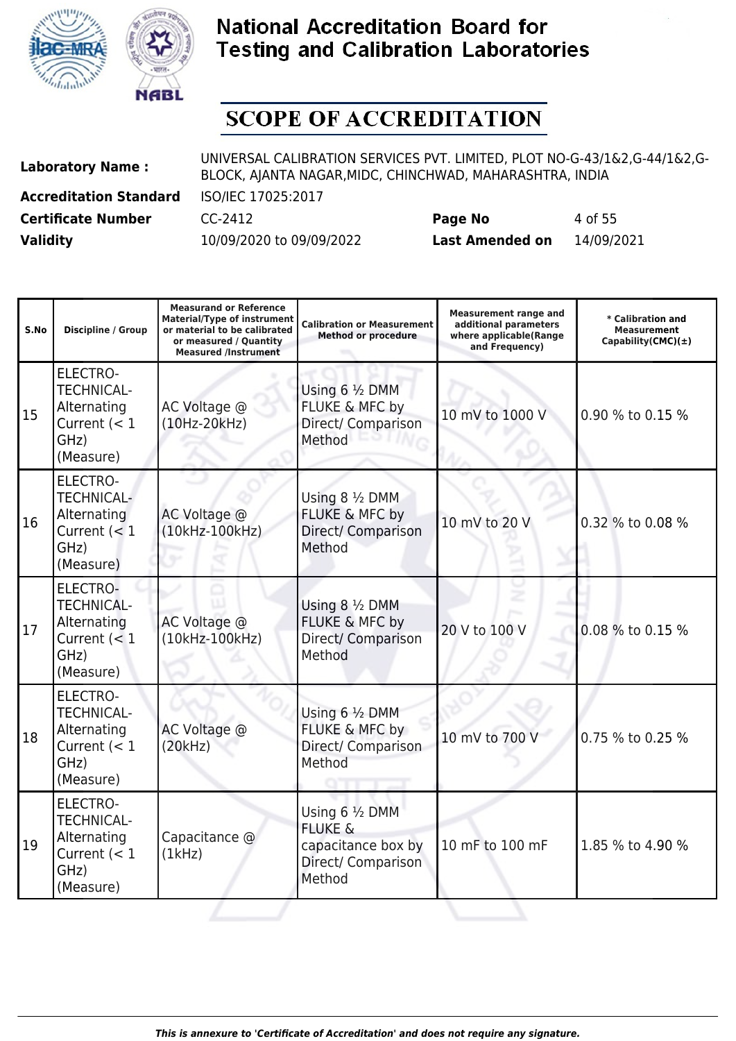# National Accreditation Board for Testing and Calibration Laboratories

## SCOPE OF ACCREDITATION

| | | | |
|---|---|---|---|
| **Laboratory Name :** | UNIVERSAL CALIBRATION SERVICES PVT. LIMITED, PLOT NO-G-43/1&2,G-44/1&2,G-BLOCK, AJANTA NAGAR,MIDC, CHINCHWAD, MAHARASHTRA, INDIA | | |
| **Accreditation Standard** | ISO/IEC 17025:2017 | | |
| **Certificate Number** | CC-2412 | **Page No** | 4 of 55 |
| **Validity** | 10/09/2020 to 09/09/2022 | **Last Amended on** | 14/09/2021 |

| S.No | Discipline / Group | Measurand or Reference Material/Type of instrument or material to be calibrated or measured / Quantity Measured /Instrument | Calibration or Measurement Method or procedure | Measurement range and additional parameters where applicable(Range and Frequency) | * Calibration and Measurement Capability(CMC)(±) |
|---|---|---|---|---|---|
| 15 | ELECTRO-TECHNICAL-Alternating Current (< 1 GHz) (Measure) | AC Voltage @ (10Hz-20kHz) | Using 6 ½ DMM FLUKE & MFC by Direct/ Comparison Method | 10 mV to 1000 V | 0.90 % to 0.15 % |
| 16 | ELECTRO-TECHNICAL-Alternating Current (< 1 GHz) (Measure) | AC Voltage @ (10kHz-100kHz) | Using 8 ½ DMM FLUKE & MFC by Direct/ Comparison Method | 10 mV to 20 V | 0.32 % to 0.08 % |
| 17 | ELECTRO-TECHNICAL-Alternating Current (< 1 GHz) (Measure) | AC Voltage @ (10kHz-100kHz) | Using 8 ½ DMM FLUKE & MFC by Direct/ Comparison Method | 20 V to 100 V | 0.08 % to 0.15 % |
| 18 | ELECTRO-TECHNICAL-Alternating Current (< 1 GHz) (Measure) | AC Voltage @ (20kHz) | Using 6 ½ DMM FLUKE & MFC by Direct/ Comparison Method | 10 mV to 700 V | 0.75 % to 0.25 % |
| 19 | ELECTRO-TECHNICAL-Alternating Current (< 1 GHz) (Measure) | Capacitance @ (1kHz) | Using 6 ½ DMM FLUKE & capacitance box by Direct/ Comparison Method | 10 mF to 100 mF | 1.85 % to 4.90 % |

*This is annexure to 'Certificate of Accreditation' and does not require any signature.*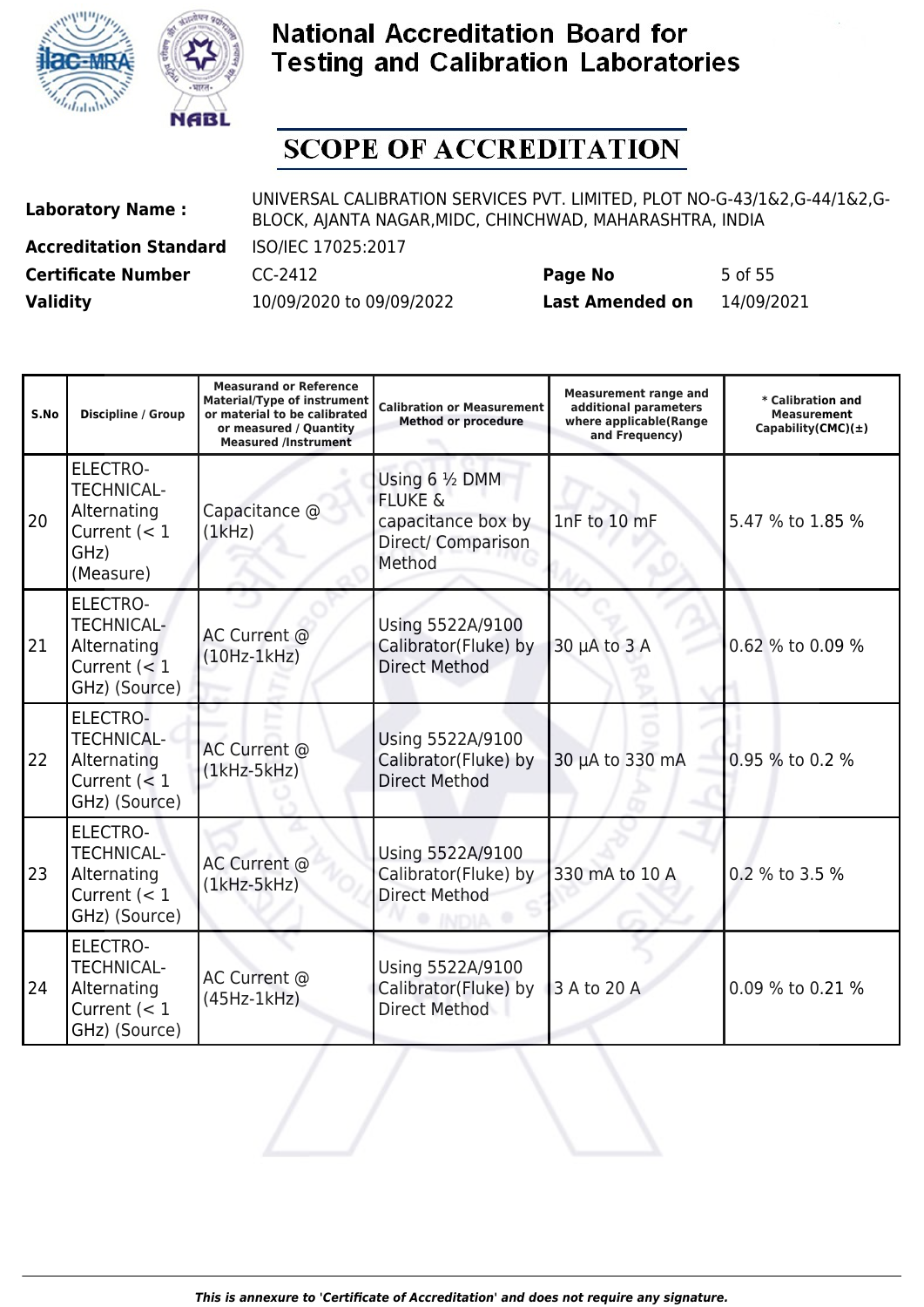# National Accreditation Board for Testing and Calibration Laboratories

## SCOPE OF ACCREDITATION

| | | | |
|---|---|---|---|
| **Laboratory Name :** | UNIVERSAL CALIBRATION SERVICES PVT. LIMITED, PLOT NO-G-43/1&2,G-44/1&2,G-BLOCK, AJANTA NAGAR,MIDC, CHINCHWAD, MAHARASHTRA, INDIA | | |
| **Accreditation Standard** | ISO/IEC 17025:2017 | | |
| **Certificate Number** | CC-2412 | **Page No** | 5 of 55 |
| **Validity** | 10/09/2020 to 09/09/2022 | **Last Amended on** | 14/09/2021 |

| S.No | Discipline / Group | Measurand and Reference Material/Type of instrument or material to be calibrated or measured / Quantity Measured /Instrument | Calibration or Measurement Method or procedure | Measurement range and additional parameters where applicable(Range and Frequency) | * Calibration and Measurement Capability(CMC)(±) |
|---|---|---|---|---|---|
| 20 | ELECTRO-TECHNICAL-Alternating Current (< 1 GHz) (Measure) | Capacitance @ (1kHz) | Using 6 ½ DMM FLUKE & capacitance box by Direct/ Comparison Method | 1nF to 10 mF | 5.47 % to 1.85 % |
| 21 | ELECTRO-TECHNICAL-Alternating Current (< 1 GHz) (Source) | AC Current @ (10Hz-1kHz) | Using 5522A/9100 Calibrator(Fluke) by Direct Method | 30 µA to 3 A | 0.62 % to 0.09 % |
| 22 | ELECTRO-TECHNICAL-Alternating Current (< 1 GHz) (Source) | AC Current @ (1kHz-5kHz) | Using 5522A/9100 Calibrator(Fluke) by Direct Method | 30 µA to 330 mA | 0.95 % to 0.2 % |
| 23 | ELECTRO-TECHNICAL-Alternating Current (< 1 GHz) (Source) | AC Current @ (1kHz-5kHz) | Using 5522A/9100 Calibrator(Fluke) by Direct Method | 330 mA to 10 A | 0.2 % to 3.5 % |
| 24 | ELECTRO-TECHNICAL-Alternating Current (< 1 GHz) (Source) | AC Current @ (45Hz-1kHz) | Using 5522A/9100 Calibrator(Fluke) by Direct Method | 3 A to 20 A | 0.09 % to 0.21 % |

*This is annexure to 'Certificate of Accreditation' and does not require any signature.*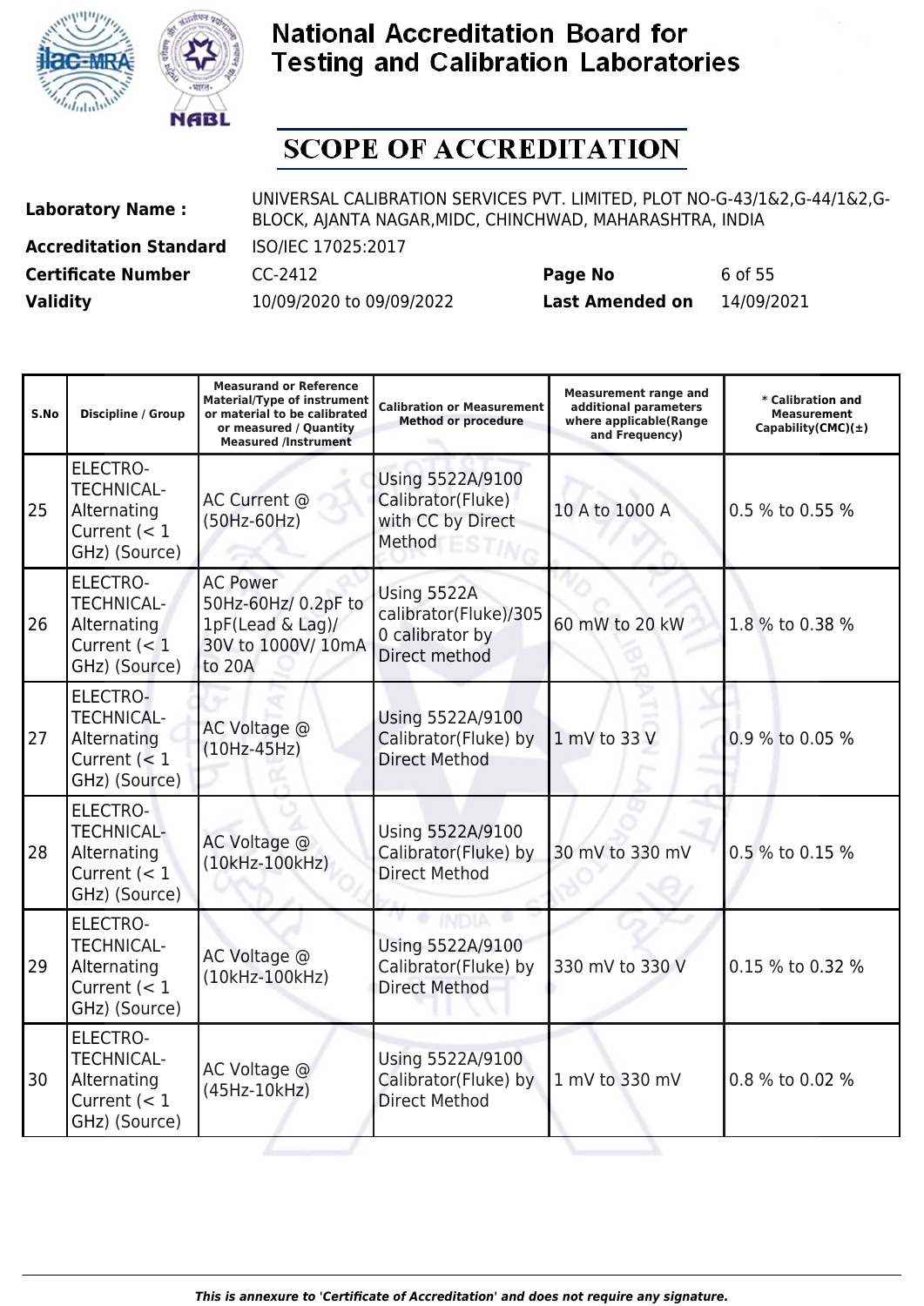# National Accreditation Board for Testing and Calibration Laboratories

## SCOPE OF ACCREDITATION

| | | | |
|---|---|---|---|
| **Laboratory Name :** | UNIVERSAL CALIBRATION SERVICES PVT. LIMITED, PLOT NO-G-43/1&2,G-44/1&2,G-BLOCK, AJANTA NAGAR,MIDC, CHINCHWAD, MAHARASHTRA, INDIA | | |
| **Accreditation Standard** | ISO/IEC 17025:2017 | | |
| **Certificate Number** | CC-2412 | **Page No** | 6 of 55 |
| **Validity** | 10/09/2020 to 09/09/2022 | **Last Amended on** | 14/09/2021 |

| S.No | Discipline / Group | Measurand or Reference Material/Type of instrument or material to be calibrated or measured / Quantity Measured /Instrument | Calibration or Measurement Method or procedure | Measurement range and additional parameters where applicable(Range and Frequency) | * Calibration and Measurement Capability(CMC)(±) |
|---|---|---|---|---|---|
| 25 | ELECTRO-TECHNICAL-Alternating Current (< 1 GHz) (Source) | AC Current @ (50Hz-60Hz) | Using 5522A/9100 Calibrator(Fluke) with CC by Direct Method | 10 A to 1000 A | 0.5 % to 0.55 % |
| 26 | ELECTRO-TECHNICAL-Alternating Current (< 1 GHz) (Source) | AC Power 50Hz-60Hz/ 0.2pF to 1pF(Lead & Lag)/ 30V to 1000V/ 10mA to 20A | Using 5522A calibrator(Fluke)/3050 calibrator by Direct method | 60 mW to 20 kW | 1.8 % to 0.38 % |
| 27 | ELECTRO-TECHNICAL-Alternating Current (< 1 GHz) (Source) | AC Voltage @ (10Hz-45Hz) | Using 5522A/9100 Calibrator(Fluke) by Direct Method | 1 mV to 33 V | 0.9 % to 0.05 % |
| 28 | ELECTRO-TECHNICAL-Alternating Current (< 1 GHz) (Source) | AC Voltage @ (10kHz-100kHz) | Using 5522A/9100 Calibrator(Fluke) by Direct Method | 30 mV to 330 mV | 0.5 % to 0.15 % |
| 29 | ELECTRO-TECHNICAL-Alternating Current (< 1 GHz) (Source) | AC Voltage @ (10kHz-100kHz) | Using 5522A/9100 Calibrator(Fluke) by Direct Method | 330 mV to 330 V | 0.15 % to 0.32 % |
| 30 | ELECTRO-TECHNICAL-Alternating Current (< 1 GHz) (Source) | AC Voltage @ (45Hz-10kHz) | Using 5522A/9100 Calibrator(Fluke) by Direct Method | 1 mV to 330 mV | 0.8 % to 0.02 % |

*This is annexure to 'Certificate of Accreditation' and does not require any signature.*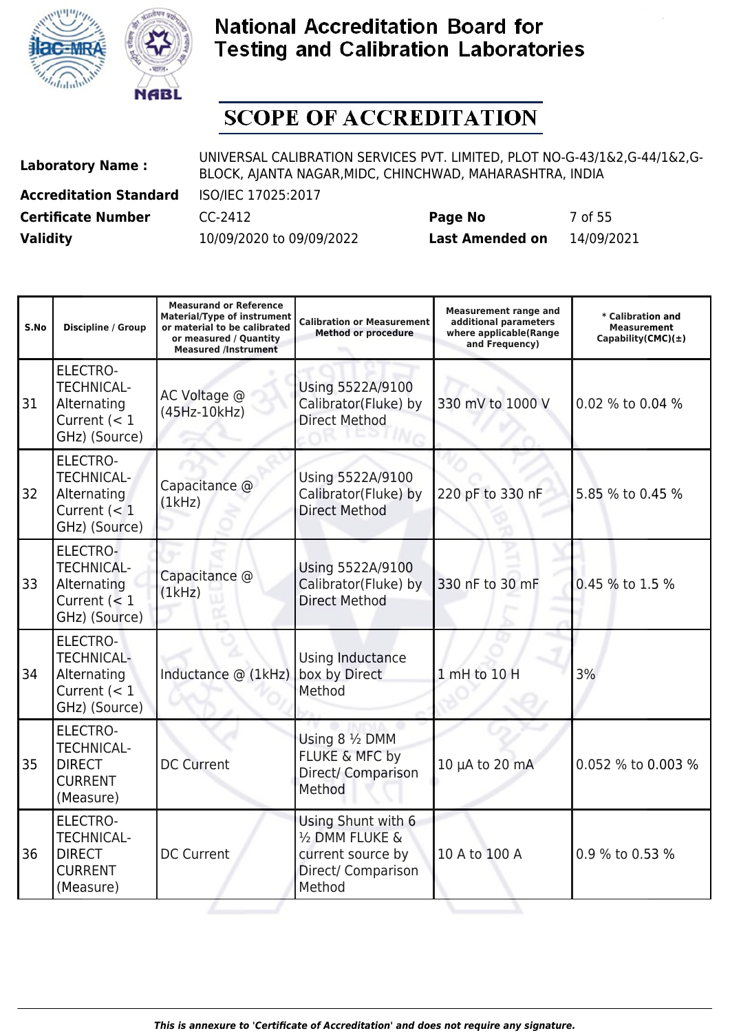# National Accreditation Board for Testing and Calibration Laboratories

## SCOPE OF ACCREDITATION

| | | | |
|---|---|---|---|
| **Laboratory Name :** | UNIVERSAL CALIBRATION SERVICES PVT. LIMITED, PLOT NO-G-43/1&2,G-44/1&2,G-BLOCK, AJANTA NAGAR,MIDC, CHINCHWAD, MAHARASHTRA, INDIA | | |
| **Accreditation Standard** | ISO/IEC 17025:2017 | | |
| **Certificate Number** | CC-2412 | **Page No** | 7 of 55 |
| **Validity** | 10/09/2020 to 09/09/2022 | **Last Amended on** | 14/09/2021 |

| S.No | Discipline / Group | Measurand or Reference Material/Type of instrument or material to be calibrated or measured / Quantity Measured /Instrument | Calibration or Measurement Method or procedure | Measurement range and additional parameters where applicable(Range and Frequency) | * Calibration and Measurement Capability(CMC)(±) |
|---|---|---|---|---|---|
| 31 | ELECTRO-TECHNICAL- Alternating Current (< 1 GHz) (Source) | AC Voltage @ (45Hz-10kHz) | Using 5522A/9100 Calibrator(Fluke) by Direct Method | 330 mV to 1000 V | 0.02 % to 0.04 % |
| 32 | ELECTRO-TECHNICAL- Alternating Current (< 1 GHz) (Source) | Capacitance @ (1kHz) | Using 5522A/9100 Calibrator(Fluke) by Direct Method | 220 pF to 330 nF | 5.85 % to 0.45 % |
| 33 | ELECTRO-TECHNICAL- Alternating Current (< 1 GHz) (Source) | Capacitance @ (1kHz) | Using 5522A/9100 Calibrator(Fluke) by Direct Method | 330 nF to 30 mF | 0.45 % to 1.5 % |
| 34 | ELECTRO-TECHNICAL- Alternating Current (< 1 GHz) (Source) | Inductance @ (1kHz) | Using Inductance box by Direct Method | 1 mH to 10 H | 3% |
| 35 | ELECTRO-TECHNICAL- DIRECT CURRENT (Measure) | DC Current | Using 8 ½ DMM FLUKE & MFC by Direct/ Comparison Method | 10 µA to 20 mA | 0.052 % to 0.003 % |
| 36 | ELECTRO-TECHNICAL- DIRECT CURRENT (Measure) | DC Current | Using Shunt with 6 ½ DMM FLUKE & current source by Direct/ Comparison Method | 10 A to 100 A | 0.9 % to 0.53 % |

*This is annexure to 'Certificate of Accreditation' and does not require any signature.*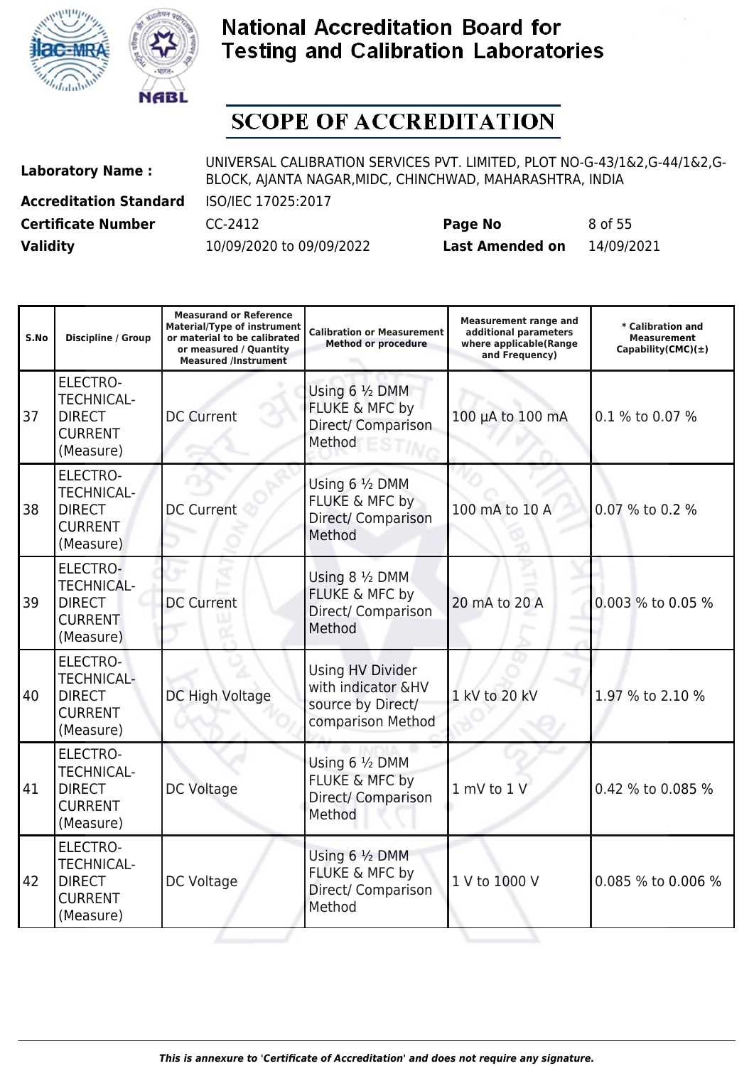# National Accreditation Board for Testing and Calibration Laboratories

# SCOPE OF ACCREDITATION

| | | | |
|---|---|---|---|
| **Laboratory Name :** | UNIVERSAL CALIBRATION SERVICES PVT. LIMITED, PLOT NO-G-43/1&2,G-44/1&2,G-BLOCK, AJANTA NAGAR,MIDC, CHINCHWAD, MAHARASHTRA, INDIA | | |
| **Accreditation Standard** | ISO/IEC 17025:2017 | | |
| **Certificate Number** | CC-2412 | **Page No** | 8 of 55 |
| **Validity** | 10/09/2020 to 09/09/2022 | **Last Amended on** | 14/09/2021 |

| S.No | Discipline / Group | Measurand or Reference Material/Type of instrument or material to be calibrated or measured / Quantity Measured /Instrument | Calibration or Measurement Method or procedure | Measurement range and additional parameters where applicable(Range and Frequency) | * Calibration and Measurement Capability(CMC)(±) |
|---|---|---|---|---|---|
| 37 | ELECTRO-TECHNICAL-DIRECT CURRENT (Measure) | DC Current | Using 6 ½ DMM FLUKE & MFC by Direct/ Comparison Method | 100 µA to 100 mA | 0.1 % to 0.07 % |
| 38 | ELECTRO-TECHNICAL-DIRECT CURRENT (Measure) | DC Current | Using 6 ½ DMM FLUKE & MFC by Direct/ Comparison Method | 100 mA to 10 A | 0.07 % to 0.2 % |
| 39 | ELECTRO-TECHNICAL-DIRECT CURRENT (Measure) | DC Current | Using 8 ½ DMM FLUKE & MFC by Direct/ Comparison Method | 20 mA to 20 A | 0.003 % to 0.05 % |
| 40 | ELECTRO-TECHNICAL-DIRECT CURRENT (Measure) | DC High Voltage | Using HV Divider with indicator &HV source by Direct/ comparison Method | 1 kV to 20 kV | 1.97 % to 2.10 % |
| 41 | ELECTRO-TECHNICAL-DIRECT CURRENT (Measure) | DC Voltage | Using 6 ½ DMM FLUKE & MFC by Direct/ Comparison Method | 1 mV to 1 V | 0.42 % to 0.085 % |
| 42 | ELECTRO-TECHNICAL-DIRECT CURRENT (Measure) | DC Voltage | Using 6 ½ DMM FLUKE & MFC by Direct/ Comparison Method | 1 V to 1000 V | 0.085 % to 0.006 % |

*This is annexure to 'Certificate of Accreditation' and does not require any signature.*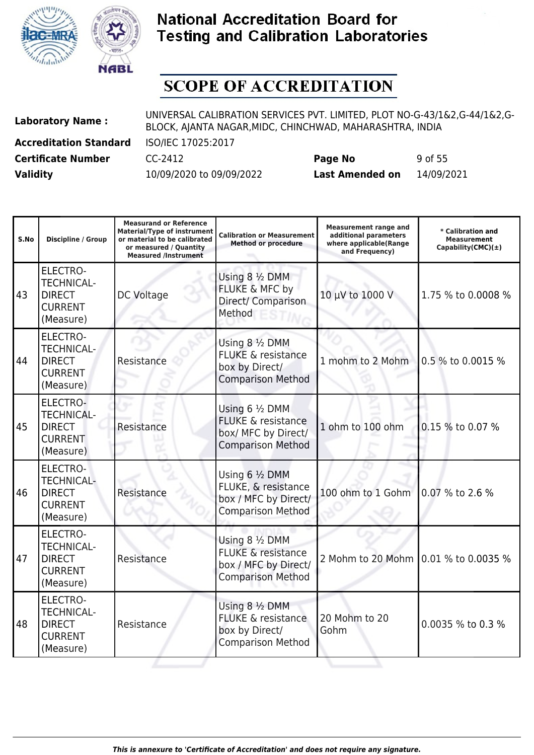# National Accreditation Board for Testing and Calibration Laboratories

## SCOPE OF ACCREDITATION

| | | | |
|---|---|---|---|
| **Laboratory Name :** | UNIVERSAL CALIBRATION SERVICES PVT. LIMITED, PLOT NO-G-43/1&2,G-44/1&2,G-BLOCK, AJANTA NAGAR,MIDC, CHINCHWAD, MAHARASHTRA, INDIA | | |
| **Accreditation Standard** | ISO/IEC 17025:2017 | | |
| **Certificate Number** | CC-2412 | **Page No** | 9 of 55 |
| **Validity** | 10/09/2020 to 09/09/2022 | **Last Amended on** | 14/09/2021 |

| S.No | Discipline / Group | Measurand or Reference Material/Type of instrument or material to be calibrated or measured / Quantity Measured /Instrument | Calibration or Measurement Method or procedure | Measurement range and additional parameters where applicable(Range and Frequency) | * Calibration and Measurement Capability(CMC)(±) |
|---|---|---|---|---|---|
| 43 | ELECTRO-TECHNICAL-DIRECT CURRENT (Measure) | DC Voltage | Using 8 ½ DMM FLUKE & MFC by Direct/ Comparison Method | 10 µV to 1000 V | 1.75 % to 0.0008 % |
| 44 | ELECTRO-TECHNICAL-DIRECT CURRENT (Measure) | Resistance | Using 8 ½ DMM FLUKE & resistance box by Direct/ Comparison Method | 1 mohm to 2 Mohm | 0.5 % to 0.0015 % |
| 45 | ELECTRO-TECHNICAL-DIRECT CURRENT (Measure) | Resistance | Using 6 ½ DMM FLUKE & resistance box/ MFC by Direct/ Comparison Method | 1 ohm to 100 ohm | 0.15 % to 0.07 % |
| 46 | ELECTRO-TECHNICAL-DIRECT CURRENT (Measure) | Resistance | Using 6 ½ DMM FLUKE, & resistance box / MFC by Direct/ Comparison Method | 100 ohm to 1 Gohm | 0.07 % to 2.6 % |
| 47 | ELECTRO-TECHNICAL-DIRECT CURRENT (Measure) | Resistance | Using 8 ½ DMM FLUKE & resistance box / MFC by Direct/ Comparison Method | 2 Mohm to 20 Mohm | 0.01 % to 0.0035 % |
| 48 | ELECTRO-TECHNICAL-DIRECT CURRENT (Measure) | Resistance | Using 8 ½ DMM FLUKE & resistance box by Direct/ Comparison Method | 20 Mohm to 20 Gohm | 0.0035 % to 0.3 % |

*This is annexure to 'Certificate of Accreditation' and does not require any signature.*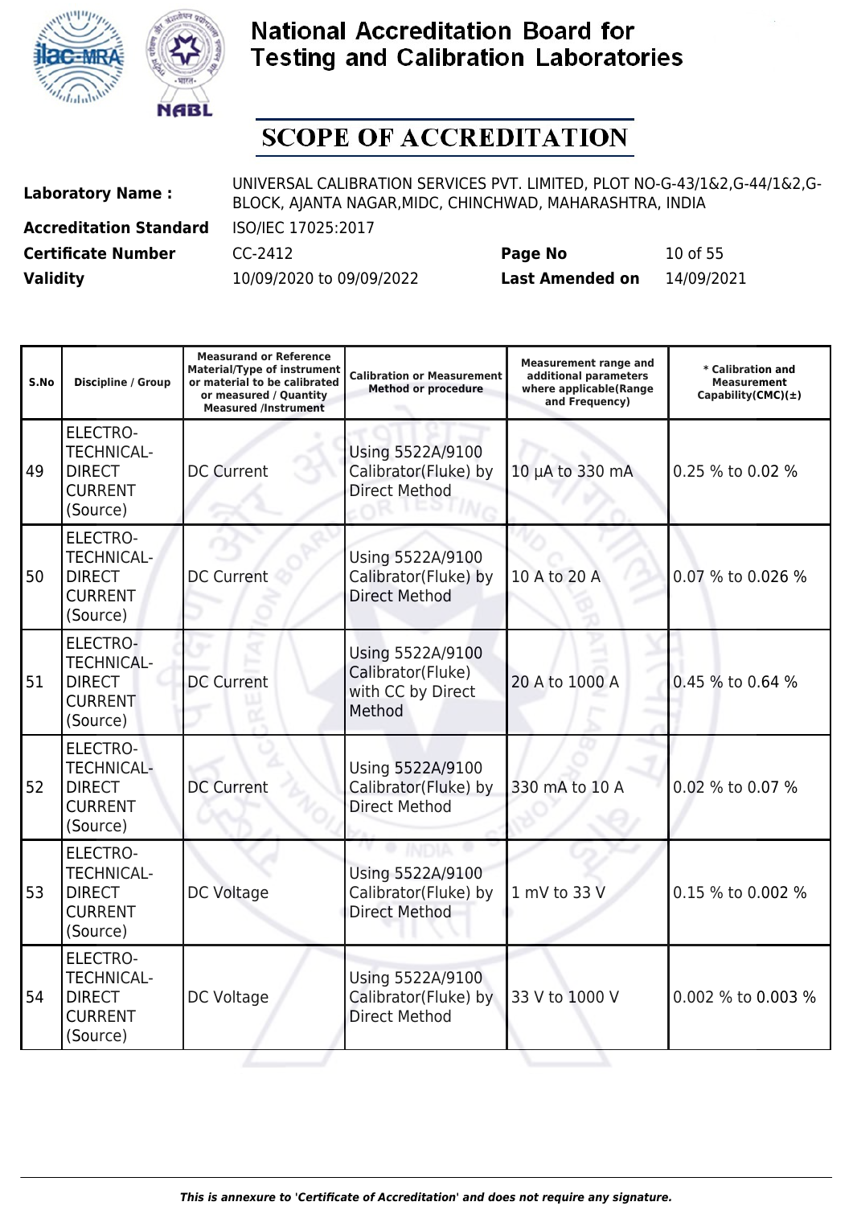# National Accreditation Board for Testing and Calibration Laboratories

## SCOPE OF ACCREDITATION

| | | | |
|---|---|---|---|
| **Laboratory Name :** | UNIVERSAL CALIBRATION SERVICES PVT. LIMITED, PLOT NO-G-43/1&2,G-44/1&2,G-BLOCK, AJANTA NAGAR,MIDC, CHINCHWAD, MAHARASHTRA, INDIA | | |
| **Accreditation Standard** | ISO/IEC 17025:2017 | | |
| **Certificate Number** | CC-2412 | **Page No** | 10 of 55 |
| **Validity** | 10/09/2020 to 09/09/2022 | **Last Amended on** | 14/09/2021 |

| S.No | Discipline / Group | Measurand or Reference Material/Type of instrument or material to be calibrated or measured / Quantity Measured /Instrument | Calibration or Measurement Method or procedure | Measurement range and additional parameters where applicable(Range and Frequency) | * Calibration and Measurement Capability(CMC)(±) |
|---|---|---|---|---|---|
| 49 | ELECTRO-TECHNICAL-DIRECT CURRENT (Source) | DC Current | Using 5522A/9100 Calibrator(Fluke) by Direct Method | 10 µA to 330 mA | 0.25 % to 0.02 % |
| 50 | ELECTRO-TECHNICAL-DIRECT CURRENT (Source) | DC Current | Using 5522A/9100 Calibrator(Fluke) by Direct Method | 10 A to 20 A | 0.07 % to 0.026 % |
| 51 | ELECTRO-TECHNICAL-DIRECT CURRENT (Source) | DC Current | Using 5522A/9100 Calibrator(Fluke) with CC by Direct Method | 20 A to 1000 A | 0.45 % to 0.64 % |
| 52 | ELECTRO-TECHNICAL-DIRECT CURRENT (Source) | DC Current | Using 5522A/9100 Calibrator(Fluke) by Direct Method | 330 mA to 10 A | 0.02 % to 0.07 % |
| 53 | ELECTRO-TECHNICAL-DIRECT CURRENT (Source) | DC Voltage | Using 5522A/9100 Calibrator(Fluke) by Direct Method | 1 mV to 33 V | 0.15 % to 0.002 % |
| 54 | ELECTRO-TECHNICAL-DIRECT CURRENT (Source) | DC Voltage | Using 5522A/9100 Calibrator(Fluke) by Direct Method | 33 V to 1000 V | 0.002 % to 0.003 % |

*This is annexure to 'Certificate of Accreditation' and does not require any signature.*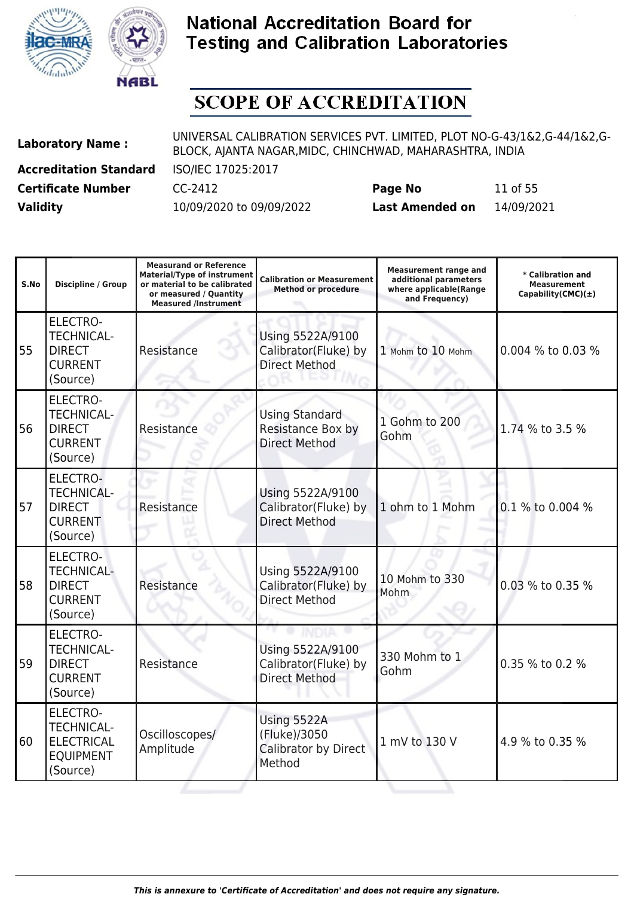# National Accreditation Board for Testing and Calibration Laboratories

## SCOPE OF ACCREDITATION

| | | | | |
|---|---|---|---|---|
| **Laboratory Name :** | UNIVERSAL CALIBRATION SERVICES PVT. LIMITED, PLOT NO-G-43/1&2,G-44/1&2,G-BLOCK, AJANTA NAGAR,MIDC, CHINCHWAD, MAHARASHTRA, INDIA | | | |
| **Accreditation Standard** | ISO/IEC 17025:2017 | | | |
| **Certificate Number** | CC-2412 | **Page No** | 11 of 55 | |
| **Validity** | 10/09/2020 to 09/09/2022 | **Last Amended on** | 14/09/2021 | |

| S.No | Discipline / Group | Measurand or Reference Material/Type of instrument or material to be calibrated or measured / Quantity Measured /Instrument | Calibration or Measurement Method or procedure | Measurement range and additional parameters where applicable(Range and Frequency) | * Calibration and Measurement Capability(CMC)(±) |
|---|---|---|---|---|---|
| 55 | ELECTRO-TECHNICAL-DIRECT CURRENT (Source) | Resistance | Using 5522A/9100 Calibrator(Fluke) by Direct Method | 1 Mohm to 10 Mohm | 0.004 % to 0.03 % |
| 56 | ELECTRO-TECHNICAL-DIRECT CURRENT (Source) | Resistance | Using Standard Resistance Box by Direct Method | 1 Gohm to 200 Gohm | 1.74 % to 3.5 % |
| 57 | ELECTRO-TECHNICAL-DIRECT CURRENT (Source) | Resistance | Using 5522A/9100 Calibrator(Fluke) by Direct Method | 1 ohm to 1 Mohm | 0.1 % to 0.004 % |
| 58 | ELECTRO-TECHNICAL-DIRECT CURRENT (Source) | Resistance | Using 5522A/9100 Calibrator(Fluke) by Direct Method | 10 Mohm to 330 Mohm | 0.03 % to 0.35 % |
| 59 | ELECTRO-TECHNICAL-DIRECT CURRENT (Source) | Resistance | Using 5522A/9100 Calibrator(Fluke) by Direct Method | 330 Mohm to 1 Gohm | 0.35 % to 0.2 % |
| 60 | ELECTRO-TECHNICAL-ELECTRICAL EQUIPMENT (Source) | Oscilloscopes/ Amplitude | Using 5522A (Fluke)/3050 Calibrator by Direct Method | 1 mV to 130 V | 4.9 % to 0.35 % |

*This is annexure to 'Certificate of Accreditation' and does not require any signature.*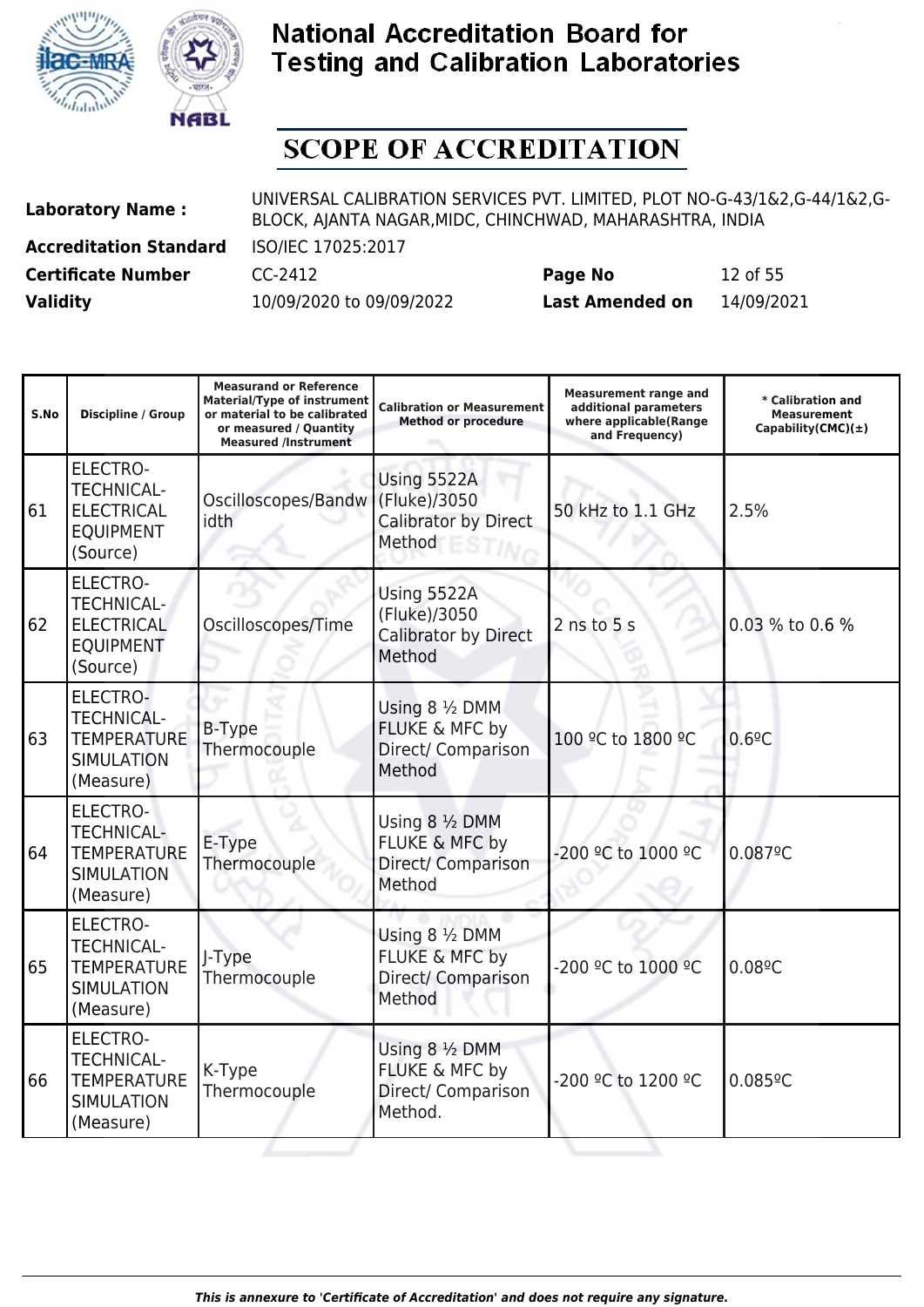# National Accreditation Board for Testing and Calibration Laboratories

## SCOPE OF ACCREDITATION

| | | | |
|---|---|---|---|
| **Laboratory Name :** | UNIVERSAL CALIBRATION SERVICES PVT. LIMITED, PLOT NO-G-43/1&2,G-44/1&2,G-BLOCK, AJANTA NAGAR,MIDC, CHINCHWAD, MAHARASHTRA, INDIA | | |
| **Accreditation Standard** | ISO/IEC 17025:2017 | | |
| **Certificate Number** | CC-2412 | **Page No** | 12 of 55 |
| **Validity** | 10/09/2020 to 09/09/2022 | **Last Amended on** | 14/09/2021 |

| S.No | Discipline / Group | Measurand or Reference Material/Type of instrument or material to be calibrated or measured / Quantity Measured /Instrument | Calibration or Measurement Method or procedure | Measurement range and additional parameters where applicable(Range and Frequency) | * Calibration and Measurement Capability(CMC)(±) |
|---|---|---|---|---|---|
| 61 | ELECTRO-TECHNICAL- ELECTRICAL EQUIPMENT (Source) | Oscilloscopes/Bandwidth | Using 5522A (Fluke)/3050 Calibrator by Direct Method | 50 kHz to 1.1 GHz | 2.5% |
| 62 | ELECTRO-TECHNICAL- ELECTRICAL EQUIPMENT (Source) | Oscilloscopes/Time | Using 5522A (Fluke)/3050 Calibrator by Direct Method | 2 ns to 5 s | 0.03 % to 0.6 % |
| 63 | ELECTRO-TECHNICAL- TEMPERATURE SIMULATION (Measure) | B-Type Thermocouple | Using 8 ½ DMM FLUKE & MFC by Direct/ Comparison Method | 100 ºC to 1800 ºC | 0.6ºC |
| 64 | ELECTRO-TECHNICAL- TEMPERATURE SIMULATION (Measure) | E-Type Thermocouple | Using 8 ½ DMM FLUKE & MFC by Direct/ Comparison Method | -200 ºC to 1000 ºC | 0.087ºC |
| 65 | ELECTRO-TECHNICAL- TEMPERATURE SIMULATION (Measure) | J-Type Thermocouple | Using 8 ½ DMM FLUKE & MFC by Direct/ Comparison Method | -200 ºC to 1000 ºC | 0.08ºC |
| 66 | ELECTRO-TECHNICAL- TEMPERATURE SIMULATION (Measure) | K-Type Thermocouple | Using 8 ½ DMM FLUKE & MFC by Direct/ Comparison Method. | -200 ºC to 1200 ºC | 0.085ºC |

*This is annexure to 'Certificate of Accreditation' and does not require any signature.*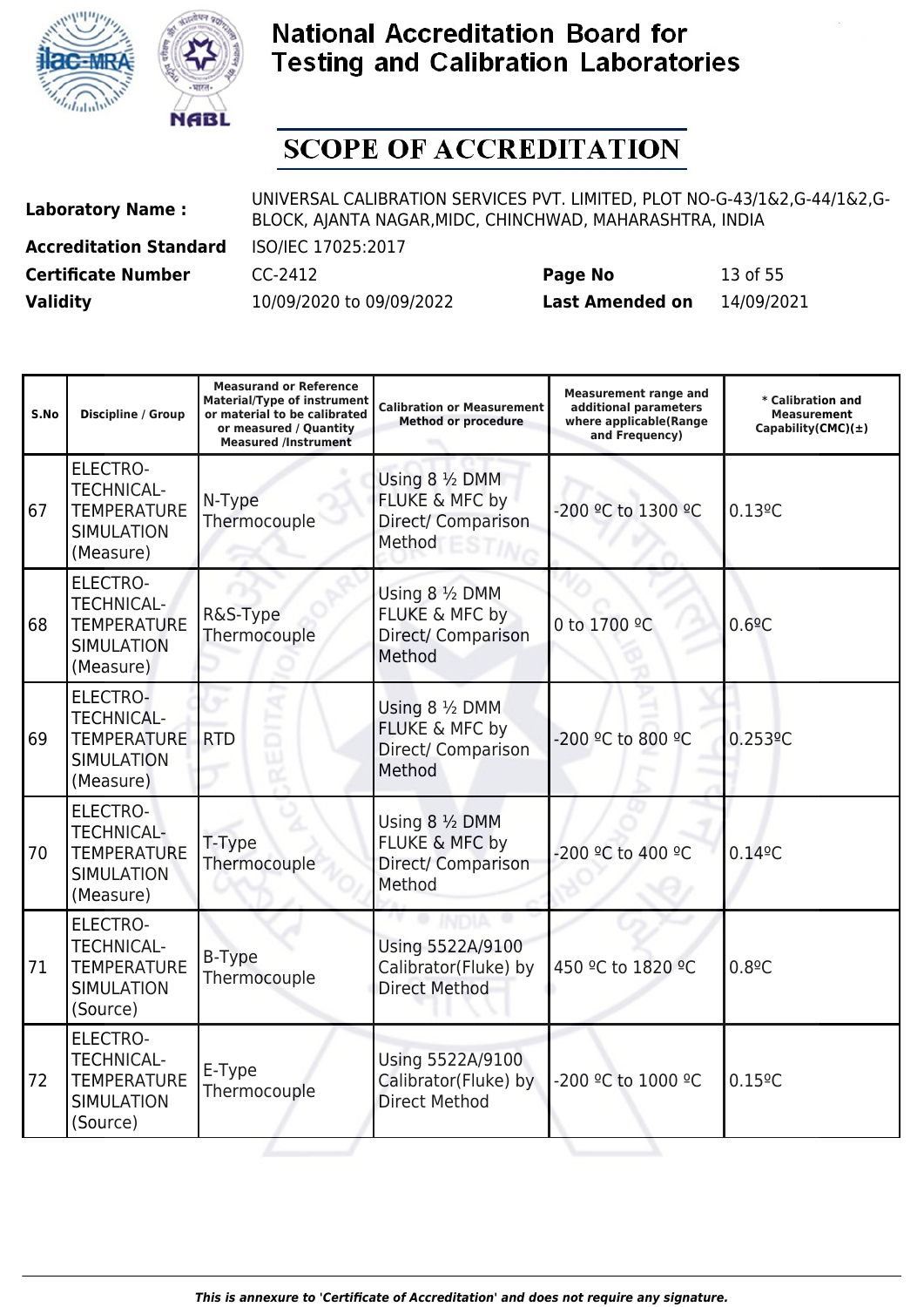# National Accreditation Board for Testing and Calibration Laboratories

## SCOPE OF ACCREDITATION

| | | | |
|---|---|---|---|
| **Laboratory Name :** | UNIVERSAL CALIBRATION SERVICES PVT. LIMITED, PLOT NO-G-43/1&2,G-44/1&2,G-BLOCK, AJANTA NAGAR,MIDC, CHINCHWAD, MAHARASHTRA, INDIA | | |
| **Accreditation Standard** | ISO/IEC 17025:2017 | | |
| **Certificate Number** | CC-2412 | **Page No** | 13 of 55 |
| **Validity** | 10/09/2020 to 09/09/2022 | **Last Amended on** | 14/09/2021 |

| S.No | Discipline / Group | Measurand or Reference Material/Type of instrument or material to be calibrated or measured / Quantity Measured /Instrument | Calibration or Measurement Method or procedure | Measurement range and additional parameters where applicable(Range and Frequency) | * Calibration and Measurement Capability(CMC)(±) |
|---|---|---|---|---|---|
| 67 | ELECTRO-TECHNICAL-TEMPERATURE SIMULATION (Measure) | N-Type Thermocouple | Using 8 ½ DMM FLUKE & MFC by Direct/ Comparison Method | -200 ºC to 1300 ºC | 0.13ºC |
| 68 | ELECTRO-TECHNICAL-TEMPERATURE SIMULATION (Measure) | R&S-Type Thermocouple | Using 8 ½ DMM FLUKE & MFC by Direct/ Comparison Method | 0 to 1700 ºC | 0.6ºC |
| 69 | ELECTRO-TECHNICAL-TEMPERATURE SIMULATION (Measure) | RTD | Using 8 ½ DMM FLUKE & MFC by Direct/ Comparison Method | -200 ºC to 800 ºC | 0.253ºC |
| 70 | ELECTRO-TECHNICAL-TEMPERATURE SIMULATION (Measure) | T-Type Thermocouple | Using 8 ½ DMM FLUKE & MFC by Direct/ Comparison Method | -200 ºC to 400 ºC | 0.14ºC |
| 71 | ELECTRO-TECHNICAL-TEMPERATURE SIMULATION (Source) | B-Type Thermocouple | Using 5522A/9100 Calibrator(Fluke) by Direct Method | 450 ºC to 1820 ºC | 0.8ºC |
| 72 | ELECTRO-TECHNICAL-TEMPERATURE SIMULATION (Source) | E-Type Thermocouple | Using 5522A/9100 Calibrator(Fluke) by Direct Method | -200 ºC to 1000 ºC | 0.15ºC |

*This is annexure to 'Certificate of Accreditation' and does not require any signature.*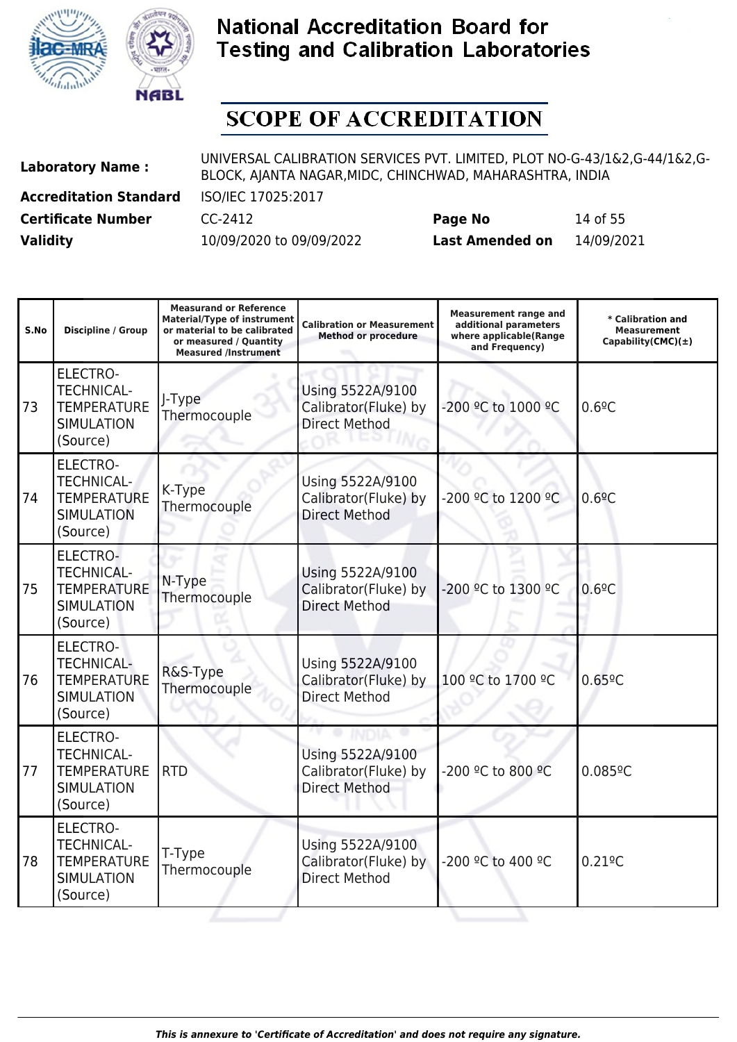# National Accreditation Board for Testing and Calibration Laboratories

## SCOPE OF ACCREDITATION

| | | | |
|---|---|---|---|
| **Laboratory Name :** | UNIVERSAL CALIBRATION SERVICES PVT. LIMITED, PLOT NO-G-43/1&2,G-44/1&2,G-BLOCK, AJANTA NAGAR,MIDC, CHINCHWAD, MAHARASHTRA, INDIA | | |
| **Accreditation Standard** | ISO/IEC 17025:2017 | | |
| **Certificate Number** | CC-2412 | **Page No** | 14 of 55 |
| **Validity** | 10/09/2020 to 09/09/2022 | **Last Amended on** | 14/09/2021 |

| S.No | Discipline / Group | Measurand or Reference Material/Type of instrument or material to be calibrated or measured / Quantity Measured /Instrument | Calibration or Measurement Method or procedure | Measurement range and additional parameters where applicable(Range and Frequency) | * Calibration and Measurement Capability(CMC)(±) |
|---|---|---|---|---|---|
| 73 | ELECTRO-TECHNICAL-TEMPERATURE SIMULATION (Source) | J-Type Thermocouple | Using 5522A/9100 Calibrator(Fluke) by Direct Method | -200 ºC to 1000 ºC | 0.6ºC |
| 74 | ELECTRO-TECHNICAL-TEMPERATURE SIMULATION (Source) | K-Type Thermocouple | Using 5522A/9100 Calibrator(Fluke) by Direct Method | -200 ºC to 1200 ºC | 0.6ºC |
| 75 | ELECTRO-TECHNICAL-TEMPERATURE SIMULATION (Source) | N-Type Thermocouple | Using 5522A/9100 Calibrator(Fluke) by Direct Method | -200 ºC to 1300 ºC | 0.6ºC |
| 76 | ELECTRO-TECHNICAL-TEMPERATURE SIMULATION (Source) | R&S-Type Thermocouple | Using 5522A/9100 Calibrator(Fluke) by Direct Method | 100 ºC to 1700 ºC | 0.65ºC |
| 77 | ELECTRO-TECHNICAL-TEMPERATURE SIMULATION (Source) | RTD | Using 5522A/9100 Calibrator(Fluke) by Direct Method | -200 ºC to 800 ºC | 0.085ºC |
| 78 | ELECTRO-TECHNICAL-TEMPERATURE SIMULATION (Source) | T-Type Thermocouple | Using 5522A/9100 Calibrator(Fluke) by Direct Method | -200 ºC to 400 ºC | 0.21ºC |

*This is annexure to 'Certificate of Accreditation' and does not require any signature.*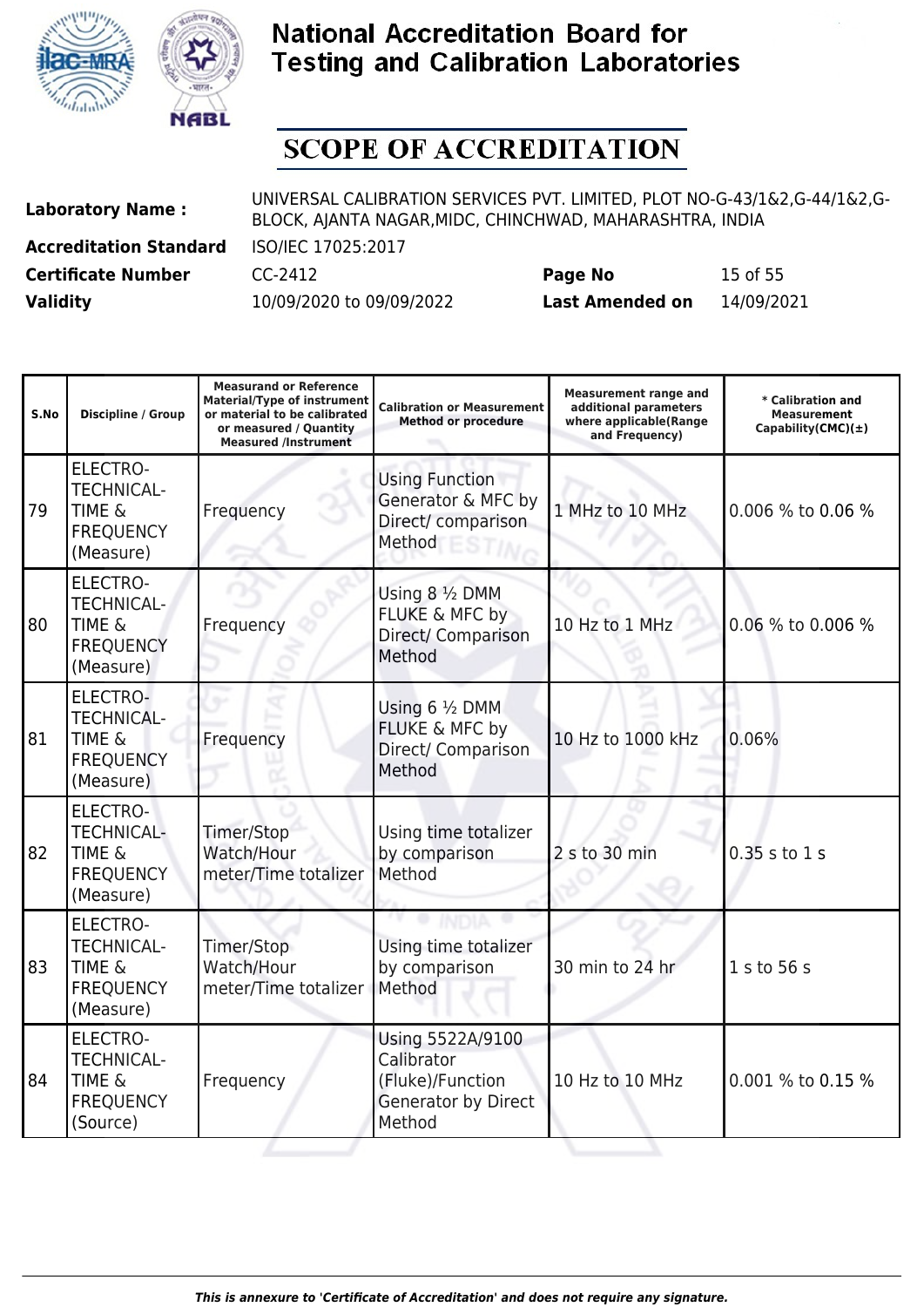# National Accreditation Board for Testing and Calibration Laboratories

## SCOPE OF ACCREDITATION

| | | | |
|---|---|---|---|
| **Laboratory Name :** | UNIVERSAL CALIBRATION SERVICES PVT. LIMITED, PLOT NO-G-43/1&2,G-44/1&2,G-BLOCK, AJANTA NAGAR,MIDC, CHINCHWAD, MAHARASHTRA, INDIA | | |
| **Accreditation Standard** | ISO/IEC 17025:2017 | | |
| **Certificate Number** | CC-2412 | **Page No** | 15 of 55 |
| **Validity** | 10/09/2020 to 09/09/2022 | **Last Amended on** | 14/09/2021 |

| S.No | Discipline / Group | Measurand or Reference Material/Type of instrument or material to be calibrated or measured / Quantity Measured /Instrument | Calibration or Measurement Method or procedure | Measurement range and additional parameters where applicable(Range and Frequency) | * Calibration and Measurement Capability(CMC)(±) |
|---|---|---|---|---|---|
| 79 | ELECTRO-TECHNICAL-TIME & FREQUENCY (Measure) | Frequency | Using Function Generator & MFC by Direct/ comparison Method | 1 MHz to 10 MHz | 0.006 % to 0.06 % |
| 80 | ELECTRO-TECHNICAL-TIME & FREQUENCY (Measure) | Frequency | Using 8 ½ DMM FLUKE & MFC by Direct/ Comparison Method | 10 Hz to 1 MHz | 0.06 % to 0.006 % |
| 81 | ELECTRO-TECHNICAL-TIME & FREQUENCY (Measure) | Frequency | Using 6 ½ DMM FLUKE & MFC by Direct/ Comparison Method | 10 Hz to 1000 kHz | 0.06% |
| 82 | ELECTRO-TECHNICAL-TIME & FREQUENCY (Measure) | Timer/Stop Watch/Hour meter/Time totalizer | Using time totalizer by comparison Method | 2 s to 30 min | 0.35 s to 1 s |
| 83 | ELECTRO-TECHNICAL-TIME & FREQUENCY (Measure) | Timer/Stop Watch/Hour meter/Time totalizer | Using time totalizer by comparison Method | 30 min to 24 hr | 1 s to 56 s |
| 84 | ELECTRO-TECHNICAL-TIME & FREQUENCY (Source) | Frequency | Using 5522A/9100 Calibrator (Fluke)/Function Generator by Direct Method | 10 Hz to 10 MHz | 0.001 % to 0.15 % |

*This is annexure to 'Certificate of Accreditation' and does not require any signature.*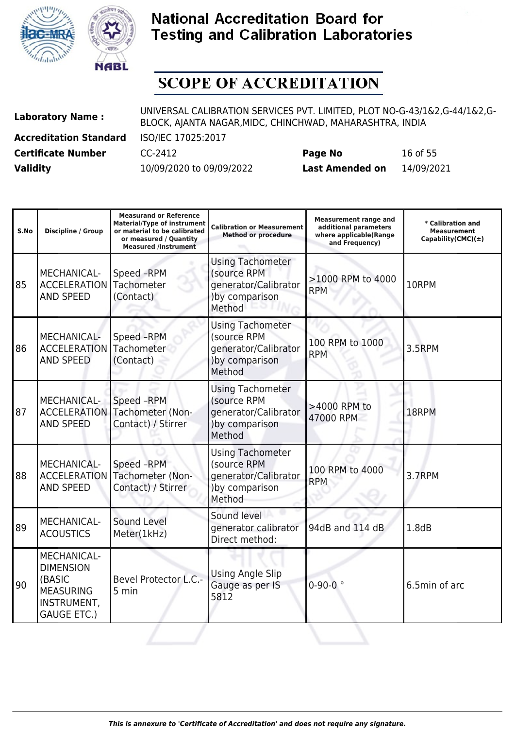# National Accreditation Board for Testing and Calibration Laboratories

## SCOPE OF ACCREDITATION

**Laboratory Name :** UNIVERSAL CALIBRATION SERVICES PVT. LIMITED, PLOT NO-G-43/1&2,G-44/1&2,G-BLOCK, AJANTA NAGAR,MIDC, CHINCHWAD, MAHARASHTRA, INDIA

**Accreditation Standard** ISO/IEC 17025:2017

**Certificate Number** CC-2412 **Page No** 16 of 55

**Validity** 10/09/2020 to 09/09/2022 **Last Amended on** 14/09/2021

| S.No | Discipline / Group | Measurand or Reference Material/Type of instrument or material to be calibrated or measured / Quantity Measured /Instrument | Calibration or Measurement Method or procedure | Measurement range and additional parameters where applicable(Range and Frequency) | * Calibration and Measurement Capability(CMC)(±) |
|---|---|---|---|---|---|
| 85 | MECHANICAL- ACCELERATION AND SPEED | Speed –RPM Tachometer (Contact) | Using Tachometer (source RPM generator/Calibrator )by comparison Method | >1000 RPM to 4000 RPM | 10RPM |
| 86 | MECHANICAL- ACCELERATION AND SPEED | Speed –RPM Tachometer (Contact) | Using Tachometer (source RPM generator/Calibrator )by comparison Method | 100 RPM to 1000 RPM | 3.5RPM |
| 87 | MECHANICAL- ACCELERATION AND SPEED | Speed –RPM Tachometer (Non-Contact) / Stirrer | Using Tachometer (source RPM generator/Calibrator )by comparison Method | >4000 RPM to 47000 RPM | 18RPM |
| 88 | MECHANICAL- ACCELERATION AND SPEED | Speed –RPM Tachometer (Non-Contact) / Stirrer | Using Tachometer (source RPM generator/Calibrator )by comparison Method | 100 RPM to 4000 RPM | 3.7RPM |
| 89 | MECHANICAL- ACOUSTICS | Sound Level Meter(1kHz) | Sound level generator calibrator Direct method: | 94dB and 114 dB | 1.8dB |
| 90 | MECHANICAL- DIMENSION (BASIC MEASURING INSTRUMENT, GAUGE ETC.) | Bevel Protector L.C.- 5 min | Using Angle Slip Gauge as per IS 5812 | 0-90-0 ° | 6.5min of arc |

*This is annexure to 'Certificate of Accreditation' and does not require any signature.*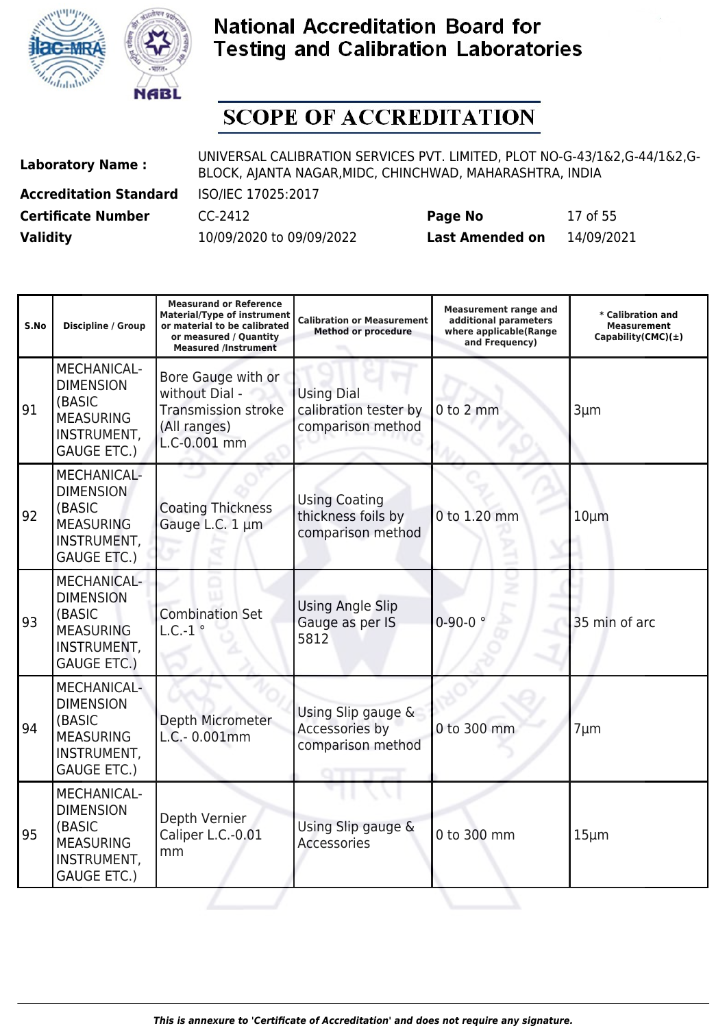# National Accreditation Board for Testing and Calibration Laboratories

## SCOPE OF ACCREDITATION

| | | | |
|---|---|---|---|
| **Laboratory Name :** | UNIVERSAL CALIBRATION SERVICES PVT. LIMITED, PLOT NO-G-43/1&2,G-44/1&2,G-BLOCK, AJANTA NAGAR,MIDC, CHINCHWAD, MAHARASHTRA, INDIA | | |
| **Accreditation Standard** | ISO/IEC 17025:2017 | | |
| **Certificate Number** | CC-2412 | **Page No** | 17 of 55 |
| **Validity** | 10/09/2020 to 09/09/2022 | **Last Amended on** | 14/09/2021 |

| S.No | Discipline / Group | Measurand or Reference Material/Type of instrument or material to be calibrated or measured / Quantity Measured /Instrument | Calibration or Measurement Method or procedure | Measurement range and additional parameters where applicable(Range and Frequency) | * Calibration and Measurement Capability(CMC)(±) |
|---|---|---|---|---|---|
| 91 | MECHANICAL- DIMENSION (BASIC MEASURING INSTRUMENT, GAUGE ETC.) | Bore Gauge with or without Dial - Transmission stroke (All ranges) L.C-0.001 mm | Using Dial calibration tester by comparison method | 0 to 2 mm | 3µm |
| 92 | MECHANICAL- DIMENSION (BASIC MEASURING INSTRUMENT, GAUGE ETC.) | Coating Thickness Gauge L.C. 1 µm | Using Coating thickness foils by comparison method | 0 to 1.20 mm | 10µm |
| 93 | MECHANICAL- DIMENSION (BASIC MEASURING INSTRUMENT, GAUGE ETC.) | Combination Set L.C.-1 ° | Using Angle Slip Gauge as per IS 5812 | 0-90-0 ° | 35 min of arc |
| 94 | MECHANICAL- DIMENSION (BASIC MEASURING INSTRUMENT, GAUGE ETC.) | Depth Micrometer L.C.- 0.001mm | Using Slip gauge & Accessories by comparison method | 0 to 300 mm | 7µm |
| 95 | MECHANICAL- DIMENSION (BASIC MEASURING INSTRUMENT, GAUGE ETC.) | Depth Vernier Caliper L.C.-0.01 mm | Using Slip gauge & Accessories | 0 to 300 mm | 15µm |

*This is annexure to 'Certificate of Accreditation' and does not require any signature.*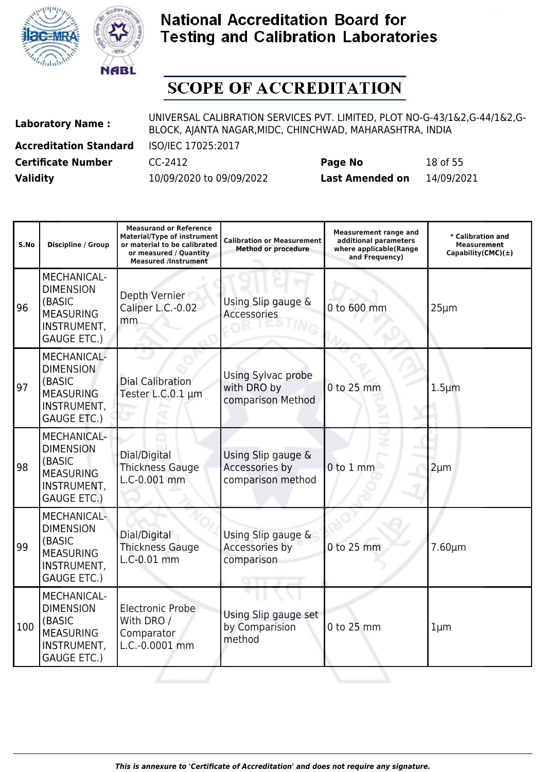# National Accreditation Board for Testing and Calibration Laboratories

## SCOPE OF ACCREDITATION

| | | | |
|---|---|---|---|
| **Laboratory Name :** | UNIVERSAL CALIBRATION SERVICES PVT. LIMITED, PLOT NO-G-43/1&2,G-44/1&2,G-BLOCK, AJANTA NAGAR,MIDC, CHINCHWAD, MAHARASHTRA, INDIA | | |
| **Accreditation Standard** | ISO/IEC 17025:2017 | | |
| **Certificate Number** | CC-2412 | **Page No** | 18 of 55 |
| **Validity** | 10/09/2020 to 09/09/2022 | **Last Amended on** | 14/09/2021 |

| S.No | Discipline / Group | Measurand or Reference Material/Type of instrument or material to be calibrated or measured / Quantity Measured /Instrument | Calibration or Measurement Method or procedure | Measurement range and additional parameters where applicable(Range and Frequency) | * Calibration and Measurement Capability(CMC)(±) |
|---|---|---|---|---|---|
| 96 | MECHANICAL- DIMENSION (BASIC MEASURING INSTRUMENT, GAUGE ETC.) | Depth Vernier Caliper L.C.-0.02 mm | Using Slip gauge & Accessories | 0 to 600 mm | 25µm |
| 97 | MECHANICAL- DIMENSION (BASIC MEASURING INSTRUMENT, GAUGE ETC.) | Dial Calibration Tester L.C.0.1 µm | Using Sylvac probe with DRO by comparison Method | 0 to 25 mm | 1.5µm |
| 98 | MECHANICAL- DIMENSION (BASIC MEASURING INSTRUMENT, GAUGE ETC.) | Dial/Digital Thickness Gauge L.C-0.001 mm | Using Slip gauge & Accessories by comparison method | 0 to 1 mm | 2µm |
| 99 | MECHANICAL- DIMENSION (BASIC MEASURING INSTRUMENT, GAUGE ETC.) | Dial/Digital Thickness Gauge L.C-0.01 mm | Using Slip gauge & Accessories by comparison | 0 to 25 mm | 7.60µm |
| 100 | MECHANICAL- DIMENSION (BASIC MEASURING INSTRUMENT, GAUGE ETC.) | Electronic Probe With DRO / Comparator L.C.-0.0001 mm | Using Slip gauge set by Comparision method | 0 to 25 mm | 1µm |

*This is annexure to 'Certificate of Accreditation' and does not require any signature.*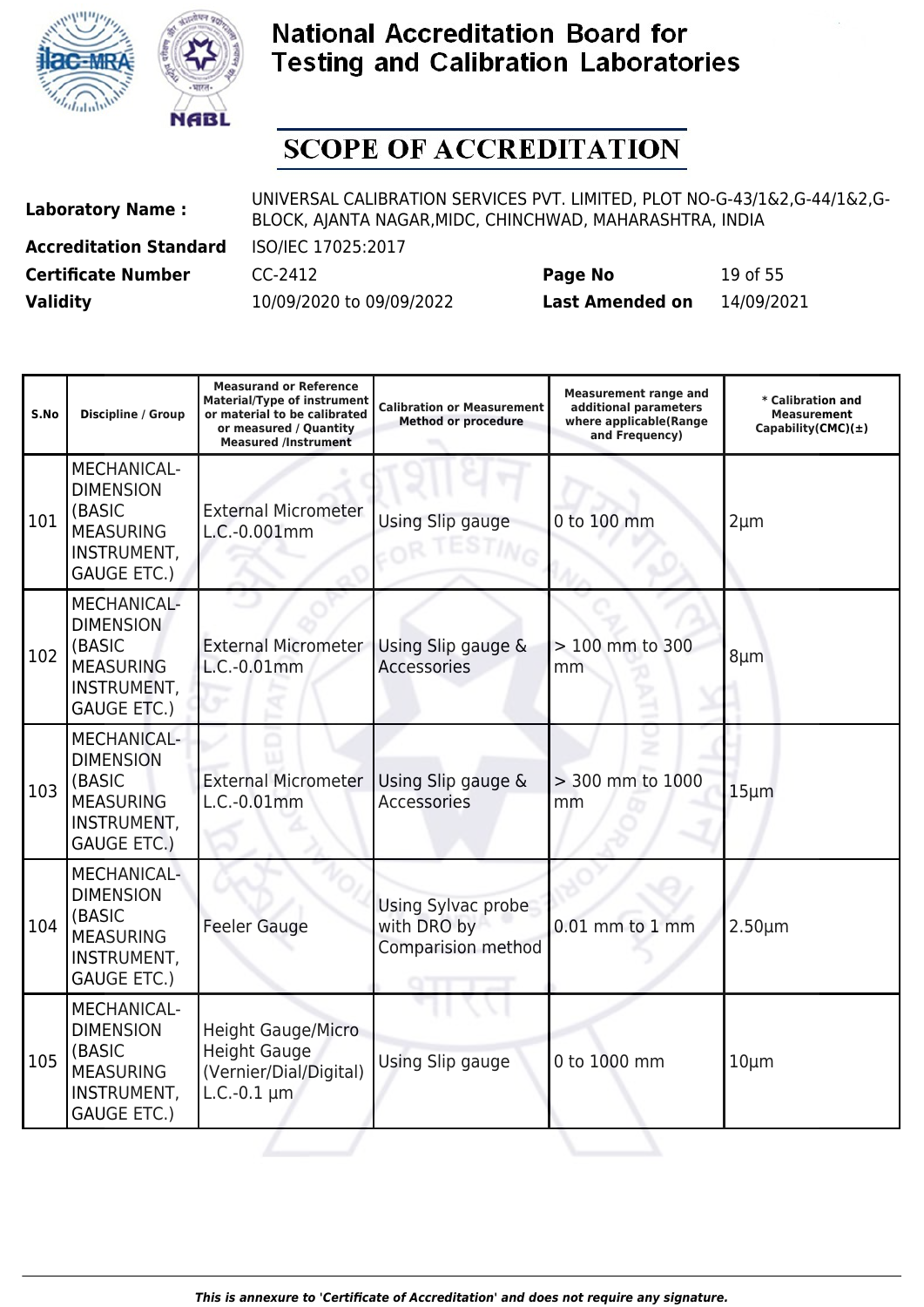# National Accreditation Board for Testing and Calibration Laboratories

## SCOPE OF ACCREDITATION

**Laboratory Name :** UNIVERSAL CALIBRATION SERVICES PVT. LIMITED, PLOT NO-G-43/1&2,G-44/1&2,G-BLOCK, AJANTA NAGAR,MIDC, CHINCHWAD, MAHARASHTRA, INDIA

**Accreditation Standard** ISO/IEC 17025:2017

**Certificate Number** CC-2412 **Page No** 19 of 55

**Validity** 10/09/2020 to 09/09/2022 **Last Amended on** 14/09/2021

| S.No | Discipline / Group | Measurand or Reference Material/Type of instrument or material to be calibrated or measured / Quantity Measured /Instrument | Calibration or Measurement Method or procedure | Measurement range and additional parameters where applicable(Range and Frequency) | * Calibration and Measurement Capability(CMC)(±) |
|---|---|---|---|---|---|
| 101 | MECHANICAL-DIMENSION (BASIC MEASURING INSTRUMENT, GAUGE ETC.) | External Micrometer L.C.-0.001mm | Using Slip gauge | 0 to 100 mm | 2µm |
| 102 | MECHANICAL-DIMENSION (BASIC MEASURING INSTRUMENT, GAUGE ETC.) | External Micrometer L.C.-0.01mm | Using Slip gauge & Accessories | > 100 mm to 300 mm | 8µm |
| 103 | MECHANICAL-DIMENSION (BASIC MEASURING INSTRUMENT, GAUGE ETC.) | External Micrometer L.C.-0.01mm | Using Slip gauge & Accessories | > 300 mm to 1000 mm | 15µm |
| 104 | MECHANICAL-DIMENSION (BASIC MEASURING INSTRUMENT, GAUGE ETC.) | Feeler Gauge | Using Sylvac probe with DRO by Comparision method | 0.01 mm to 1 mm | 2.50µm |
| 105 | MECHANICAL-DIMENSION (BASIC MEASURING INSTRUMENT, GAUGE ETC.) | Height Gauge/Micro Height Gauge (Vernier/Dial/Digital) L.C.-0.1 µm | Using Slip gauge | 0 to 1000 mm | 10µm |

*This is annexure to 'Certificate of Accreditation' and does not require any signature.*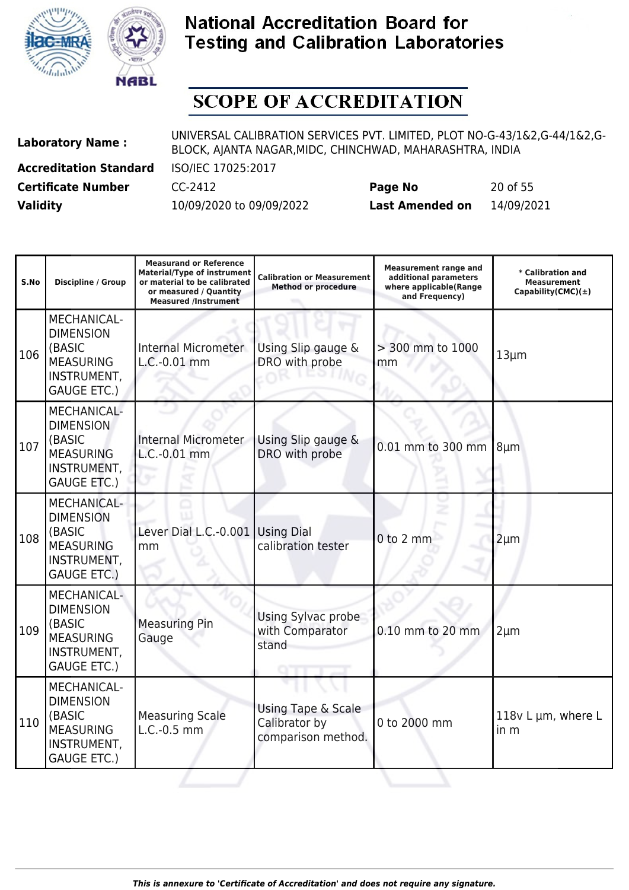# National Accreditation Board for Testing and Calibration Laboratories

## SCOPE OF ACCREDITATION

| | | | |
|---|---|---|---|
| **Laboratory Name :** | UNIVERSAL CALIBRATION SERVICES PVT. LIMITED, PLOT NO-G-43/1&2,G-44/1&2,G-BLOCK, AJANTA NAGAR,MIDC, CHINCHWAD, MAHARASHTRA, INDIA | | |
| **Accreditation Standard** | ISO/IEC 17025:2017 | | |
| **Certificate Number** | CC-2412 | **Page No** | 20 of 55 |
| **Validity** | 10/09/2020 to 09/09/2022 | **Last Amended on** | 14/09/2021 |

| S.No | Discipline / Group | Measurand or Reference Material/Type of instrument or material to be calibrated or measured / Quantity Measured /Instrument | Calibration or Measurement Method or procedure | Measurement range and additional parameters where applicable(Range and Frequency) | * Calibration and Measurement Capability(CMC)(±) |
|---|---|---|---|---|---|
| 106 | MECHANICAL- DIMENSION (BASIC MEASURING INSTRUMENT, GAUGE ETC.) | Internal Micrometer L.C.-0.01 mm | Using Slip gauge & DRO with probe | > 300 mm to 1000 mm | 13µm |
| 107 | MECHANICAL- DIMENSION (BASIC MEASURING INSTRUMENT, GAUGE ETC.) | Internal Micrometer L.C.-0.01 mm | Using Slip gauge & DRO with probe | 0.01 mm to 300 mm | 8µm |
| 108 | MECHANICAL- DIMENSION (BASIC MEASURING INSTRUMENT, GAUGE ETC.) | Lever Dial L.C.-0.001 mm | Using Dial calibration tester | 0 to 2 mm | 2µm |
| 109 | MECHANICAL- DIMENSION (BASIC MEASURING INSTRUMENT, GAUGE ETC.) | Measuring Pin Gauge | Using Sylvac probe with Comparator stand | 0.10 mm to 20 mm | 2µm |
| 110 | MECHANICAL- DIMENSION (BASIC MEASURING INSTRUMENT, GAUGE ETC.) | Measuring Scale L.C.-0.5 mm | Using Tape & Scale Calibrator by comparison method. | 0 to 2000 mm | 118v L µm, where L in m |

*This is annexure to 'Certificate of Accreditation' and does not require any signature.*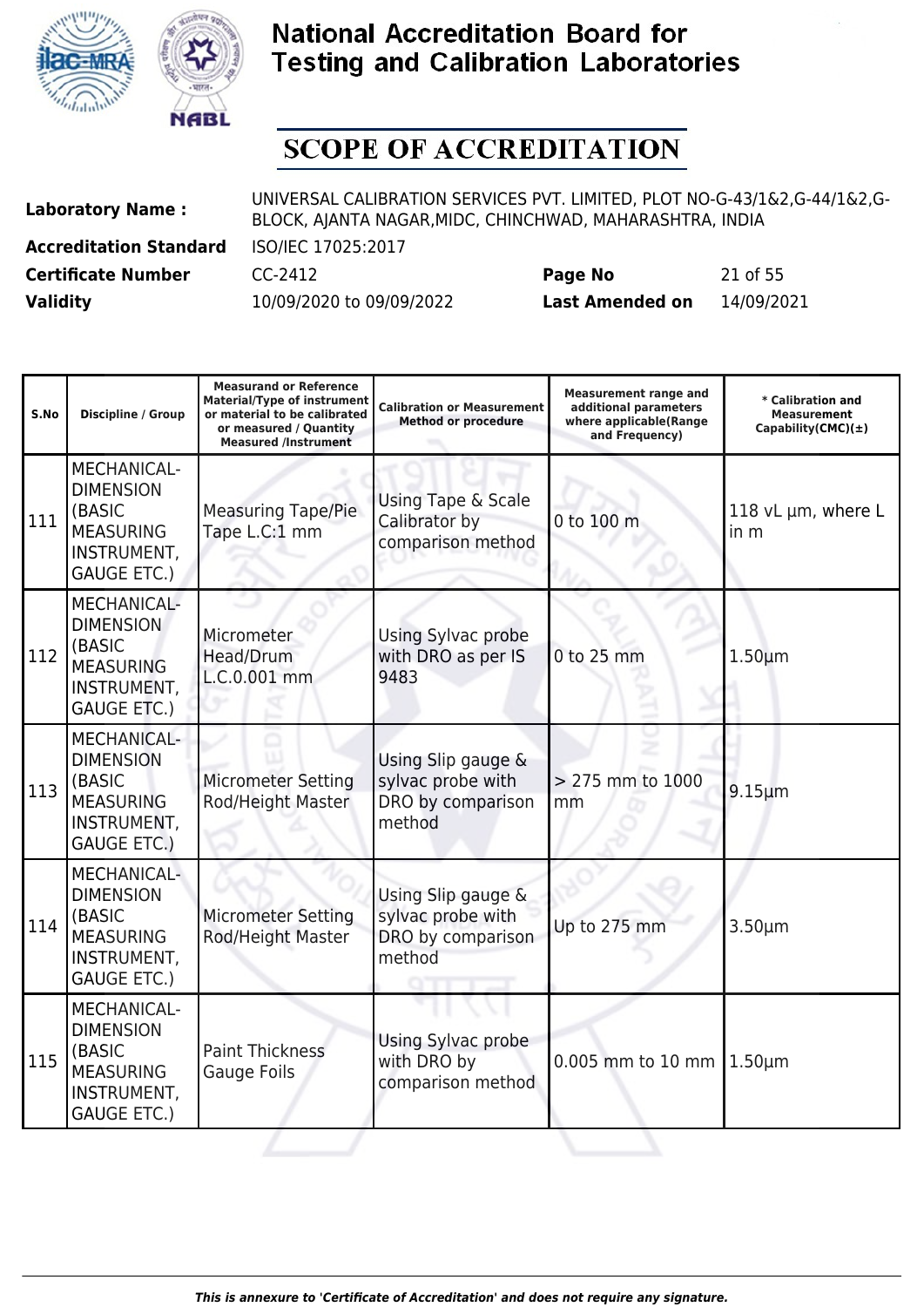# National Accreditation Board for Testing and Calibration Laboratories

## SCOPE OF ACCREDITATION

| | | | |
|---|---|---|---|
| **Laboratory Name :** | UNIVERSAL CALIBRATION SERVICES PVT. LIMITED, PLOT NO-G-43/1&2,G-44/1&2,G-BLOCK, AJANTA NAGAR,MIDC, CHINCHWAD, MAHARASHTRA, INDIA | | |
| **Accreditation Standard** | ISO/IEC 17025:2017 | | |
| **Certificate Number** | CC-2412 | **Page No** | 21 of 55 |
| **Validity** | 10/09/2020 to 09/09/2022 | **Last Amended on** | 14/09/2021 |

| S.No | Discipline / Group | Measurand or Reference Material/Type of instrument or material to be calibrated or measured / Quantity Measured /Instrument | Calibration or Measurement Method or procedure | Measurement range and additional parameters where applicable(Range and Frequency) | * Calibration and Measurement Capability(CMC)(±) |
|---|---|---|---|---|---|
| 111 | MECHANICAL- DIMENSION (BASIC MEASURING INSTRUMENT, GAUGE ETC.) | Measuring Tape/Pie Tape L.C:1 mm | Using Tape & Scale Calibrator by comparison method | 0 to 100 m | 118 vL µm, where L in m |
| 112 | MECHANICAL- DIMENSION (BASIC MEASURING INSTRUMENT, GAUGE ETC.) | Micrometer Head/Drum L.C.0.001 mm | Using Sylvac probe with DRO as per IS 9483 | 0 to 25 mm | 1.50µm |
| 113 | MECHANICAL- DIMENSION (BASIC MEASURING INSTRUMENT, GAUGE ETC.) | Micrometer Setting Rod/Height Master | Using Slip gauge & sylvac probe with DRO by comparison method | > 275 mm to 1000 mm | 9.15µm |
| 114 | MECHANICAL- DIMENSION (BASIC MEASURING INSTRUMENT, GAUGE ETC.) | Micrometer Setting Rod/Height Master | Using Slip gauge & sylvac probe with DRO by comparison method | Up to 275 mm | 3.50µm |
| 115 | MECHANICAL- DIMENSION (BASIC MEASURING INSTRUMENT, GAUGE ETC.) | Paint Thickness Gauge Foils | Using Sylvac probe with DRO by comparison method | 0.005 mm to 10 mm | 1.50µm |

*This is annexure to 'Certificate of Accreditation' and does not require any signature.*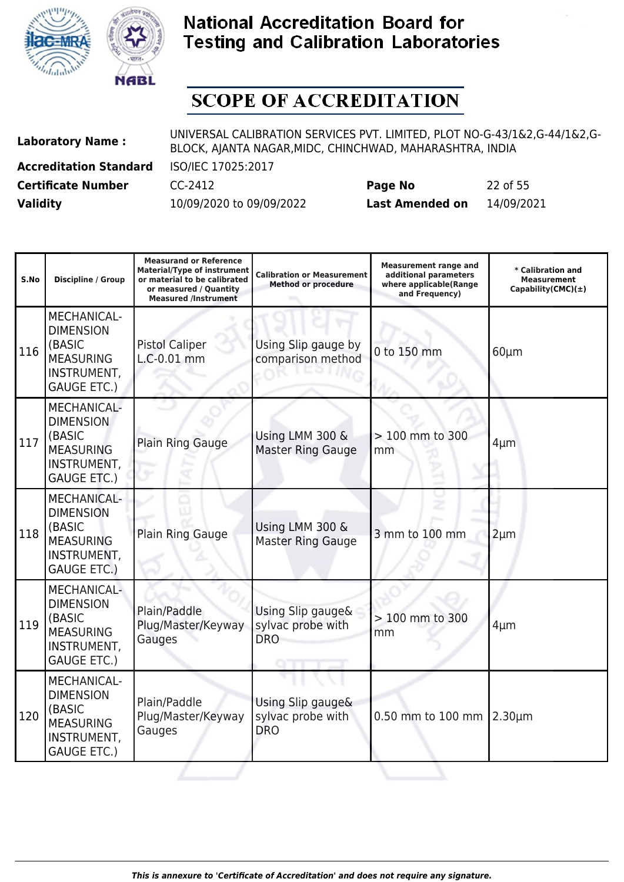# National Accreditation Board for Testing and Calibration Laboratories

## SCOPE OF ACCREDITATION

| | | | | |
|---|---|---|---|---|
| **Laboratory Name :** | UNIVERSAL CALIBRATION SERVICES PVT. LIMITED, PLOT NO-G-43/1&2,G-44/1&2,G-BLOCK, AJANTA NAGAR,MIDC, CHINCHWAD, MAHARASHTRA, INDIA | | | |
| **Accreditation Standard** | ISO/IEC 17025:2017 | | | |
| **Certificate Number** | CC-2412 | **Page No** | 22 of 55 | |
| **Validity** | 10/09/2020 to 09/09/2022 | **Last Amended on** | 14/09/2021 | |

| S.No | Discipline / Group | Measurand or Reference Material/Type of instrument or material to be calibrated or measured / Quantity Measured /Instrument | Calibration or Measurement Method or procedure | Measurement range and additional parameters where applicable(Range and Frequency) | * Calibration and Measurement Capability(CMC)(±) |
|---|---|---|---|---|---|
| 116 | MECHANICAL- DIMENSION (BASIC MEASURING INSTRUMENT, GAUGE ETC.) | Pistol Caliper L.C-0.01 mm | Using Slip gauge by comparison method | 0 to 150 mm | 60µm |
| 117 | MECHANICAL- DIMENSION (BASIC MEASURING INSTRUMENT, GAUGE ETC.) | Plain Ring Gauge | Using LMM 300 & Master Ring Gauge | > 100 mm to 300 mm | 4µm |
| 118 | MECHANICAL- DIMENSION (BASIC MEASURING INSTRUMENT, GAUGE ETC.) | Plain Ring Gauge | Using LMM 300 & Master Ring Gauge | 3 mm to 100 mm | 2µm |
| 119 | MECHANICAL- DIMENSION (BASIC MEASURING INSTRUMENT, GAUGE ETC.) | Plain/Paddle Plug/Master/Keyway Gauges | Using Slip gauge& sylvac probe with DRO | > 100 mm to 300 mm | 4µm |
| 120 | MECHANICAL- DIMENSION (BASIC MEASURING INSTRUMENT, GAUGE ETC.) | Plain/Paddle Plug/Master/Keyway Gauges | Using Slip gauge& sylvac probe with DRO | 0.50 mm to 100 mm | 2.30µm |

*This is annexure to 'Certificate of Accreditation' and does not require any signature.*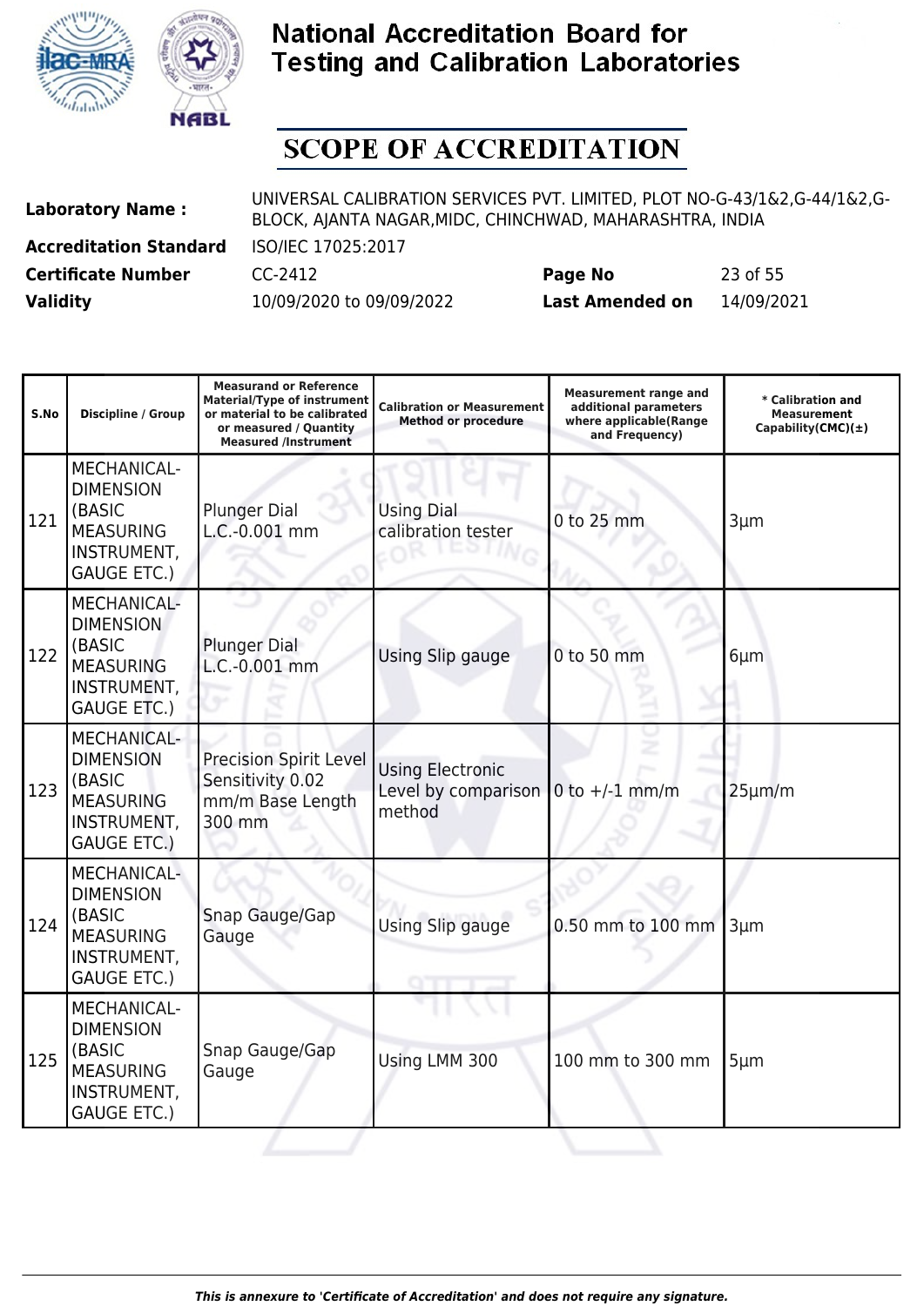# National Accreditation Board for Testing and Calibration Laboratories

## SCOPE OF ACCREDITATION

| | | | |
|---|---|---|---|
| **Laboratory Name :** | UNIVERSAL CALIBRATION SERVICES PVT. LIMITED, PLOT NO-G-43/1&2,G-44/1&2,G-BLOCK, AJANTA NAGAR,MIDC, CHINCHWAD, MAHARASHTRA, INDIA | | |
| **Accreditation Standard** | ISO/IEC 17025:2017 | | |
| **Certificate Number** | CC-2412 | **Page No** | 23 of 55 |
| **Validity** | 10/09/2020 to 09/09/2022 | **Last Amended on** | 14/09/2021 |

| S.No | Discipline / Group | Measurand or Reference Material/Type of instrument or material to be calibrated or measured / Quantity Measured /Instrument | Calibration or Measurement Method or procedure | Measurement range and additional parameters where applicable(Range and Frequency) | * Calibration and Measurement Capability(CMC)(±) |
|---|---|---|---|---|---|
| 121 | MECHANICAL- DIMENSION (BASIC MEASURING INSTRUMENT, GAUGE ETC.) | Plunger Dial L.C.-0.001 mm | Using Dial calibration tester | 0 to 25 mm | 3µm |
| 122 | MECHANICAL- DIMENSION (BASIC MEASURING INSTRUMENT, GAUGE ETC.) | Plunger Dial L.C.-0.001 mm | Using Slip gauge | 0 to 50 mm | 6µm |
| 123 | MECHANICAL- DIMENSION (BASIC MEASURING INSTRUMENT, GAUGE ETC.) | Precision Spirit Level Sensitivity 0.02 mm/m Base Length 300 mm | Using Electronic Level by comparison method | 0 to +/-1 mm/m | 25µm/m |
| 124 | MECHANICAL- DIMENSION (BASIC MEASURING INSTRUMENT, GAUGE ETC.) | Snap Gauge/Gap Gauge | Using Slip gauge | 0.50 mm to 100 mm | 3µm |
| 125 | MECHANICAL- DIMENSION (BASIC MEASURING INSTRUMENT, GAUGE ETC.) | Snap Gauge/Gap Gauge | Using LMM 300 | 100 mm to 300 mm | 5µm |

*This is annexure to 'Certificate of Accreditation' and does not require any signature.*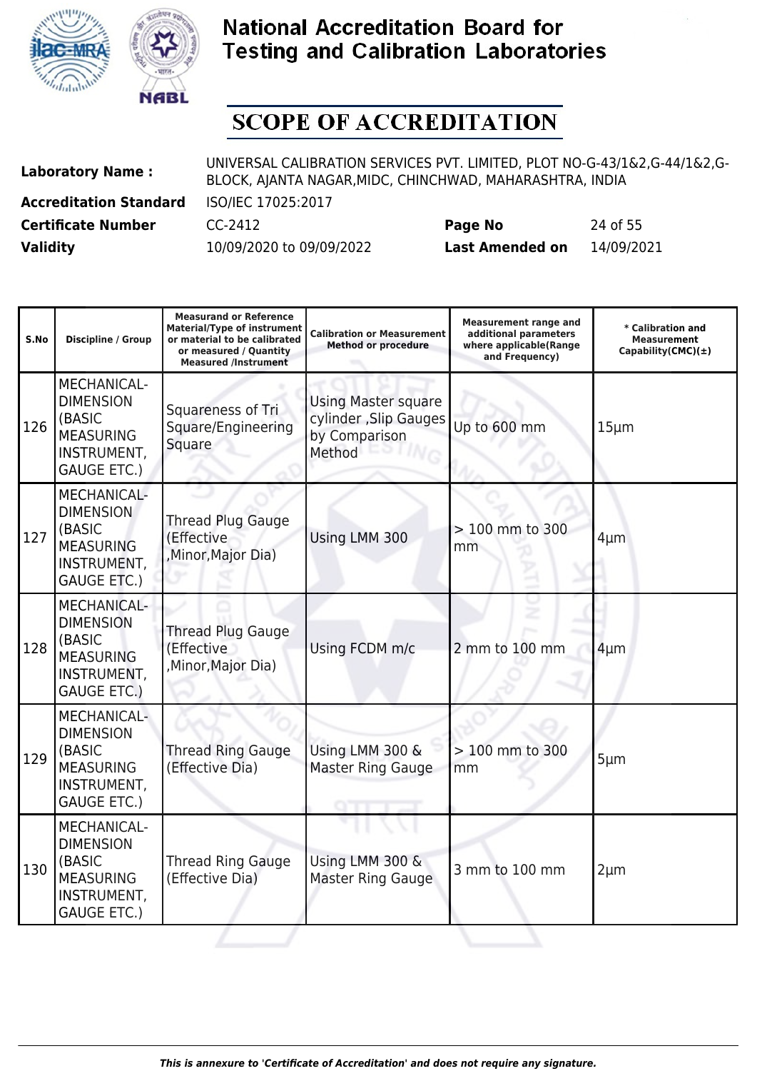# National Accreditation Board for Testing and Calibration Laboratories

## SCOPE OF ACCREDITATION

| | | | |
|---|---|---|---|
| **Laboratory Name :** | UNIVERSAL CALIBRATION SERVICES PVT. LIMITED, PLOT NO-G-43/1&2,G-44/1&2,G-BLOCK, AJANTA NAGAR,MIDC, CHINCHWAD, MAHARASHTRA, INDIA | | |
| **Accreditation Standard** | ISO/IEC 17025:2017 | | |
| **Certificate Number** | CC-2412 | **Page No** | 24 of 55 |
| **Validity** | 10/09/2020 to 09/09/2022 | **Last Amended on** | 14/09/2021 |

| S.No | Discipline / Group | Measurand or Reference Material/Type of instrument or material to be calibrated or measured / Quantity Measured /Instrument | Calibration or Measurement Method or procedure | Measurement range and additional parameters where applicable(Range and Frequency) | * Calibration and Measurement Capability(CMC)(±) |
|---|---|---|---|---|---|
| 126 | MECHANICAL- DIMENSION (BASIC MEASURING INSTRUMENT, GAUGE ETC.) | Squareness of Tri Square/Engineering Square | Using Master square cylinder ,Slip Gauges by Comparison Method | Up to 600 mm | 15µm |
| 127 | MECHANICAL- DIMENSION (BASIC MEASURING INSTRUMENT, GAUGE ETC.) | Thread Plug Gauge (Effective ,Minor,Major Dia) | Using LMM 300 | > 100 mm to 300 mm | 4µm |
| 128 | MECHANICAL- DIMENSION (BASIC MEASURING INSTRUMENT, GAUGE ETC.) | Thread Plug Gauge (Effective ,Minor,Major Dia) | Using FCDM m/c | 2 mm to 100 mm | 4µm |
| 129 | MECHANICAL- DIMENSION (BASIC MEASURING INSTRUMENT, GAUGE ETC.) | Thread Ring Gauge (Effective Dia) | Using LMM 300 & Master Ring Gauge | > 100 mm to 300 mm | 5µm |
| 130 | MECHANICAL- DIMENSION (BASIC MEASURING INSTRUMENT, GAUGE ETC.) | Thread Ring Gauge (Effective Dia) | Using LMM 300 & Master Ring Gauge | 3 mm to 100 mm | 2µm |

*This is annexure to 'Certificate of Accreditation' and does not require any signature.*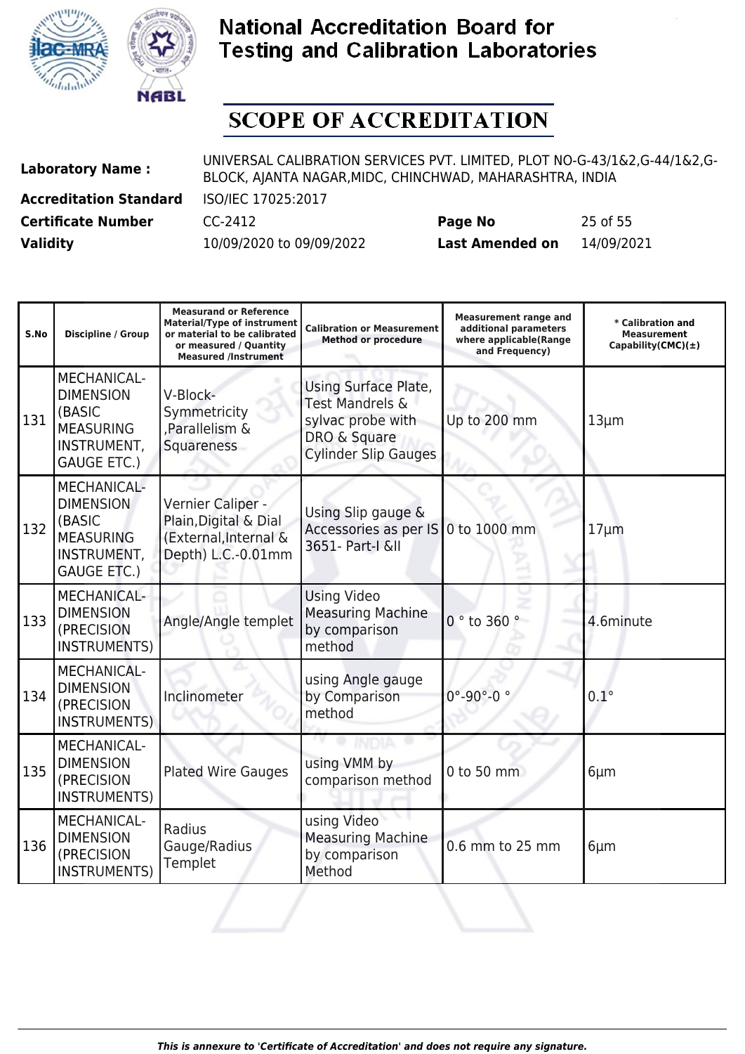# National Accreditation Board for Testing and Calibration Laboratories

## SCOPE OF ACCREDITATION

| | | | |
|---|---|---|---|
| **Laboratory Name :** | UNIVERSAL CALIBRATION SERVICES PVT. LIMITED, PLOT NO-G-43/1&2,G-44/1&2,G-BLOCK, AJANTA NAGAR,MIDC, CHINCHWAD, MAHARASHTRA, INDIA | | |
| **Accreditation Standard** | ISO/IEC 17025:2017 | | |
| **Certificate Number** | CC-2412 | **Page No** | 25 of 55 |
| **Validity** | 10/09/2020 to 09/09/2022 | **Last Amended on** | 14/09/2021 |

| S.No | Discipline / Group | Measurand or Reference Material/Type of instrument or material to be calibrated or measured / Quantity Measured /Instrument | Calibration or Measurement Method or procedure | Measurement range and additional parameters where applicable(Range and Frequency) | * Calibration and Measurement Capability(CMC)(±) |
|---|---|---|---|---|---|
| 131 | MECHANICAL- DIMENSION (BASIC MEASURING INSTRUMENT, GAUGE ETC.) | V-Block- Symmetricity ,Parallelism & Squareness | Using Surface Plate, Test Mandrels & sylvac probe with DRO & Square Cylinder Slip Gauges | Up to 200 mm | 13µm |
| 132 | MECHANICAL- DIMENSION (BASIC MEASURING INSTRUMENT, GAUGE ETC.) | Vernier Caliper - Plain,Digital & Dial (External,Internal & Depth) L.C.-0.01mm | Using Slip gauge & Accessories as per IS 3651- Part-I &II | 0 to 1000 mm | 17µm |
| 133 | MECHANICAL- DIMENSION (PRECISION INSTRUMENTS) | Angle/Angle templet | Using Video Measuring Machine by comparison method | 0 ° to 360 ° | 4.6minute |
| 134 | MECHANICAL- DIMENSION (PRECISION INSTRUMENTS) | Inclinometer | using Angle gauge by Comparison method | 0°-90°-0 ° | 0.1° |
| 135 | MECHANICAL- DIMENSION (PRECISION INSTRUMENTS) | Plated Wire Gauges | using VMM by comparison method | 0 to 50 mm | 6µm |
| 136 | MECHANICAL- DIMENSION (PRECISION INSTRUMENTS) | Radius Gauge/Radius Templet | using Video Measuring Machine by comparison Method | 0.6 mm to 25 mm | 6µm |

*This is annexure to 'Certificate of Accreditation' and does not require any signature.*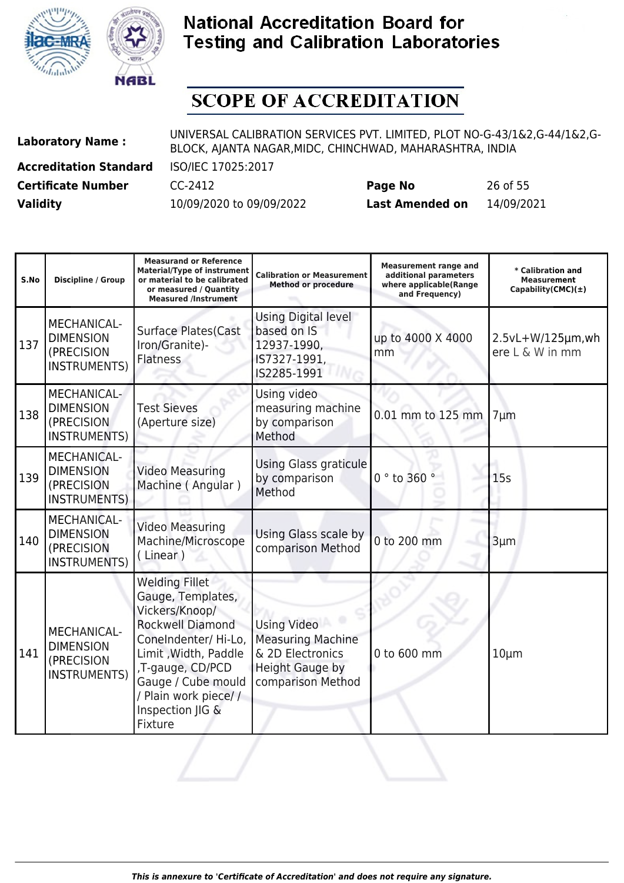# National Accreditation Board for Testing and Calibration Laboratories

## SCOPE OF ACCREDITATION

| | | | |
|---|---|---|---|
| **Laboratory Name :** | UNIVERSAL CALIBRATION SERVICES PVT. LIMITED, PLOT NO-G-43/1&2,G-44/1&2,G-BLOCK, AJANTA NAGAR,MIDC, CHINCHWAD, MAHARASHTRA, INDIA | | |
| **Accreditation Standard** | ISO/IEC 17025:2017 | | |
| **Certificate Number** | CC-2412 | **Page No** | 26 of 55 |
| **Validity** | 10/09/2020 to 09/09/2022 | **Last Amended on** | 14/09/2021 |

| S.No | Discipline / Group | Measurand or Reference Material/Type of instrument or material to be calibrated or measured / Quantity Measured /Instrument | Calibration or Measurement Method or procedure | Measurement range and additional parameters where applicable(Range and Frequency) | * Calibration and Measurement Capability(CMC)(±) |
|---|---|---|---|---|---|
| 137 | MECHANICAL- DIMENSION (PRECISION INSTRUMENTS) | Surface Plates(Cast Iron/Granite)- Flatness | Using Digital level based on IS 12937-1990, IS7327-1991, IS2285-1991 | up to 4000 X 4000 mm | 2.5vL+W/125µm,where L & W in mm |
| 138 | MECHANICAL- DIMENSION (PRECISION INSTRUMENTS) | Test Sieves (Aperture size) | Using video measuring machine by comparison Method | 0.01 mm to 125 mm | 7µm |
| 139 | MECHANICAL- DIMENSION (PRECISION INSTRUMENTS) | Video Measuring Machine ( Angular ) | Using Glass graticule by comparison Method | 0 ° to 360 ° | 15s |
| 140 | MECHANICAL- DIMENSION (PRECISION INSTRUMENTS) | Video Measuring Machine/Microscope ( Linear ) | Using Glass scale by comparison Method | 0 to 200 mm | 3µm |
| 141 | MECHANICAL- DIMENSION (PRECISION INSTRUMENTS) | Welding Fillet Gauge, Templates, Vickers/Knoop/ Rockwell Diamond ConeIndenter/ Hi-Lo, Limit ,Width, Paddle ,T-gauge, CD/PCD Gauge / Cube mould / Plain work piece/ / Inspection JIG & Fixture | Using Video Measuring Machine & 2D Electronics Height Gauge by comparison Method | 0 to 600 mm | 10µm |

*This is annexure to 'Certificate of Accreditation' and does not require any signature.*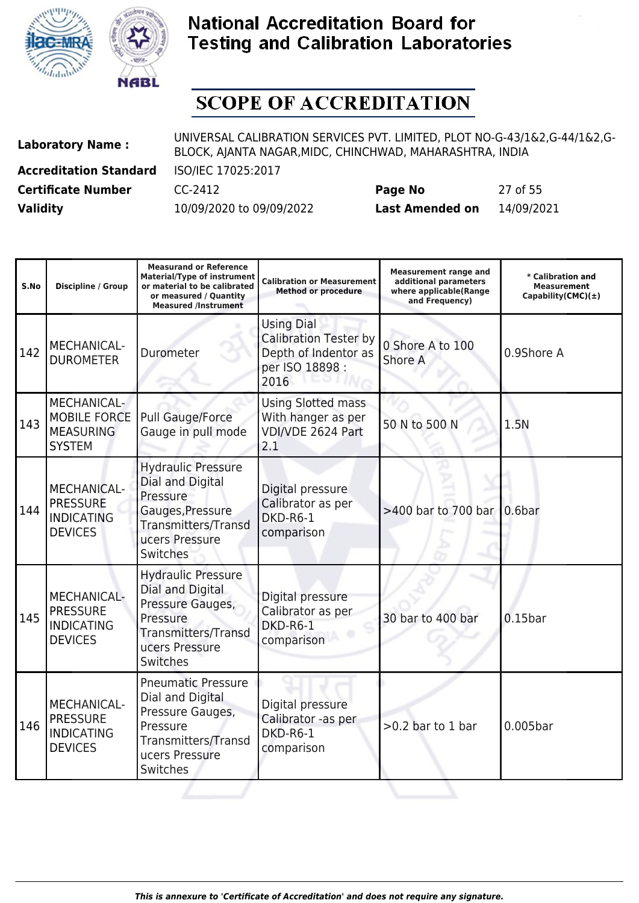# National Accreditation Board for Testing and Calibration Laboratories

## SCOPE OF ACCREDITATION

| | | | |
|---|---|---|---|
| **Laboratory Name :** | UNIVERSAL CALIBRATION SERVICES PVT. LIMITED, PLOT NO-G-43/1&2,G-44/1&2,G-BLOCK, AJANTA NAGAR,MIDC, CHINCHWAD, MAHARASHTRA, INDIA | | |
| **Accreditation Standard** | ISO/IEC 17025:2017 | | |
| **Certificate Number** | CC-2412 | **Page No** | 27 of 55 |
| **Validity** | 10/09/2020 to 09/09/2022 | **Last Amended on** | 14/09/2021 |

| S.No | Discipline / Group | Measurand or Reference Material/Type of instrument or material to be calibrated or measured / Quantity Measured /Instrument | Calibration or Measurement Method or procedure | Measurement range and additional parameters where applicable(Range and Frequency) | * Calibration and Measurement Capability(CMC)(±) |
|---|---|---|---|---|---|
| 142 | MECHANICAL- DUROMETER | Durometer | Using Dial Calibration Tester by Depth of Indentor as per ISO 18898 : 2016 | 0 Shore A to 100 Shore A | 0.9Shore A |
| 143 | MECHANICAL- MOBILE FORCE MEASURING SYSTEM | Pull Gauge/Force Gauge in pull mode | Using Slotted mass With hanger as per VDI/VDE 2624 Part 2.1 | 50 N to 500 N | 1.5N |
| 144 | MECHANICAL- PRESSURE INDICATING DEVICES | Hydraulic Pressure Dial and Digital Pressure Gauges,Pressure Transmitters/Transducers Pressure Switches | Digital pressure Calibrator as per DKD-R6-1 comparison | >400 bar to 700 bar | 0.6bar |
| 145 | MECHANICAL- PRESSURE INDICATING DEVICES | Hydraulic Pressure Dial and Digital Pressure Gauges, Pressure Transmitters/Transducers Pressure Switches | Digital pressure Calibrator as per DKD-R6-1 comparison | 30 bar to 400 bar | 0.15bar |
| 146 | MECHANICAL- PRESSURE INDICATING DEVICES | Pneumatic Pressure Dial and Digital Pressure Gauges, Pressure Transmitters/Transducers Pressure Switches | Digital pressure Calibrator -as per DKD-R6-1 comparison | >0.2 bar to 1 bar | 0.005bar |

*This is annexure to 'Certificate of Accreditation' and does not require any signature.*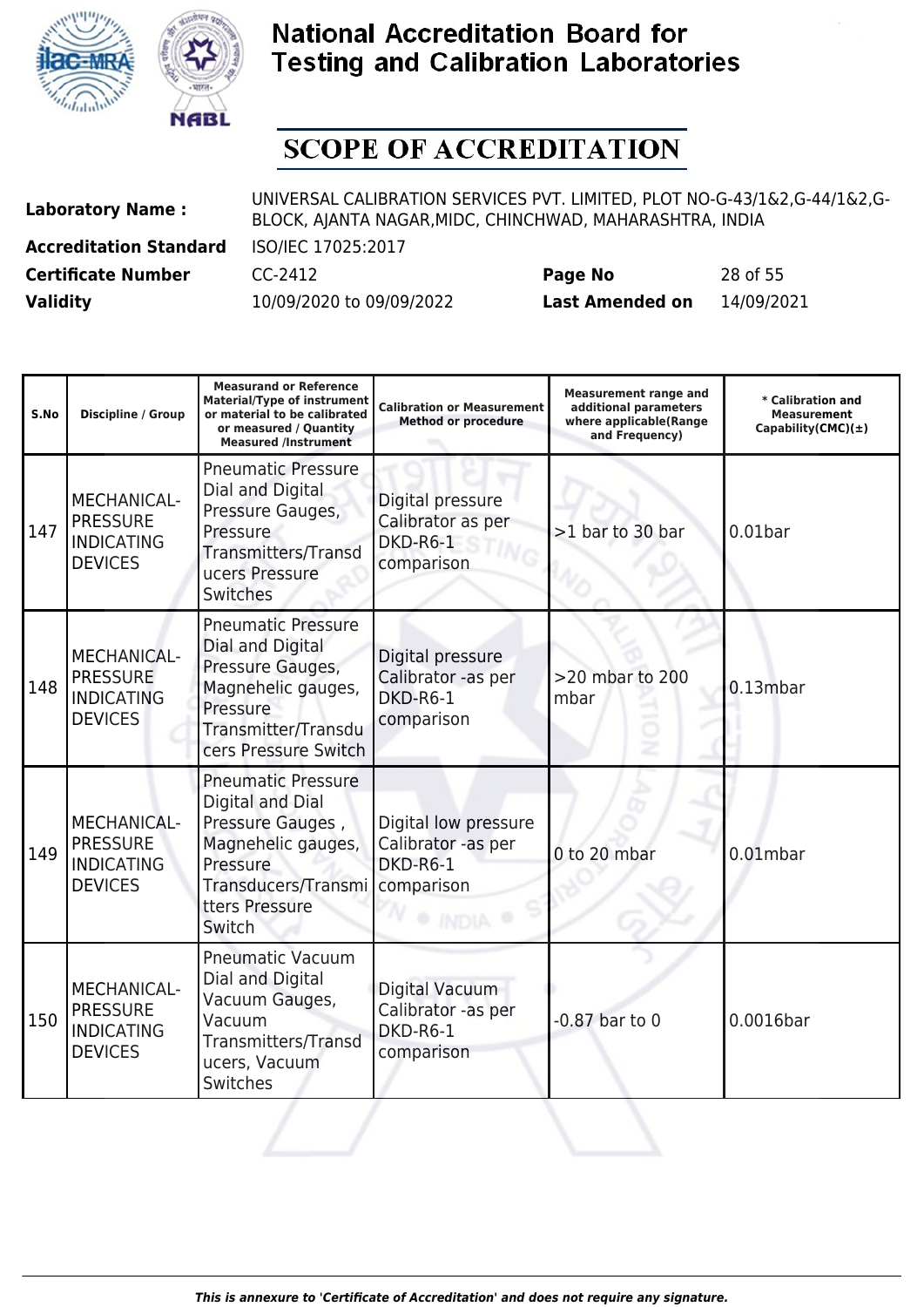# National Accreditation Board for Testing and Calibration Laboratories

## SCOPE OF ACCREDITATION

| | | | |
|---|---|---|---|
| **Laboratory Name :** | UNIVERSAL CALIBRATION SERVICES PVT. LIMITED, PLOT NO-G-43/1&2,G-44/1&2,G-BLOCK, AJANTA NAGAR,MIDC, CHINCHWAD, MAHARASHTRA, INDIA | | |
| **Accreditation Standard** | ISO/IEC 17025:2017 | | |
| **Certificate Number** | CC-2412 | **Page No** | 28 of 55 |
| **Validity** | 10/09/2020 to 09/09/2022 | **Last Amended on** | 14/09/2021 |

| S.No | Discipline / Group | Measurand or Reference Material/Type of instrument or material to be calibrated or measured / Quantity Measured /Instrument | Calibration or Measurement Method or procedure | Measurement range and additional parameters where applicable(Range and Frequency) | * Calibration and Measurement Capability(CMC)(±) |
|---|---|---|---|---|---|
| 147 | MECHANICAL- PRESSURE INDICATING DEVICES | Pneumatic Pressure Dial and Digital Pressure Gauges, Pressure Transmitters/Transducers Pressure Switches | Digital pressure Calibrator as per DKD-R6-1 comparison | >1 bar to 30 bar | 0.01bar |
| 148 | MECHANICAL- PRESSURE INDICATING DEVICES | Pneumatic Pressure Dial and Digital Pressure Gauges, Magnehelic gauges, Pressure Transmitter/Transducers Pressure Switch | Digital pressure Calibrator -as per DKD-R6-1 comparison | >20 mbar to 200 mbar | 0.13mbar |
| 149 | MECHANICAL- PRESSURE INDICATING DEVICES | Pneumatic Pressure Digital and Dial Pressure Gauges , Magnehelic gauges, Pressure Transducers/Transmitters Pressure Switch | Digital low pressure Calibrator -as per DKD-R6-1 comparison | 0 to 20 mbar | 0.01mbar |
| 150 | MECHANICAL- PRESSURE INDICATING DEVICES | Pneumatic Vacuum Dial and Digital Vacuum Gauges, Vacuum Transmitters/Transducers, Vacuum Switches | Digital Vacuum Calibrator -as per DKD-R6-1 comparison | -0.87 bar to 0 | 0.0016bar |

*This is annexure to 'Certificate of Accreditation' and does not require any signature.*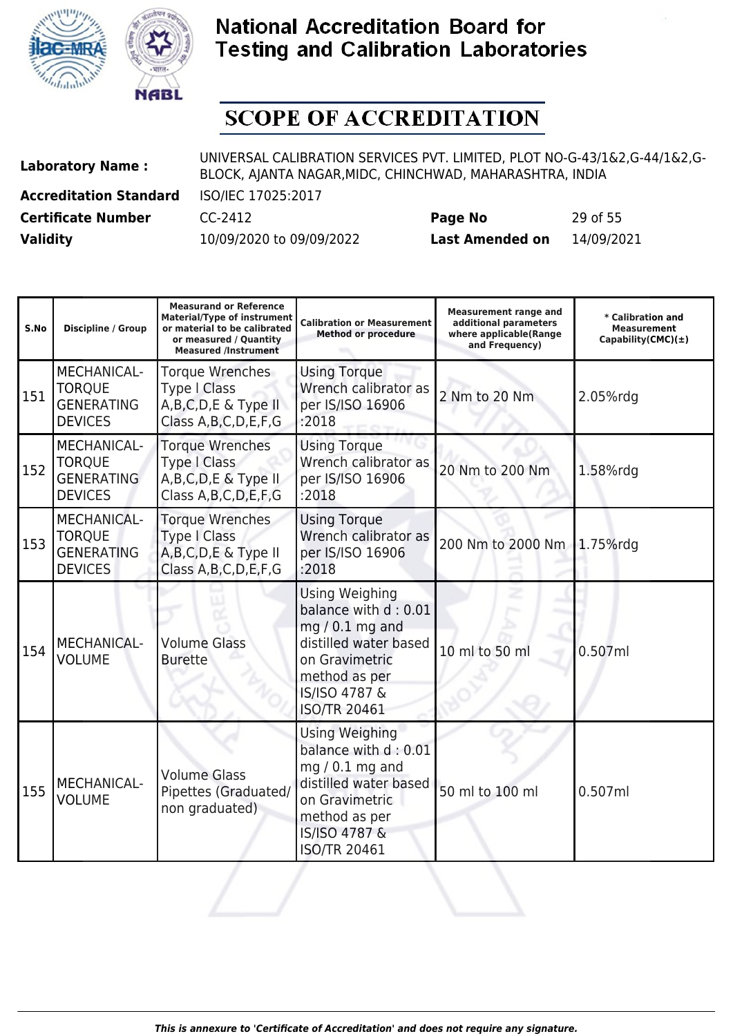# National Accreditation Board for Testing and Calibration Laboratories

## SCOPE OF ACCREDITATION

| | | | | |
|---|---|---|---|---|
| **Laboratory Name :** | UNIVERSAL CALIBRATION SERVICES PVT. LIMITED, PLOT NO-G-43/1&2,G-44/1&2,G-BLOCK, AJANTA NAGAR,MIDC, CHINCHWAD, MAHARASHTRA, INDIA | | | |
| **Accreditation Standard** | ISO/IEC 17025:2017 | | | |
| **Certificate Number** | CC-2412 | **Page No** | 29 of 55 | |
| **Validity** | 10/09/2020 to 09/09/2022 | **Last Amended on** | 14/09/2021 | |

| S.No | Discipline / Group | Measurand or Reference Material/Type of instrument or material to be calibrated or measured / Quantity Measured /Instrument | Calibration or Measurement Method or procedure | Measurement range and additional parameters where applicable(Range and Frequency) | * Calibration and Measurement Capability(CMC)(±) |
|---|---|---|---|---|---|
| 151 | MECHANICAL- TORQUE GENERATING DEVICES | Torque Wrenches Type I Class A,B,C,D,E & Type II Class A,B,C,D,E,F,G | Using Torque Wrench calibrator as per IS/ISO 16906 :2018 | 2 Nm to 20 Nm | 2.05%rdg |
| 152 | MECHANICAL- TORQUE GENERATING DEVICES | Torque Wrenches Type I Class A,B,C,D,E & Type II Class A,B,C,D,E,F,G | Using Torque Wrench calibrator as per IS/ISO 16906 :2018 | 20 Nm to 200 Nm | 1.58%rdg |
| 153 | MECHANICAL- TORQUE GENERATING DEVICES | Torque Wrenches Type I Class A,B,C,D,E & Type II Class A,B,C,D,E,F,G | Using Torque Wrench calibrator as per IS/ISO 16906 :2018 | 200 Nm to 2000 Nm | 1.75%rdg |
| 154 | MECHANICAL- VOLUME | Volume Glass Burette | Using Weighing balance with d : 0.01 mg / 0.1 mg and distilled water based on Gravimetric method as per IS/ISO 4787 & ISO/TR 20461 | 10 ml to 50 ml | 0.507ml |
| 155 | MECHANICAL- VOLUME | Volume Glass Pipettes (Graduated/ non graduated) | Using Weighing balance with d : 0.01 mg / 0.1 mg and distilled water based on Gravimetric method as per IS/ISO 4787 & ISO/TR 20461 | 50 ml to 100 ml | 0.507ml |

*This is annexure to 'Certificate of Accreditation' and does not require any signature.*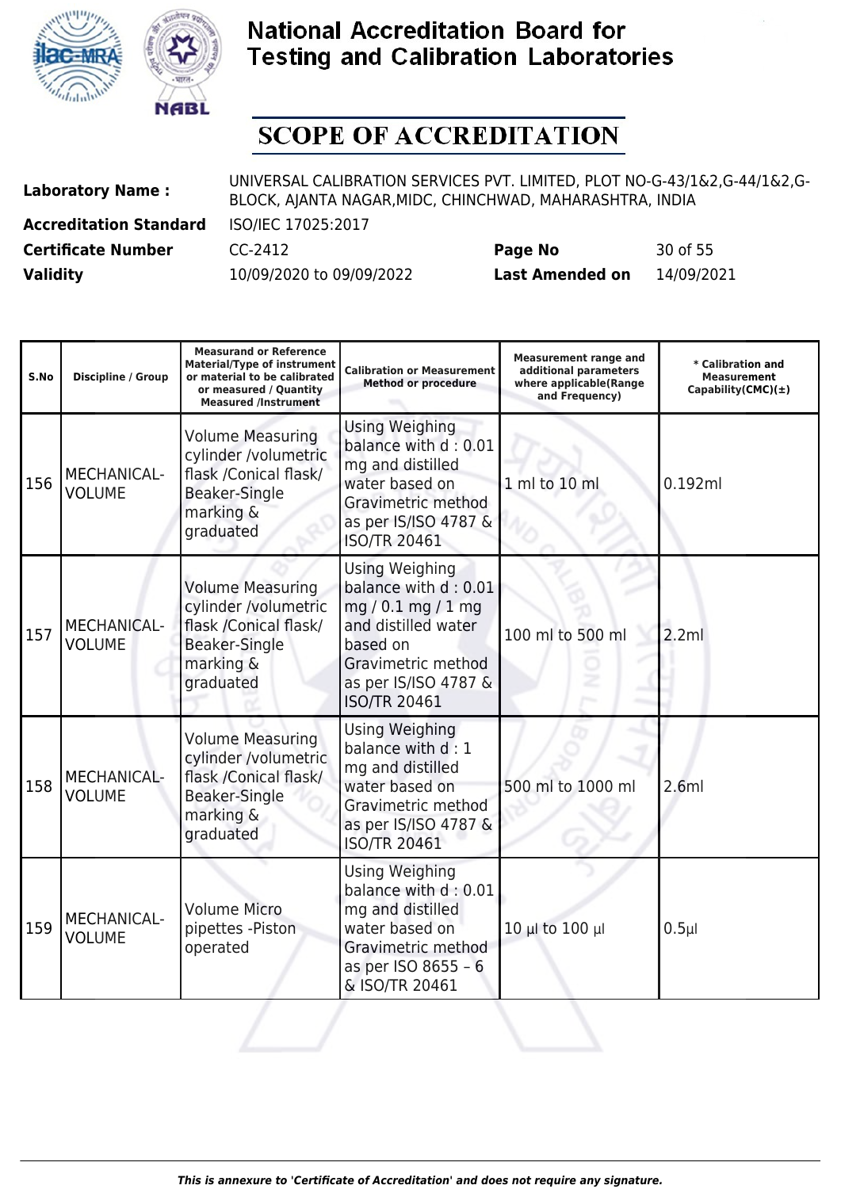# National Accreditation Board for Testing and Calibration Laboratories

## SCOPE OF ACCREDITATION

| | | | |
|---|---|---|---|
| **Laboratory Name :** | UNIVERSAL CALIBRATION SERVICES PVT. LIMITED, PLOT NO-G-43/1&2,G-44/1&2,G-BLOCK, AJANTA NAGAR,MIDC, CHINCHWAD, MAHARASHTRA, INDIA | | |
| **Accreditation Standard** | ISO/IEC 17025:2017 | | |
| **Certificate Number** | CC-2412 | **Page No** | 30 of 55 |
| **Validity** | 10/09/2020 to 09/09/2022 | **Last Amended on** | 14/09/2021 |

| S.No | Discipline / Group | Measurand or Reference Material/Type of instrument or material to be calibrated or measured / Quantity Measured /Instrument | Calibration or Measurement Method or procedure | Measurement range and additional parameters where applicable(Range and Frequency) | * Calibration and Measurement Capability(CMC)(±) |
|---|---|---|---|---|---|
| 156 | MECHANICAL- VOLUME | Volume Measuring cylinder /volumetric flask /Conical flask/ Beaker-Single marking & graduated | Using Weighing balance with d : 0.01 mg and distilled water based on Gravimetric method as per IS/ISO 4787 & ISO/TR 20461 | 1 ml to 10 ml | 0.192ml |
| 157 | MECHANICAL- VOLUME | Volume Measuring cylinder /volumetric flask /Conical flask/ Beaker-Single marking & graduated | Using Weighing balance with d : 0.01 mg / 0.1 mg / 1 mg and distilled water based on Gravimetric method as per IS/ISO 4787 & ISO/TR 20461 | 100 ml to 500 ml | 2.2ml |
| 158 | MECHANICAL- VOLUME | Volume Measuring cylinder /volumetric flask /Conical flask/ Beaker-Single marking & graduated | Using Weighing balance with d : 1 mg and distilled water based on Gravimetric method as per IS/ISO 4787 & ISO/TR 20461 | 500 ml to 1000 ml | 2.6ml |
| 159 | MECHANICAL- VOLUME | Volume Micro pipettes -Piston operated | Using Weighing balance with d : 0.01 mg and distilled water based on Gravimetric method as per ISO 8655 – 6 & ISO/TR 20461 | 10 µl to 100 µl | 0.5µl |

*This is annexure to 'Certificate of Accreditation' and does not require any signature.*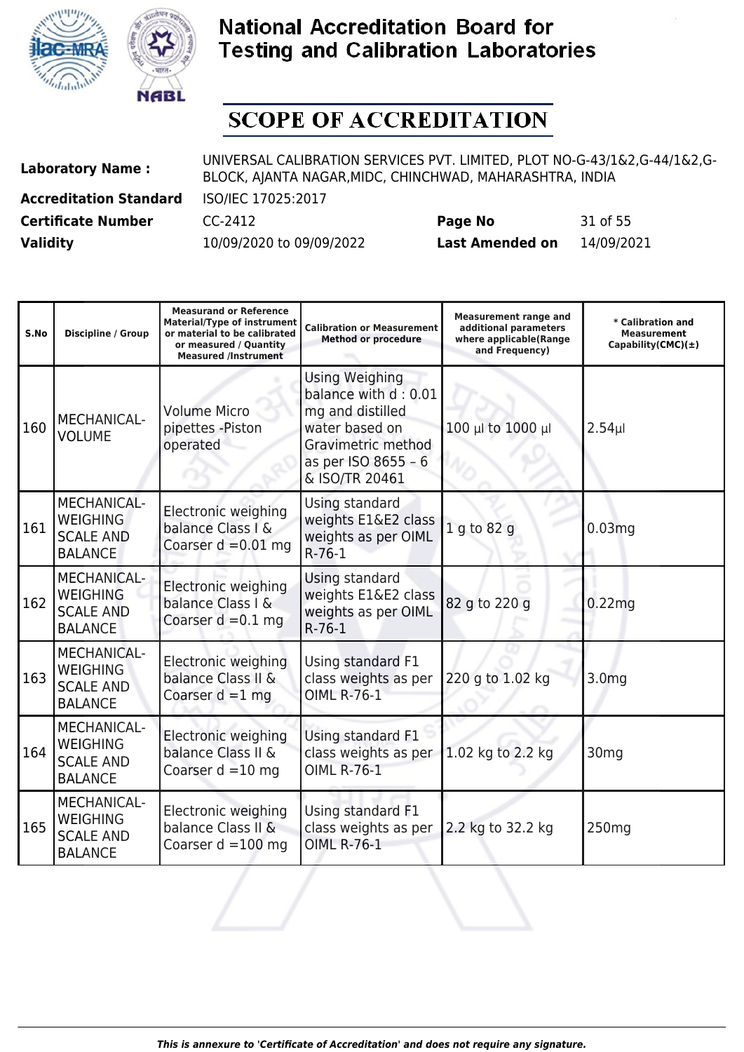# National Accreditation Board for Testing and Calibration Laboratories

## SCOPE OF ACCREDITATION

| | | | |
|---|---|---|---|
| **Laboratory Name :** | UNIVERSAL CALIBRATION SERVICES PVT. LIMITED, PLOT NO-G-43/1&2,G-44/1&2,G-BLOCK, AJANTA NAGAR,MIDC, CHINCHWAD, MAHARASHTRA, INDIA | | |
| **Accreditation Standard** | ISO/IEC 17025:2017 | | |
| **Certificate Number** | CC-2412 | **Page No** | 31 of 55 |
| **Validity** | 10/09/2020 to 09/09/2022 | **Last Amended on** | 14/09/2021 |

| S.No | Discipline / Group | Measurand or Reference Material/Type of instrument or material to be calibrated or measured / Quantity Measured /Instrument | Calibration or Measurement Method or procedure | Measurement range and additional parameters where applicable(Range and Frequency) | * Calibration and Measurement Capability(CMC)(±) |
|---|---|---|---|---|---|
| 160 | MECHANICAL- VOLUME | Volume Micro pipettes -Piston operated | Using Weighing balance with d : 0.01 mg and distilled water based on Gravimetric method as per ISO 8655 – 6 & ISO/TR 20461 | 100 µl to 1000 µl | 2.54µl |
| 161 | MECHANICAL- WEIGHING SCALE AND BALANCE | Electronic weighing balance Class I & Coarser d =0.01 mg | Using standard weights E1&E2 class weights as per OIML R-76-1 | 1 g to 82 g | 0.03mg |
| 162 | MECHANICAL- WEIGHING SCALE AND BALANCE | Electronic weighing balance Class I & Coarser d =0.1 mg | Using standard weights E1&E2 class weights as per OIML R-76-1 | 82 g to 220 g | 0.22mg |
| 163 | MECHANICAL- WEIGHING SCALE AND BALANCE | Electronic weighing balance Class II & Coarser d =1 mg | Using standard F1 class weights as per OIML R-76-1 | 220 g to 1.02 kg | 3.0mg |
| 164 | MECHANICAL- WEIGHING SCALE AND BALANCE | Electronic weighing balance Class II & Coarser d =10 mg | Using standard F1 class weights as per OIML R-76-1 | 1.02 kg to 2.2 kg | 30mg |
| 165 | MECHANICAL- WEIGHING SCALE AND BALANCE | Electronic weighing balance Class II & Coarser d =100 mg | Using standard F1 class weights as per OIML R-76-1 | 2.2 kg to 32.2 kg | 250mg |

*This is annexure to 'Certificate of Accreditation' and does not require any signature.*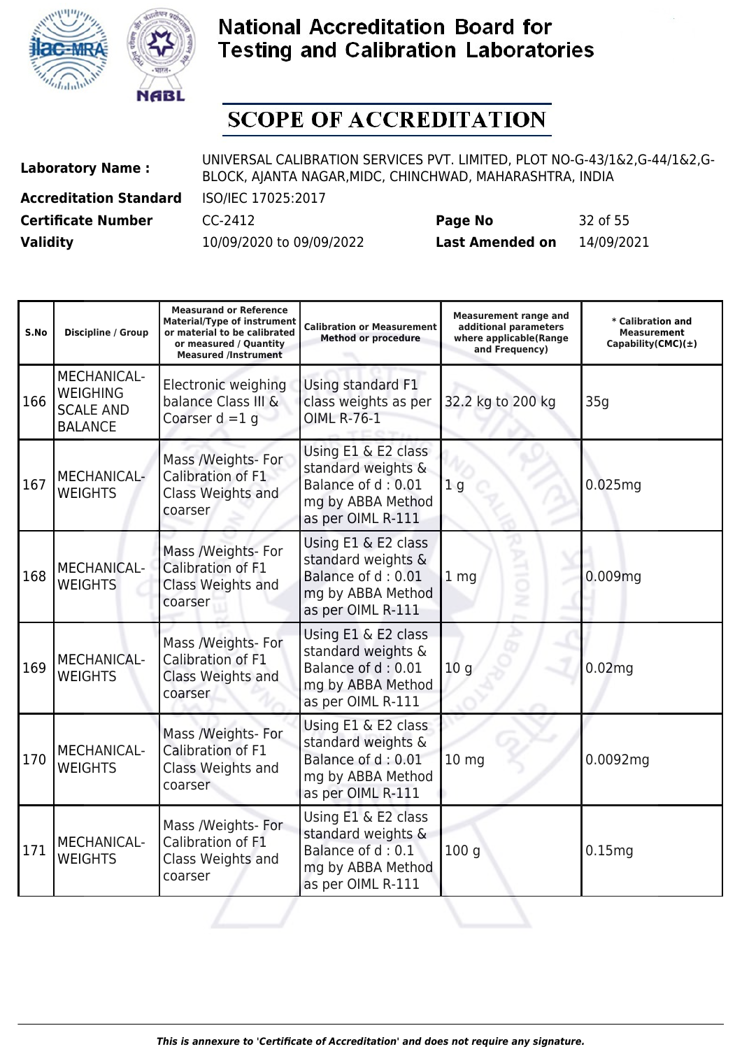# National Accreditation Board for Testing and Calibration Laboratories

## SCOPE OF ACCREDITATION

| | | | | |
|---|---|---|---|---|
| **Laboratory Name :** | UNIVERSAL CALIBRATION SERVICES PVT. LIMITED, PLOT NO-G-43/1&2,G-44/1&2,G-BLOCK, AJANTA NAGAR,MIDC, CHINCHWAD, MAHARASHTRA, INDIA | | | |
| **Accreditation Standard** | ISO/IEC 17025:2017 | | | |
| **Certificate Number** | CC-2412 | **Page No** | 32 of 55 | |
| **Validity** | 10/09/2020 to 09/09/2022 | **Last Amended on** | 14/09/2021 | |

| S.No | Discipline / Group | Measurand or Reference Material/Type of instrument or material to be calibrated or measured / Quantity Measured /Instrument | Calibration or Measurement Method or procedure | Measurement range and additional parameters where applicable(Range and Frequency) | * Calibration and Measurement Capability(CMC)(±) |
|---|---|---|---|---|---|
| 166 | MECHANICAL- WEIGHING SCALE AND BALANCE | Electronic weighing balance Class III & Coarser d =1 g | Using standard F1 class weights as per OIML R-76-1 | 32.2 kg to 200 kg | 35g |
| 167 | MECHANICAL- WEIGHTS | Mass /Weights- For Calibration of F1 Class Weights and coarser | Using E1 & E2 class standard weights & Balance of d : 0.01 mg by ABBA Method as per OIML R-111 | 1 g | 0.025mg |
| 168 | MECHANICAL- WEIGHTS | Mass /Weights- For Calibration of F1 Class Weights and coarser | Using E1 & E2 class standard weights & Balance of d : 0.01 mg by ABBA Method as per OIML R-111 | 1 mg | 0.009mg |
| 169 | MECHANICAL- WEIGHTS | Mass /Weights- For Calibration of F1 Class Weights and coarser | Using E1 & E2 class standard weights & Balance of d : 0.01 mg by ABBA Method as per OIML R-111 | 10 g | 0.02mg |
| 170 | MECHANICAL- WEIGHTS | Mass /Weights- For Calibration of F1 Class Weights and coarser | Using E1 & E2 class standard weights & Balance of d : 0.01 mg by ABBA Method as per OIML R-111 | 10 mg | 0.0092mg |
| 171 | MECHANICAL- WEIGHTS | Mass /Weights- For Calibration of F1 Class Weights and coarser | Using E1 & E2 class standard weights & Balance of d : 0.1 mg by ABBA Method as per OIML R-111 | 100 g | 0.15mg |

*This is annexure to 'Certificate of Accreditation' and does not require any signature.*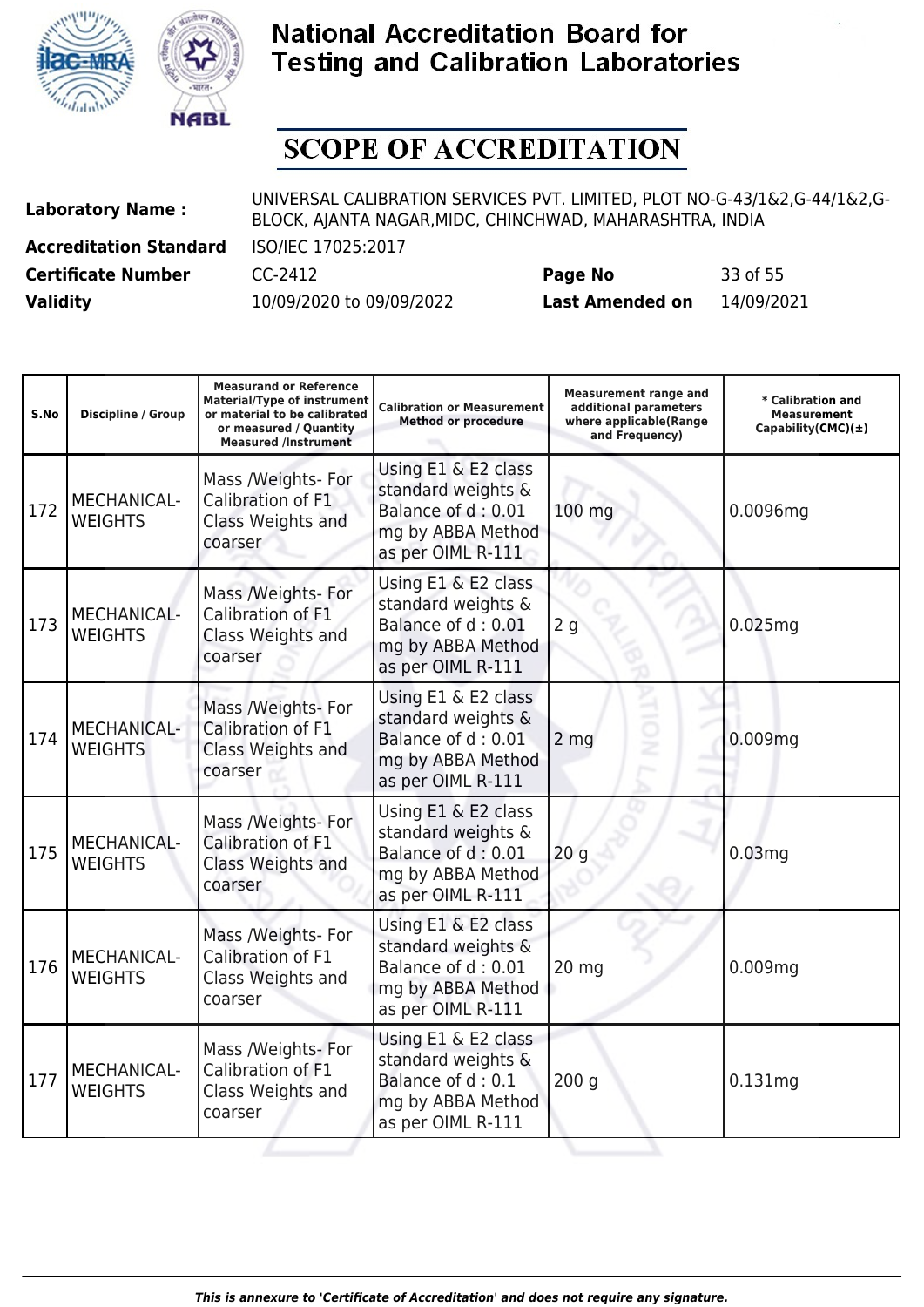# National Accreditation Board for Testing and Calibration Laboratories

## SCOPE OF ACCREDITATION

| | | | |
|---|---|---|---|
| **Laboratory Name :** | UNIVERSAL CALIBRATION SERVICES PVT. LIMITED, PLOT NO-G-43/1&2,G-44/1&2,G-BLOCK, AJANTA NAGAR,MIDC, CHINCHWAD, MAHARASHTRA, INDIA | | |
| **Accreditation Standard** | ISO/IEC 17025:2017 | | |
| **Certificate Number** | CC-2412 | **Page No** | 33 of 55 |
| **Validity** | 10/09/2020 to 09/09/2022 | **Last Amended on** | 14/09/2021 |

| S.No | Discipline / Group | Measurand or Reference Material/Type of instrument or material to be calibrated or measured / Quantity Measured /Instrument | Calibration or Measurement Method or procedure | Measurement range and additional parameters where applicable(Range and Frequency) | * Calibration and Measurement Capability(CMC)(±) |
|---|---|---|---|---|---|
| 172 | MECHANICAL-WEIGHTS | Mass /Weights- For Calibration of F1 Class Weights and coarser | Using E1 & E2 class standard weights & Balance of d : 0.01 mg by ABBA Method as per OIML R-111 | 100 mg | 0.0096mg |
| 173 | MECHANICAL-WEIGHTS | Mass /Weights- For Calibration of F1 Class Weights and coarser | Using E1 & E2 class standard weights & Balance of d : 0.01 mg by ABBA Method as per OIML R-111 | 2 g | 0.025mg |
| 174 | MECHANICAL-WEIGHTS | Mass /Weights- For Calibration of F1 Class Weights and coarser | Using E1 & E2 class standard weights & Balance of d : 0.01 mg by ABBA Method as per OIML R-111 | 2 mg | 0.009mg |
| 175 | MECHANICAL-WEIGHTS | Mass /Weights- For Calibration of F1 Class Weights and coarser | Using E1 & E2 class standard weights & Balance of d : 0.01 mg by ABBA Method as per OIML R-111 | 20 g | 0.03mg |
| 176 | MECHANICAL-WEIGHTS | Mass /Weights- For Calibration of F1 Class Weights and coarser | Using E1 & E2 class standard weights & Balance of d : 0.01 mg by ABBA Method as per OIML R-111 | 20 mg | 0.009mg |
| 177 | MECHANICAL-WEIGHTS | Mass /Weights- For Calibration of F1 Class Weights and coarser | Using E1 & E2 class standard weights & Balance of d : 0.1 mg by ABBA Method as per OIML R-111 | 200 g | 0.131mg |

*This is annexure to 'Certificate of Accreditation' and does not require any signature.*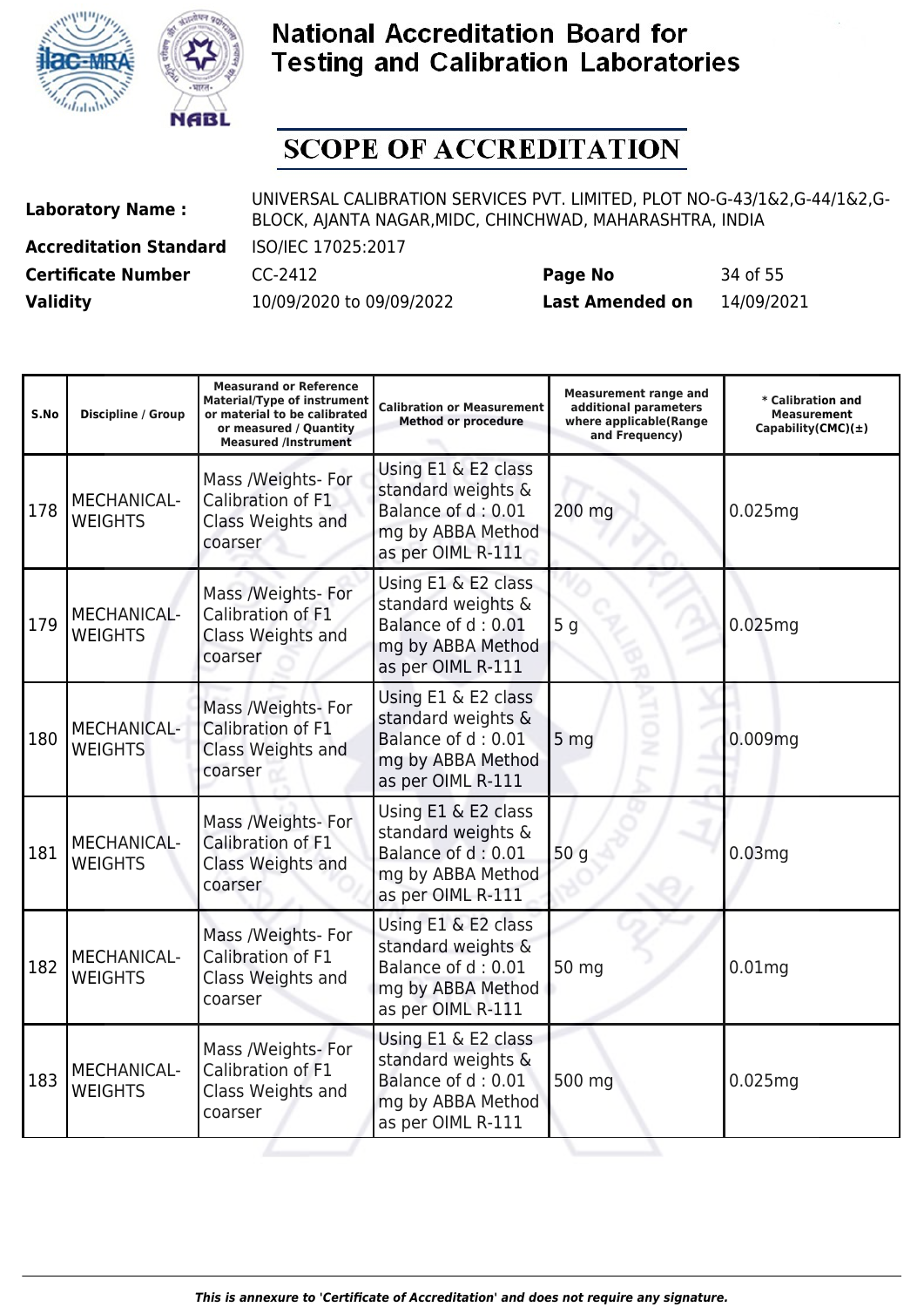# National Accreditation Board for Testing and Calibration Laboratories

## SCOPE OF ACCREDITATION

| | | | |
|---|---|---|---|
| **Laboratory Name :** | UNIVERSAL CALIBRATION SERVICES PVT. LIMITED, PLOT NO-G-43/1&2,G-44/1&2,G-BLOCK, AJANTA NAGAR,MIDC, CHINCHWAD, MAHARASHTRA, INDIA | | |
| **Accreditation Standard** | ISO/IEC 17025:2017 | | |
| **Certificate Number** | CC-2412 | **Page No** | 34 of 55 |
| **Validity** | 10/09/2020 to 09/09/2022 | **Last Amended on** | 14/09/2021 |

| S.No | Discipline / Group | Measurand or Reference Material/Type of instrument or material to be calibrated or measured / Quantity Measured /Instrument | Calibration or Measurement Method or procedure | Measurement range and additional parameters where applicable(Range and Frequency) | * Calibration and Measurement Capability(CMC)(±) |
|---|---|---|---|---|---|
| 178 | MECHANICAL- WEIGHTS | Mass /Weights- For Calibration of F1 Class Weights and coarser | Using E1 & E2 class standard weights & Balance of d : 0.01 mg by ABBA Method as per OIML R-111 | 200 mg | 0.025mg |
| 179 | MECHANICAL- WEIGHTS | Mass /Weights- For Calibration of F1 Class Weights and coarser | Using E1 & E2 class standard weights & Balance of d : 0.01 mg by ABBA Method as per OIML R-111 | 5 g | 0.025mg |
| 180 | MECHANICAL- WEIGHTS | Mass /Weights- For Calibration of F1 Class Weights and coarser | Using E1 & E2 class standard weights & Balance of d : 0.01 mg by ABBA Method as per OIML R-111 | 5 mg | 0.009mg |
| 181 | MECHANICAL- WEIGHTS | Mass /Weights- For Calibration of F1 Class Weights and coarser | Using E1 & E2 class standard weights & Balance of d : 0.01 mg by ABBA Method as per OIML R-111 | 50 g | 0.03mg |
| 182 | MECHANICAL- WEIGHTS | Mass /Weights- For Calibration of F1 Class Weights and coarser | Using E1 & E2 class standard weights & Balance of d : 0.01 mg by ABBA Method as per OIML R-111 | 50 mg | 0.01mg |
| 183 | MECHANICAL- WEIGHTS | Mass /Weights- For Calibration of F1 Class Weights and coarser | Using E1 & E2 class standard weights & Balance of d : 0.01 mg by ABBA Method as per OIML R-111 | 500 mg | 0.025mg |

*This is annexure to 'Certificate of Accreditation' and does not require any signature.*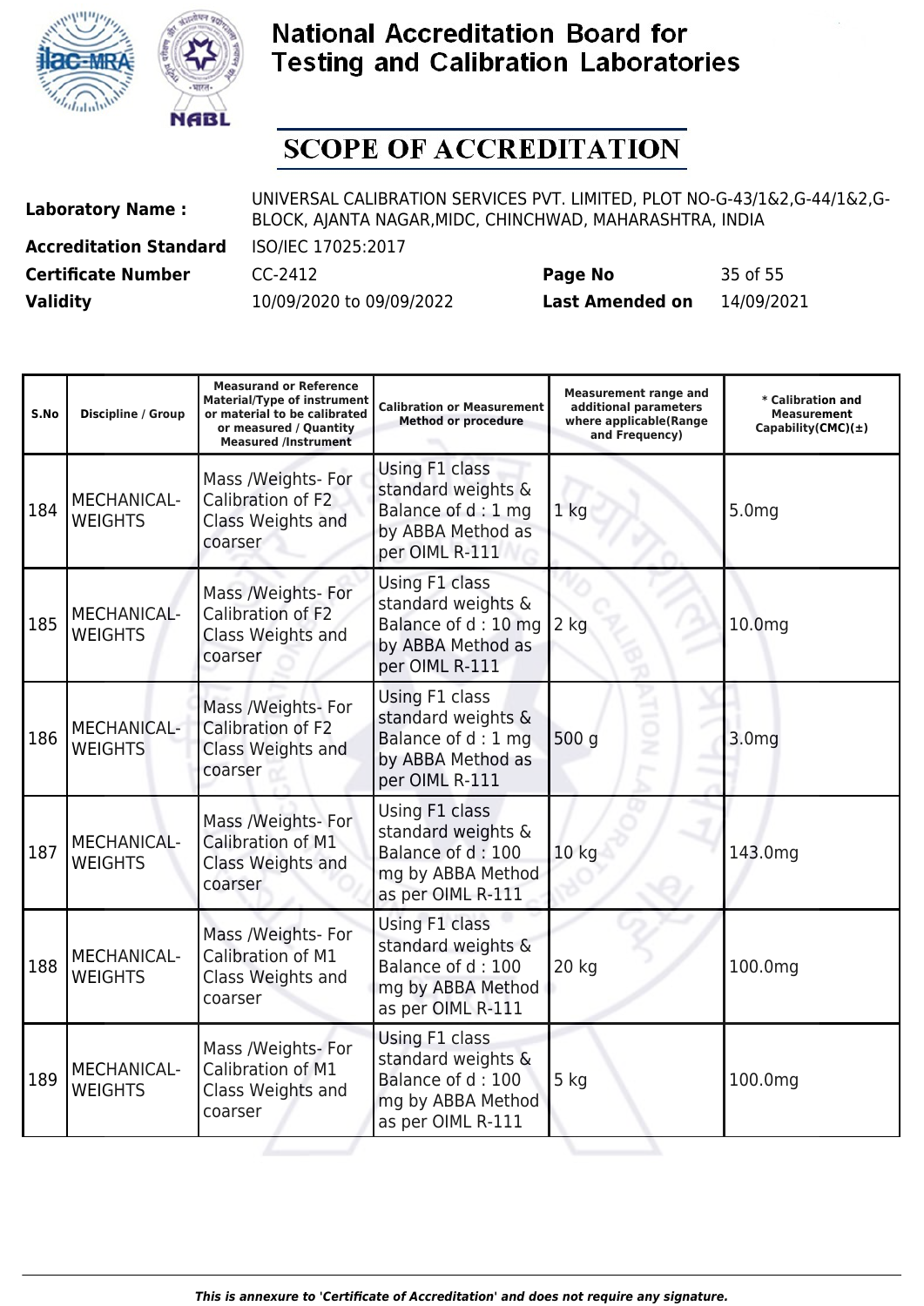# National Accreditation Board for Testing and Calibration Laboratories

## SCOPE OF ACCREDITATION

| | | | |
|---|---|---|---|
| **Laboratory Name :** | UNIVERSAL CALIBRATION SERVICES PVT. LIMITED, PLOT NO-G-43/1&2,G-44/1&2,G-BLOCK, AJANTA NAGAR,MIDC, CHINCHWAD, MAHARASHTRA, INDIA | | |
| **Accreditation Standard** | ISO/IEC 17025:2017 | | |
| **Certificate Number** | CC-2412 | **Page No** | 35 of 55 |
| **Validity** | 10/09/2020 to 09/09/2022 | **Last Amended on** | 14/09/2021 |

| S.No | Discipline / Group | Measurand or Reference Material/Type of instrument or material to be calibrated or measured / Quantity Measured /Instrument | Calibration or Measurement Method or procedure | Measurement range and additional parameters where applicable(Range and Frequency) | * Calibration and Measurement Capability(CMC)(±) |
|---|---|---|---|---|---|
| 184 | MECHANICAL- WEIGHTS | Mass /Weights- For Calibration of F2 Class Weights and coarser | Using F1 class standard weights & Balance of d : 1 mg by ABBA Method as per OIML R-111 | 1 kg | 5.0mg |
| 185 | MECHANICAL- WEIGHTS | Mass /Weights- For Calibration of F2 Class Weights and coarser | Using F1 class standard weights & Balance of d : 10 mg by ABBA Method as per OIML R-111 | 2 kg | 10.0mg |
| 186 | MECHANICAL- WEIGHTS | Mass /Weights- For Calibration of F2 Class Weights and coarser | Using F1 class standard weights & Balance of d : 1 mg by ABBA Method as per OIML R-111 | 500 g | 3.0mg |
| 187 | MECHANICAL- WEIGHTS | Mass /Weights- For Calibration of M1 Class Weights and coarser | Using F1 class standard weights & Balance of d : 100 mg by ABBA Method as per OIML R-111 | 10 kg | 143.0mg |
| 188 | MECHANICAL- WEIGHTS | Mass /Weights- For Calibration of M1 Class Weights and coarser | Using F1 class standard weights & Balance of d : 100 mg by ABBA Method as per OIML R-111 | 20 kg | 100.0mg |
| 189 | MECHANICAL- WEIGHTS | Mass /Weights- For Calibration of M1 Class Weights and coarser | Using F1 class standard weights & Balance of d : 100 mg by ABBA Method as per OIML R-111 | 5 kg | 100.0mg |

*This is annexure to 'Certificate of Accreditation' and does not require any signature.*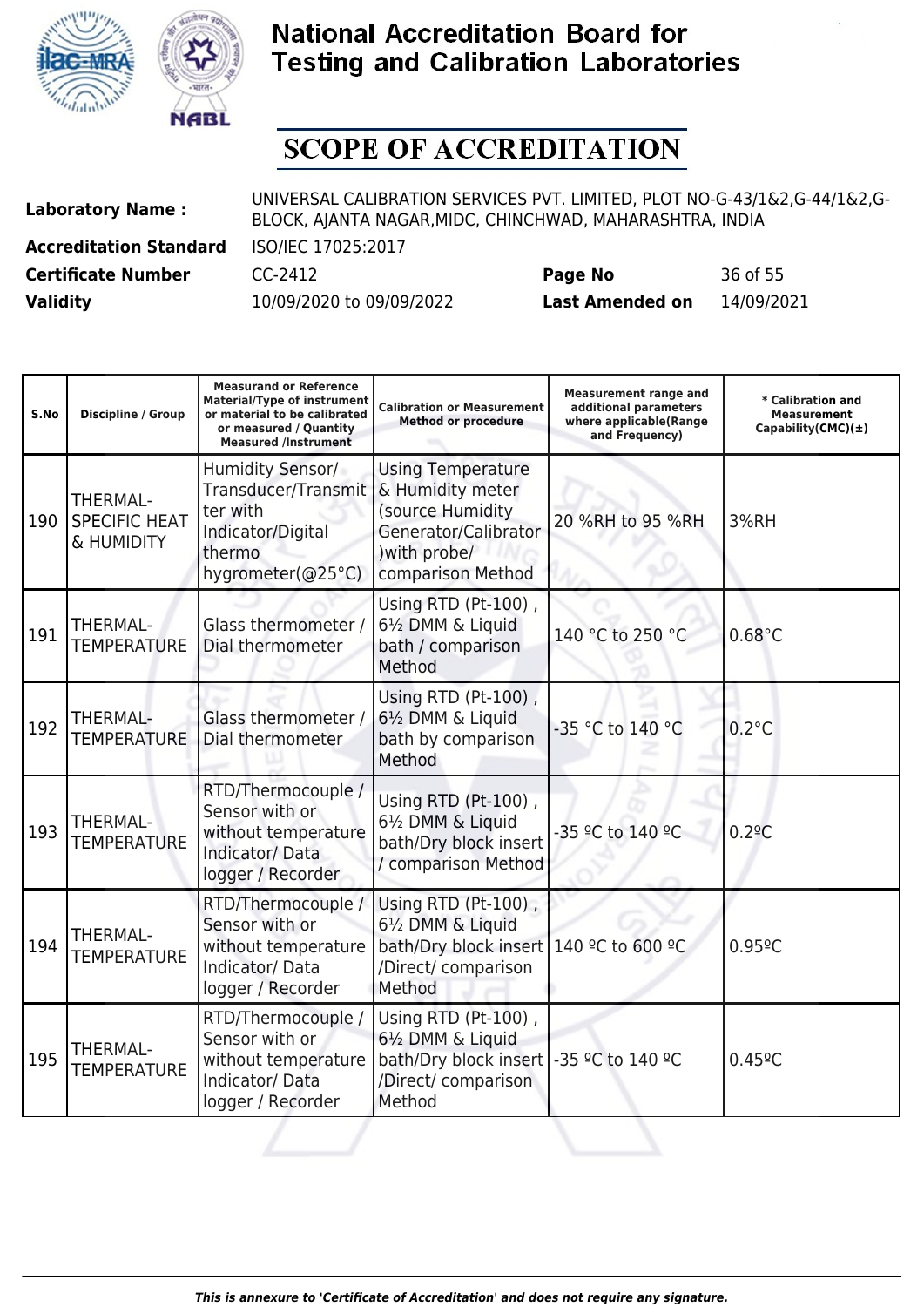# National Accreditation Board for Testing and Calibration Laboratories

## SCOPE OF ACCREDITATION

| | | | |
|---|---|---|---|
| **Laboratory Name :** | UNIVERSAL CALIBRATION SERVICES PVT. LIMITED, PLOT NO-G-43/1&2,G-44/1&2,G-BLOCK, AJANTA NAGAR,MIDC, CHINCHWAD, MAHARASHTRA, INDIA | | |
| **Accreditation Standard** | ISO/IEC 17025:2017 | | |
| **Certificate Number** | CC-2412 | **Page No** | 36 of 55 |
| **Validity** | 10/09/2020 to 09/09/2022 | **Last Amended on** | 14/09/2021 |

| S.No | Discipline / Group | Measurand or Reference Material/Type of instrument or material to be calibrated or measured / Quantity Measured /Instrument | Calibration or Measurement Method or procedure | Measurement range and additional parameters where applicable(Range and Frequency) | * Calibration and Measurement Capability(CMC)(±) |
|---|---|---|---|---|---|
| 190 | THERMAL- SPECIFIC HEAT & HUMIDITY | Humidity Sensor/ Transducer/Transmitter with Indicator/Digital thermo hygrometer(@25°C) | Using Temperature & Humidity meter (source Humidity Generator/Calibrator )with probe/ comparison Method | 20 %RH to 95 %RH | 3%RH |
| 191 | THERMAL- TEMPERATURE | Glass thermometer / Dial thermometer | Using RTD (Pt-100) , 6½ DMM & Liquid bath / comparison Method | 140 °C to 250 °C | 0.68°C |
| 192 | THERMAL- TEMPERATURE | Glass thermometer / Dial thermometer | Using RTD (Pt-100) , 6½ DMM & Liquid bath by comparison Method | -35 °C to 140 °C | 0.2°C |
| 193 | THERMAL- TEMPERATURE | RTD/Thermocouple / Sensor with or without temperature Indicator/ Data logger / Recorder | Using RTD (Pt-100) , 6½ DMM & Liquid bath/Dry block insert / comparison Method | -35 ºC to 140 ºC | 0.2ºC |
| 194 | THERMAL- TEMPERATURE | RTD/Thermocouple / Sensor with or without temperature Indicator/ Data logger / Recorder | Using RTD (Pt-100) , 6½ DMM & Liquid bath/Dry block insert /Direct/ comparison Method | 140 ºC to 600 ºC | 0.95ºC |
| 195 | THERMAL- TEMPERATURE | RTD/Thermocouple / Sensor with or without temperature Indicator/ Data logger / Recorder | Using RTD (Pt-100) , 6½ DMM & Liquid bath/Dry block insert /Direct/ comparison Method | -35 ºC to 140 ºC | 0.45ºC |

*This is annexure to 'Certificate of Accreditation' and does not require any signature.*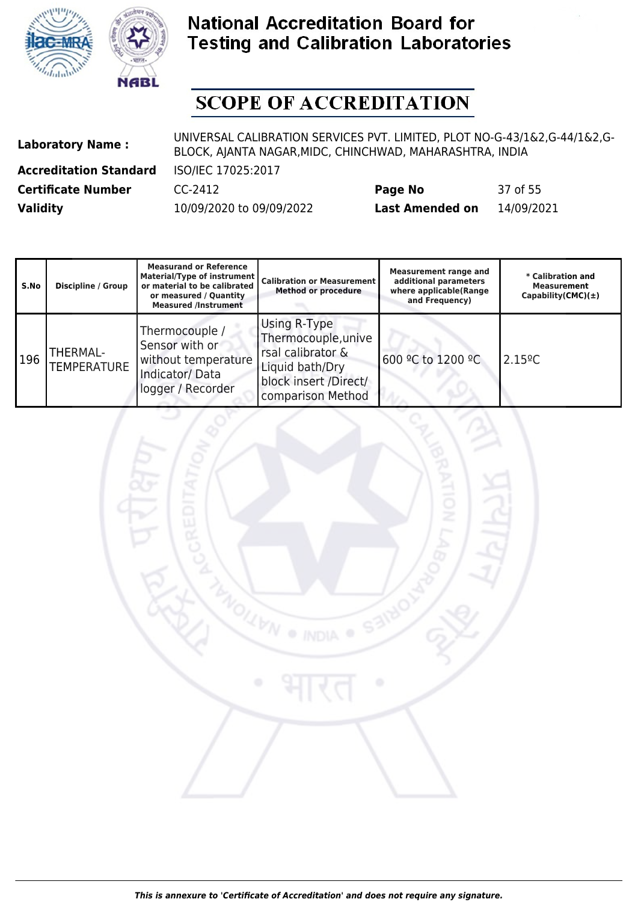# National Accreditation Board for Testing and Calibration Laboratories

## SCOPE OF ACCREDITATION

| | | | | |
|---|---|---|---|---|
| **Laboratory Name :** | UNIVERSAL CALIBRATION SERVICES PVT. LIMITED, PLOT NO-G-43/1&2,G-44/1&2,G-BLOCK, AJANTA NAGAR,MIDC, CHINCHWAD, MAHARASHTRA, INDIA | | | |
| **Accreditation Standard** | ISO/IEC 17025:2017 | | | |
| **Certificate Number** | CC-2412 | **Page No** | 37 of 55 |
| **Validity** | 10/09/2020 to 09/09/2022 | **Last Amended on** | 14/09/2021 |

| S.No | Discipline / Group | Measurand or Reference Material/Type of instrument or material to be calibrated or measured / Quantity Measured /Instrument | Calibration or Measurement Method or procedure | Measurement range and additional parameters where applicable(Range and Frequency) | * Calibration and Measurement Capability(CMC)(±) |
|---|---|---|---|---|---|
| 196 | THERMAL- TEMPERATURE | Thermocouple / Sensor with or without temperature Indicator/ Data logger / Recorder | Using R-Type Thermocouple,universal calibrator & Liquid bath/Dry block insert /Direct/ comparison Method | 600 ºC to 1200 ºC | 2.15ºC |

*This is annexure to 'Certificate of Accreditation' and does not require any signature.*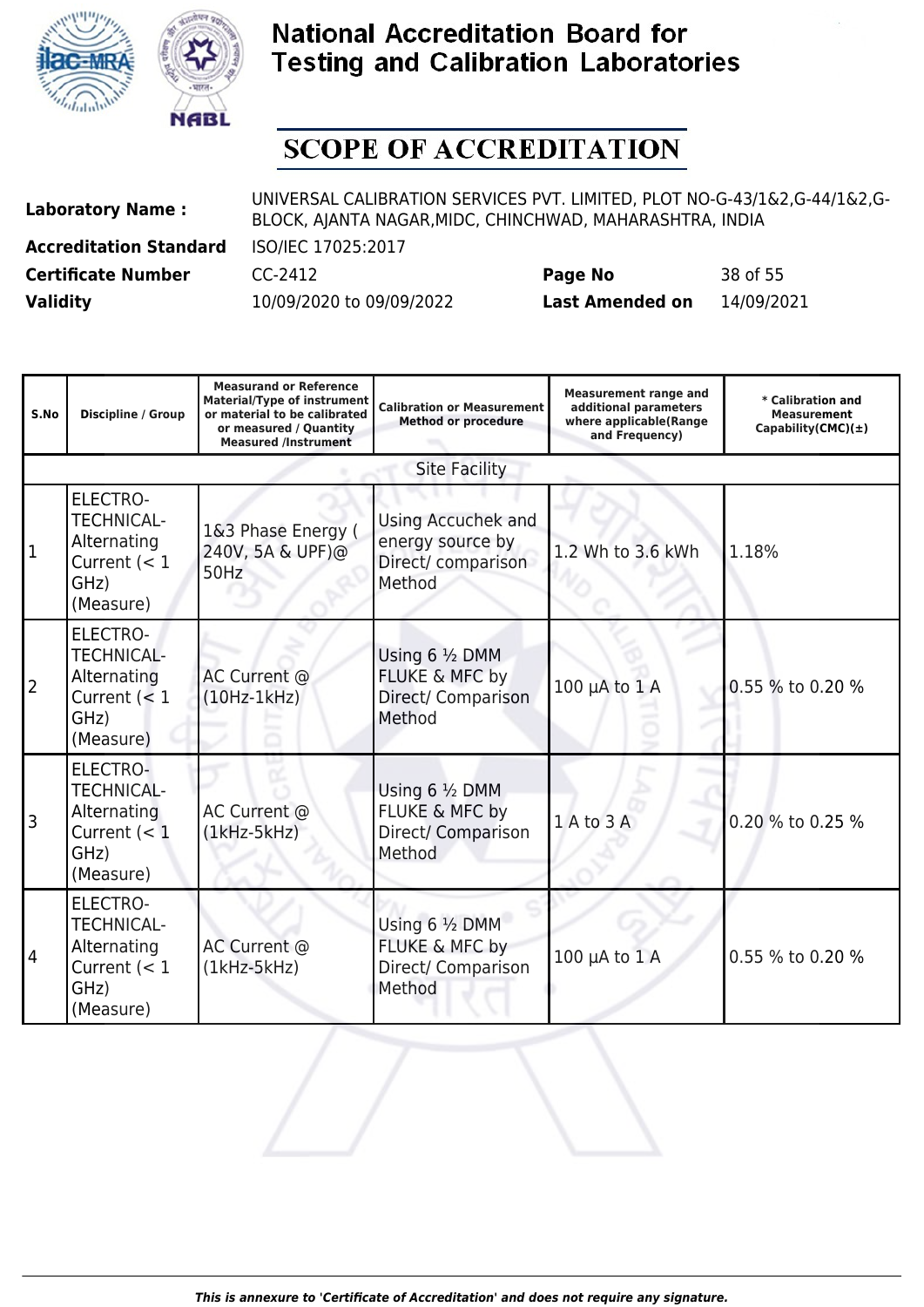# National Accreditation Board for Testing and Calibration Laboratories

## SCOPE OF ACCREDITATION

| | | | |
|---|---|---|---|
| **Laboratory Name :** | UNIVERSAL CALIBRATION SERVICES PVT. LIMITED, PLOT NO-G-43/1&2,G-44/1&2,G-BLOCK, AJANTA NAGAR,MIDC, CHINCHWAD, MAHARASHTRA, INDIA | | |
| **Accreditation Standard** | ISO/IEC 17025:2017 | | |
| **Certificate Number** | CC-2412 | **Page No** | 38 of 55 |
| **Validity** | 10/09/2020 to 09/09/2022 | **Last Amended on** | 14/09/2021 |

| S.No | Discipline / Group | Measurand or Reference Material/Type of instrument or material to be calibrated or measured / Quantity Measured /Instrument | Calibration or Measurement Method or procedure | Measurement range and additional parameters where applicable(Range and Frequency) | * Calibration and Measurement Capability(CMC)(±) |
|---|---|---|---|---|---|
| | | | Site Facility | | |
| 1 | ELECTRO-TECHNICAL- Alternating Current (< 1 GHz) (Measure) | 1&3 Phase Energy ( 240V, 5A & UPF)@ 50Hz | Using Accuchek and energy source by Direct/ comparison Method | 1.2 Wh to 3.6 kWh | 1.18% |
| 2 | ELECTRO-TECHNICAL- Alternating Current (< 1 GHz) (Measure) | AC Current @ (10Hz-1kHz) | Using 6 ½ DMM FLUKE & MFC by Direct/ Comparison Method | 100 µA to 1 A | 0.55 % to 0.20 % |
| 3 | ELECTRO-TECHNICAL- Alternating Current (< 1 GHz) (Measure) | AC Current @ (1kHz-5kHz) | Using 6 ½ DMM FLUKE & MFC by Direct/ Comparison Method | 1 A to 3 A | 0.20 % to 0.25 % |
| 4 | ELECTRO-TECHNICAL- Alternating Current (< 1 GHz) (Measure) | AC Current @ (1kHz-5kHz) | Using 6 ½ DMM FLUKE & MFC by Direct/ Comparison Method | 100 µA to 1 A | 0.55 % to 0.20 % |

*This is annexure to 'Certificate of Accreditation' and does not require any signature.*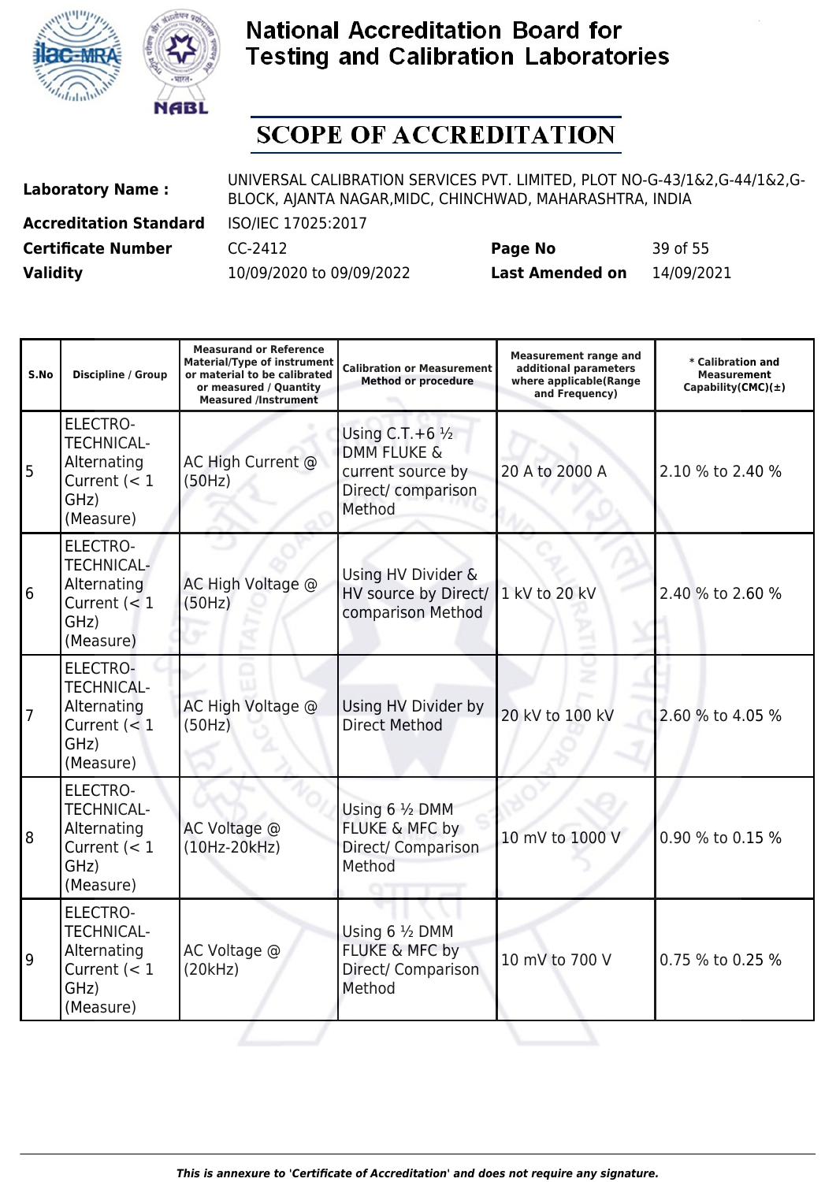# National Accreditation Board for Testing and Calibration Laboratories

## SCOPE OF ACCREDITATION

| | | | |
|---|---|---|---|
| **Laboratory Name :** | UNIVERSAL CALIBRATION SERVICES PVT. LIMITED, PLOT NO-G-43/1&2,G-44/1&2,G-BLOCK, AJANTA NAGAR,MIDC, CHINCHWAD, MAHARASHTRA, INDIA | | |
| **Accreditation Standard** | ISO/IEC 17025:2017 | | |
| **Certificate Number** | CC-2412 | **Page No** | 39 of 55 |
| **Validity** | 10/09/2020 to 09/09/2022 | **Last Amended on** | 14/09/2021 |

| S.No | Discipline / Group | Measurand or Reference Material/Type of instrument or material to be calibrated or measured / Quantity Measured /Instrument | Calibration or Measurement Method or procedure | Measurement range and additional parameters where applicable(Range and Frequency) | * Calibration and Measurement Capability(CMC)(±) |
|---|---|---|---|---|---|
| 5 | ELECTRO-TECHNICAL- Alternating Current (< 1 GHz) (Measure) | AC High Current @ (50Hz) | Using C.T.+6 ½ DMM FLUKE & current source by Direct/ comparison Method | 20 A to 2000 A | 2.10 % to 2.40 % |
| 6 | ELECTRO-TECHNICAL- Alternating Current (< 1 GHz) (Measure) | AC High Voltage @ (50Hz) | Using HV Divider & HV source by Direct/ comparison Method | 1 kV to 20 kV | 2.40 % to 2.60 % |
| 7 | ELECTRO-TECHNICAL- Alternating Current (< 1 GHz) (Measure) | AC High Voltage @ (50Hz) | Using HV Divider by Direct Method | 20 kV to 100 kV | 2.60 % to 4.05 % |
| 8 | ELECTRO-TECHNICAL- Alternating Current (< 1 GHz) (Measure) | AC Voltage @ (10Hz-20kHz) | Using 6 ½ DMM FLUKE & MFC by Direct/ Comparison Method | 10 mV to 1000 V | 0.90 % to 0.15 % |
| 9 | ELECTRO-TECHNICAL- Alternating Current (< 1 GHz) (Measure) | AC Voltage @ (20kHz) | Using 6 ½ DMM FLUKE & MFC by Direct/ Comparison Method | 10 mV to 700 V | 0.75 % to 0.25 % |

*This is annexure to 'Certificate of Accreditation' and does not require any signature.*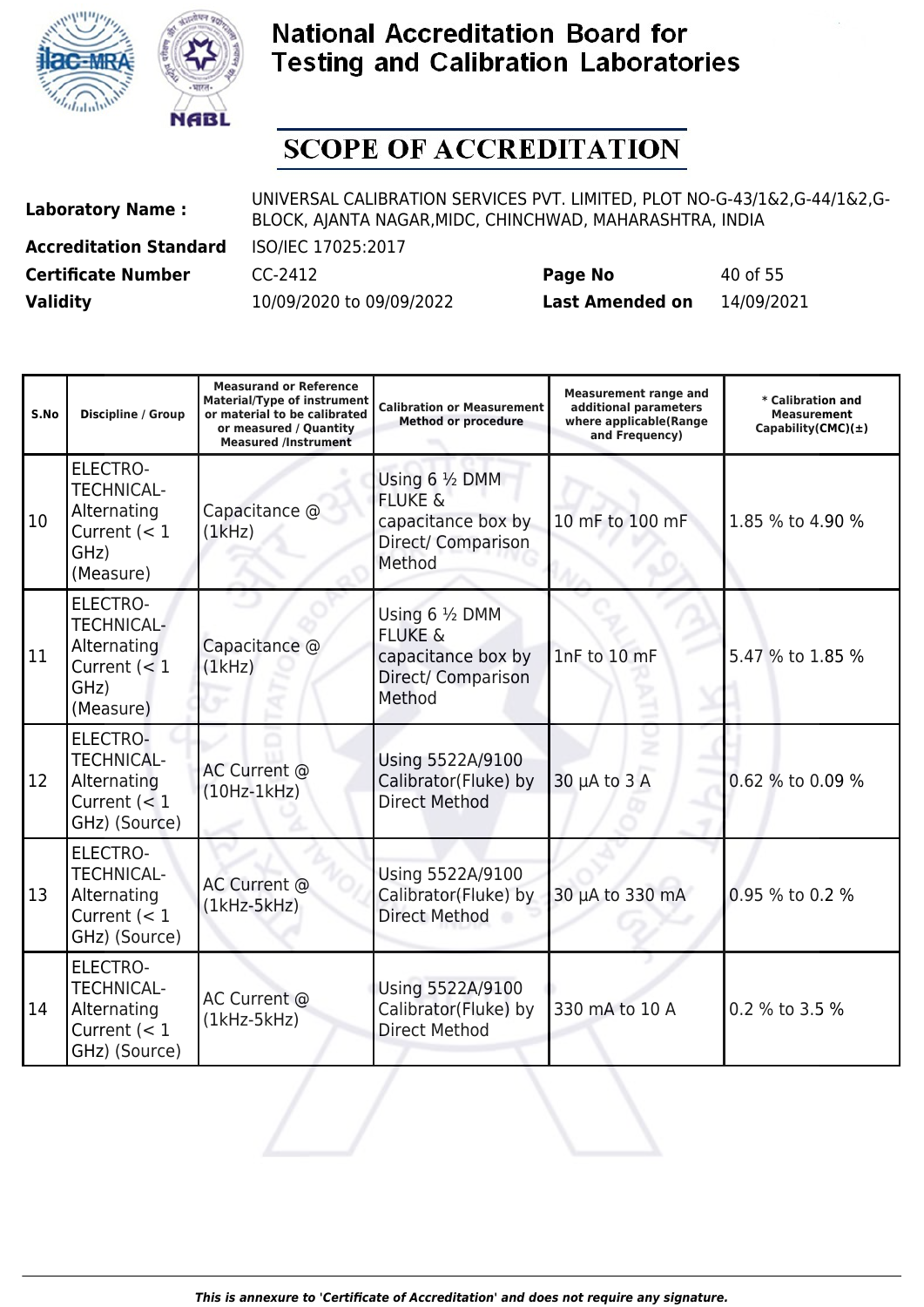# National Accreditation Board for Testing and Calibration Laboratories

## SCOPE OF ACCREDITATION

| | | | |
|---|---|---|---|
| **Laboratory Name :** | UNIVERSAL CALIBRATION SERVICES PVT. LIMITED, PLOT NO-G-43/1&2,G-44/1&2,G-BLOCK, AJANTA NAGAR,MIDC, CHINCHWAD, MAHARASHTRA, INDIA | | |
| **Accreditation Standard** | ISO/IEC 17025:2017 | | |
| **Certificate Number** | CC-2412 | **Page No** | 40 of 55 |
| **Validity** | 10/09/2020 to 09/09/2022 | **Last Amended on** | 14/09/2021 |

| S.No | Discipline / Group | Measurand or Reference Material/Type of instrument or material to be calibrated or measured / Quantity Measured /Instrument | Calibration or Measurement Method or procedure | Measurement range and additional parameters where applicable(Range and Frequency) | * Calibration and Measurement Capability(CMC)(±) |
|---|---|---|---|---|---|
| 10 | ELECTRO-TECHNICAL- Alternating Current (< 1 GHz) (Measure) | Capacitance @ (1kHz) | Using 6 ½ DMM FLUKE & capacitance box by Direct/ Comparison Method | 10 mF to 100 mF | 1.85 % to 4.90 % |
| 11 | ELECTRO-TECHNICAL- Alternating Current (< 1 GHz) (Measure) | Capacitance @ (1kHz) | Using 6 ½ DMM FLUKE & capacitance box by Direct/ Comparison Method | 1nF to 10 mF | 5.47 % to 1.85 % |
| 12 | ELECTRO-TECHNICAL- Alternating Current (< 1 GHz) (Source) | AC Current @ (10Hz-1kHz) | Using 5522A/9100 Calibrator(Fluke) by Direct Method | 30 µA to 3 A | 0.62 % to 0.09 % |
| 13 | ELECTRO-TECHNICAL- Alternating Current (< 1 GHz) (Source) | AC Current @ (1kHz-5kHz) | Using 5522A/9100 Calibrator(Fluke) by Direct Method | 30 µA to 330 mA | 0.95 % to 0.2 % |
| 14 | ELECTRO-TECHNICAL- Alternating Current (< 1 GHz) (Source) | AC Current @ (1kHz-5kHz) | Using 5522A/9100 Calibrator(Fluke) by Direct Method | 330 mA to 10 A | 0.2 % to 3.5 % |

*This is annexure to 'Certificate of Accreditation' and does not require any signature.*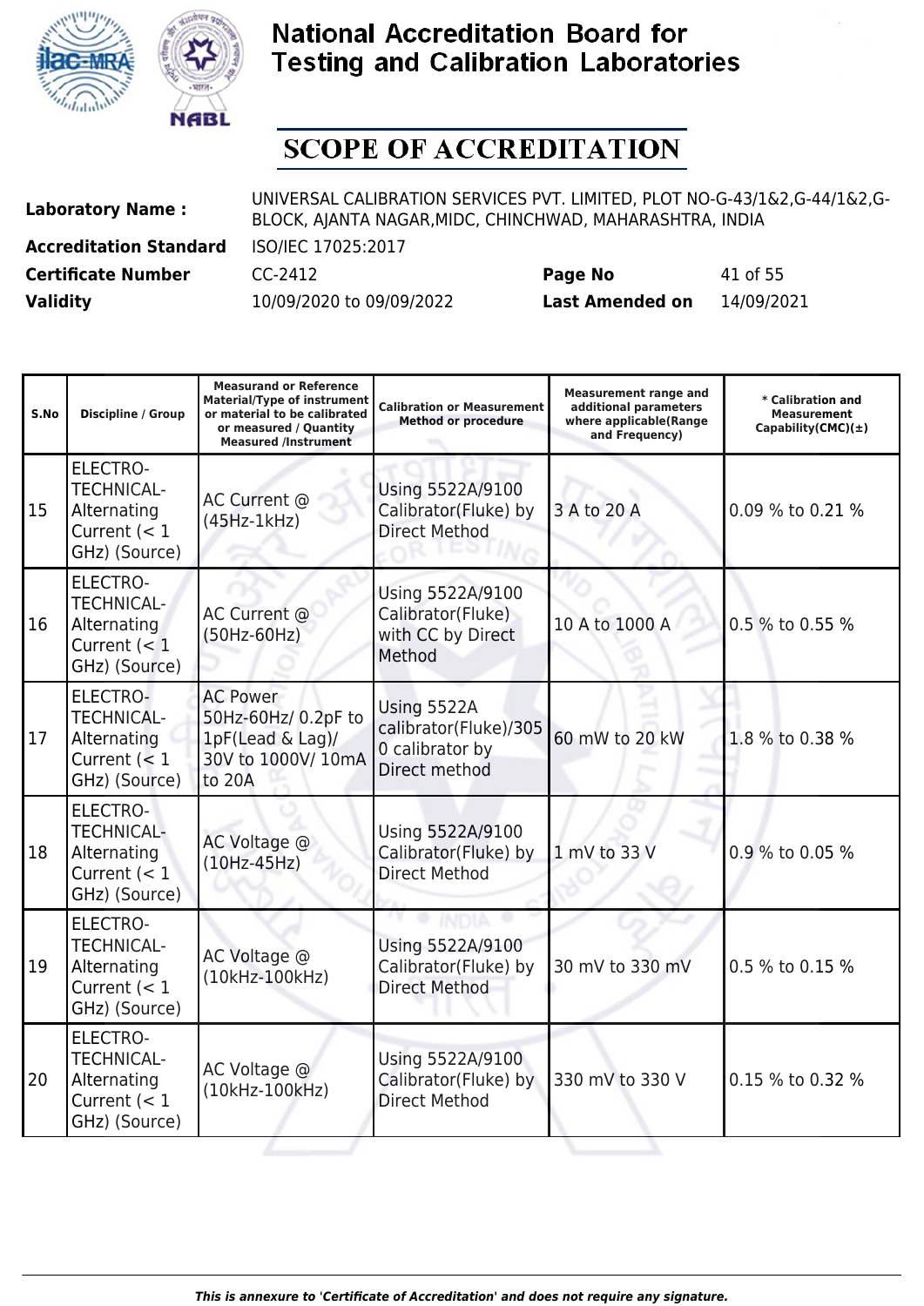# National Accreditation Board for Testing and Calibration Laboratories

## SCOPE OF ACCREDITATION

| | | | |
|---|---|---|---|
| **Laboratory Name :** | UNIVERSAL CALIBRATION SERVICES PVT. LIMITED, PLOT NO-G-43/1&2,G-44/1&2,G-BLOCK, AJANTA NAGAR,MIDC, CHINCHWAD, MAHARASHTRA, INDIA | | |
| **Accreditation Standard** | ISO/IEC 17025:2017 | | |
| **Certificate Number** | CC-2412 | **Page No** | 41 of 55 |
| **Validity** | 10/09/2020 to 09/09/2022 | **Last Amended on** | 14/09/2021 |

| S.No | Discipline / Group | Measurand or Reference Material/Type of instrument or material to be calibrated or measured / Quantity Measured /Instrument | Calibration or Measurement Method or procedure | Measurement range and additional parameters where applicable(Range and Frequency) | * Calibration and Measurement Capability(CMC)(±) |
|---|---|---|---|---|---|
| 15 | ELECTRO-TECHNICAL- Alternating Current (< 1 GHz) (Source) | AC Current @ (45Hz-1kHz) | Using 5522A/9100 Calibrator(Fluke) by Direct Method | 3 A to 20 A | 0.09 % to 0.21 % |
| 16 | ELECTRO-TECHNICAL- Alternating Current (< 1 GHz) (Source) | AC Current @ (50Hz-60Hz) | Using 5522A/9100 Calibrator(Fluke) with CC by Direct Method | 10 A to 1000 A | 0.5 % to 0.55 % |
| 17 | ELECTRO-TECHNICAL- Alternating Current (< 1 GHz) (Source) | AC Power 50Hz-60Hz/ 0.2pF to 1pF(Lead & Lag)/ 30V to 1000V/ 10mA to 20A | Using 5522A calibrator(Fluke)/3050 calibrator by Direct method | 60 mW to 20 kW | 1.8 % to 0.38 % |
| 18 | ELECTRO-TECHNICAL- Alternating Current (< 1 GHz) (Source) | AC Voltage @ (10Hz-45Hz) | Using 5522A/9100 Calibrator(Fluke) by Direct Method | 1 mV to 33 V | 0.9 % to 0.05 % |
| 19 | ELECTRO-TECHNICAL- Alternating Current (< 1 GHz) (Source) | AC Voltage @ (10kHz-100kHz) | Using 5522A/9100 Calibrator(Fluke) by Direct Method | 30 mV to 330 mV | 0.5 % to 0.15 % |
| 20 | ELECTRO-TECHNICAL- Alternating Current (< 1 GHz) (Source) | AC Voltage @ (10kHz-100kHz) | Using 5522A/9100 Calibrator(Fluke) by Direct Method | 330 mV to 330 V | 0.15 % to 0.32 % |

*This is annexure to 'Certificate of Accreditation' and does not require any signature.*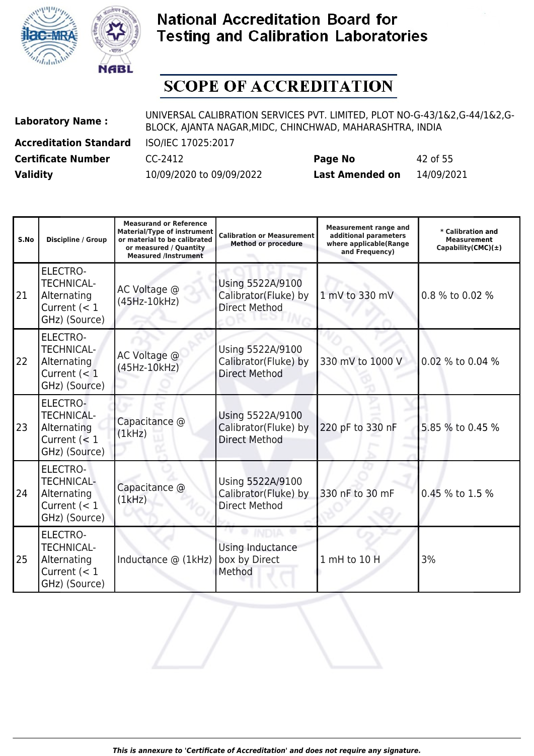# National Accreditation Board for Testing and Calibration Laboratories

## SCOPE OF ACCREDITATION

| | | | |
|---|---|---|---|
| **Laboratory Name :** | UNIVERSAL CALIBRATION SERVICES PVT. LIMITED, PLOT NO-G-43/1&2,G-44/1&2,G-BLOCK, AJANTA NAGAR,MIDC, CHINCHWAD, MAHARASHTRA, INDIA | | |
| **Accreditation Standard** | ISO/IEC 17025:2017 | | |
| **Certificate Number** | CC-2412 | **Page No** | 42 of 55 |
| **Validity** | 10/09/2020 to 09/09/2022 | **Last Amended on** | 14/09/2021 |

| S.No | Discipline / Group | Measurand or Reference Material/Type of instrument or material to be calibrated or measured / Quantity Measured /Instrument | Calibration or Measurement Method or procedure | Measurement range and additional parameters where applicable(Range and Frequency) | * Calibration and Measurement Capability(CMC)(±) |
|---|---|---|---|---|---|
| 21 | ELECTRO-TECHNICAL- Alternating Current (< 1 GHz) (Source) | AC Voltage @ (45Hz-10kHz) | Using 5522A/9100 Calibrator(Fluke) by Direct Method | 1 mV to 330 mV | 0.8 % to 0.02 % |
| 22 | ELECTRO-TECHNICAL- Alternating Current (< 1 GHz) (Source) | AC Voltage @ (45Hz-10kHz) | Using 5522A/9100 Calibrator(Fluke) by Direct Method | 330 mV to 1000 V | 0.02 % to 0.04 % |
| 23 | ELECTRO-TECHNICAL- Alternating Current (< 1 GHz) (Source) | Capacitance @ (1kHz) | Using 5522A/9100 Calibrator(Fluke) by Direct Method | 220 pF to 330 nF | 5.85 % to 0.45 % |
| 24 | ELECTRO-TECHNICAL- Alternating Current (< 1 GHz) (Source) | Capacitance @ (1kHz) | Using 5522A/9100 Calibrator(Fluke) by Direct Method | 330 nF to 30 mF | 0.45 % to 1.5 % |
| 25 | ELECTRO-TECHNICAL- Alternating Current (< 1 GHz) (Source) | Inductance @ (1kHz) | Using Inductance box by Direct Method | 1 mH to 10 H | 3% |

*This is annexure to 'Certificate of Accreditation' and does not require any signature.*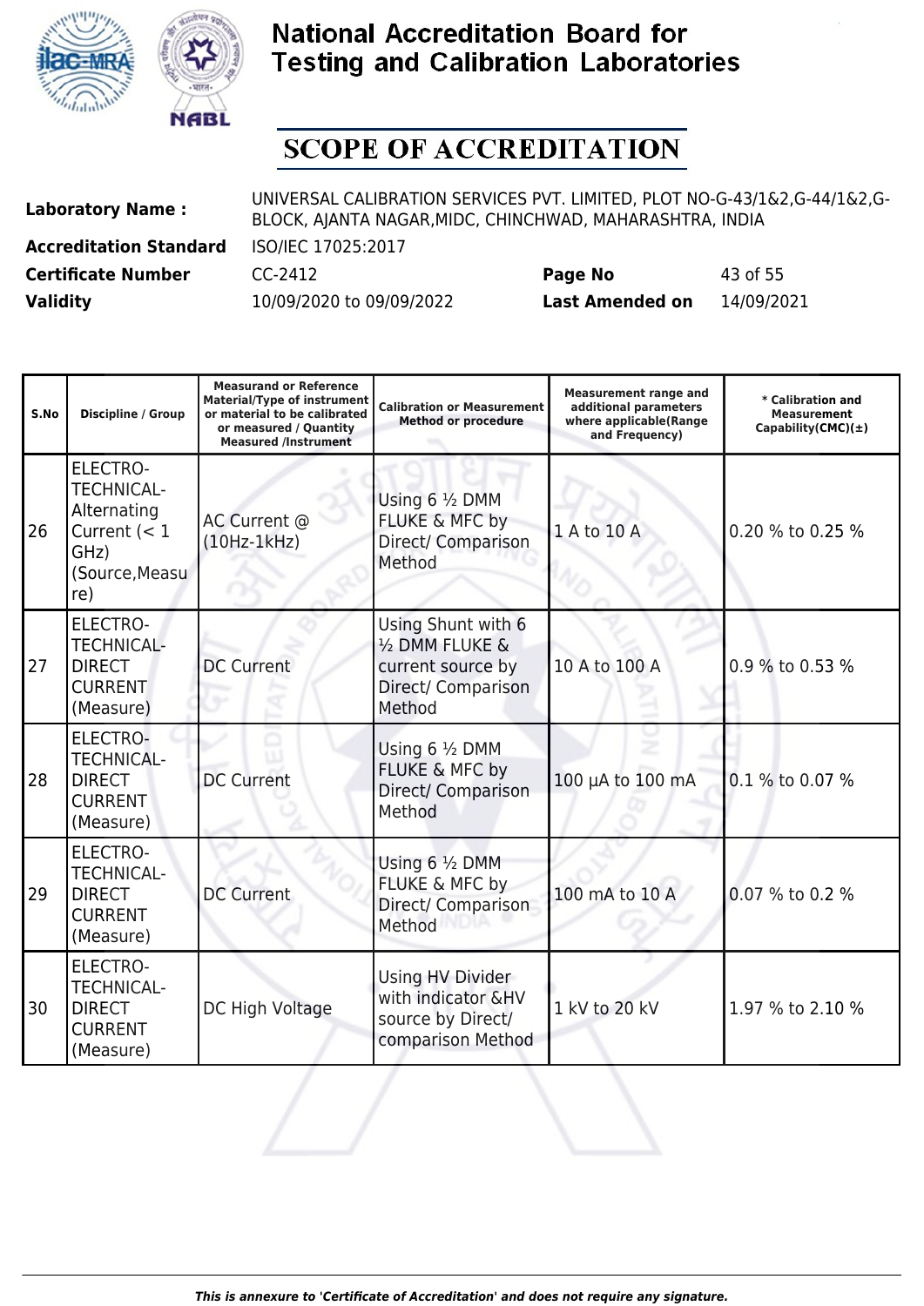# National Accreditation Board for Testing and Calibration Laboratories

## SCOPE OF ACCREDITATION

| | | | |
|---|---|---|---|
| **Laboratory Name :** | UNIVERSAL CALIBRATION SERVICES PVT. LIMITED, PLOT NO-G-43/1&2,G-44/1&2,G-BLOCK, AJANTA NAGAR,MIDC, CHINCHWAD, MAHARASHTRA, INDIA | | |
| **Accreditation Standard** | ISO/IEC 17025:2017 | | |
| **Certificate Number** | CC-2412 | **Page No** | 43 of 55 |
| **Validity** | 10/09/2020 to 09/09/2022 | **Last Amended on** | 14/09/2021 |

| S.No | Discipline / Group | Measurand or Reference Material/Type of instrument or material to be calibrated or measured / Quantity Measured /Instrument | Calibration or Measurement Method or procedure | Measurement range and additional parameters where applicable(Range and Frequency) | * Calibration and Measurement Capability(CMC)(±) |
|---|---|---|---|---|---|
| 26 | ELECTRO-TECHNICAL-Alternating Current (< 1 GHz) (Source,Measure) | AC Current @ (10Hz-1kHz) | Using 6 ½ DMM FLUKE & MFC by Direct/ Comparison Method | 1 A to 10 A | 0.20 % to 0.25 % |
| 27 | ELECTRO-TECHNICAL-DIRECT CURRENT (Measure) | DC Current | Using Shunt with 6 ½ DMM FLUKE & current source by Direct/ Comparison Method | 10 A to 100 A | 0.9 % to 0.53 % |
| 28 | ELECTRO-TECHNICAL-DIRECT CURRENT (Measure) | DC Current | Using 6 ½ DMM FLUKE & MFC by Direct/ Comparison Method | 100 µA to 100 mA | 0.1 % to 0.07 % |
| 29 | ELECTRO-TECHNICAL-DIRECT CURRENT (Measure) | DC Current | Using 6 ½ DMM FLUKE & MFC by Direct/ Comparison Method | 100 mA to 10 A | 0.07 % to 0.2 % |
| 30 | ELECTRO-TECHNICAL-DIRECT CURRENT (Measure) | DC High Voltage | Using HV Divider with indicator &HV source by Direct/ comparison Method | 1 kV to 20 kV | 1.97 % to 2.10 % |

*This is annexure to 'Certificate of Accreditation' and does not require any signature.*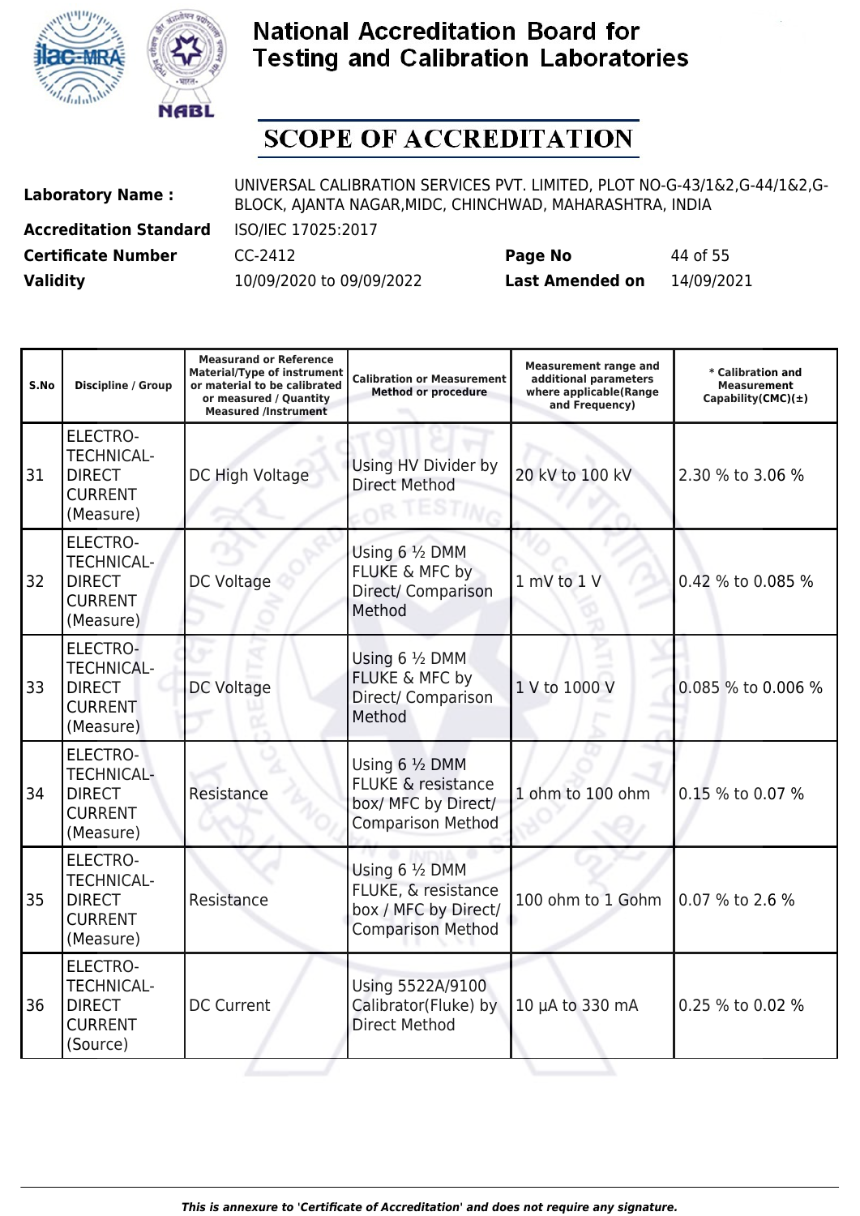# National Accreditation Board for Testing and Calibration Laboratories

## SCOPE OF ACCREDITATION

| | | | |
|---|---|---|---|
| **Laboratory Name :** | UNIVERSAL CALIBRATION SERVICES PVT. LIMITED, PLOT NO-G-43/1&2,G-44/1&2,G-BLOCK, AJANTA NAGAR,MIDC, CHINCHWAD, MAHARASHTRA, INDIA | | |
| **Accreditation Standard** | ISO/IEC 17025:2017 | | |
| **Certificate Number** | CC-2412 | **Page No** | 44 of 55 |
| **Validity** | 10/09/2020 to 09/09/2022 | **Last Amended on** | 14/09/2021 |

| S.No | Discipline / Group | Measurand or Reference Material/Type of instrument or material to be calibrated or measured / Quantity Measured /Instrument | Calibration or Measurement Method or procedure | Measurement range and additional parameters where applicable(Range and Frequency) | * Calibration and Measurement Capability(CMC)(±) |
|---|---|---|---|---|---|
| 31 | ELECTRO-TECHNICAL-DIRECT CURRENT (Measure) | DC High Voltage | Using HV Divider by Direct Method | 20 kV to 100 kV | 2.30 % to 3.06 % |
| 32 | ELECTRO-TECHNICAL-DIRECT CURRENT (Measure) | DC Voltage | Using 6 ½ DMM FLUKE & MFC by Direct/ Comparison Method | 1 mV to 1 V | 0.42 % to 0.085 % |
| 33 | ELECTRO-TECHNICAL-DIRECT CURRENT (Measure) | DC Voltage | Using 6 ½ DMM FLUKE & MFC by Direct/ Comparison Method | 1 V to 1000 V | 0.085 % to 0.006 % |
| 34 | ELECTRO-TECHNICAL-DIRECT CURRENT (Measure) | Resistance | Using 6 ½ DMM FLUKE & resistance box/ MFC by Direct/ Comparison Method | 1 ohm to 100 ohm | 0.15 % to 0.07 % |
| 35 | ELECTRO-TECHNICAL-DIRECT CURRENT (Measure) | Resistance | Using 6 ½ DMM FLUKE, & resistance box / MFC by Direct/ Comparison Method | 100 ohm to 1 Gohm | 0.07 % to 2.6 % |
| 36 | ELECTRO-TECHNICAL-DIRECT CURRENT (Source) | DC Current | Using 5522A/9100 Calibrator(Fluke) by Direct Method | 10 µA to 330 mA | 0.25 % to 0.02 % |

*This is annexure to 'Certificate of Accreditation' and does not require any signature.*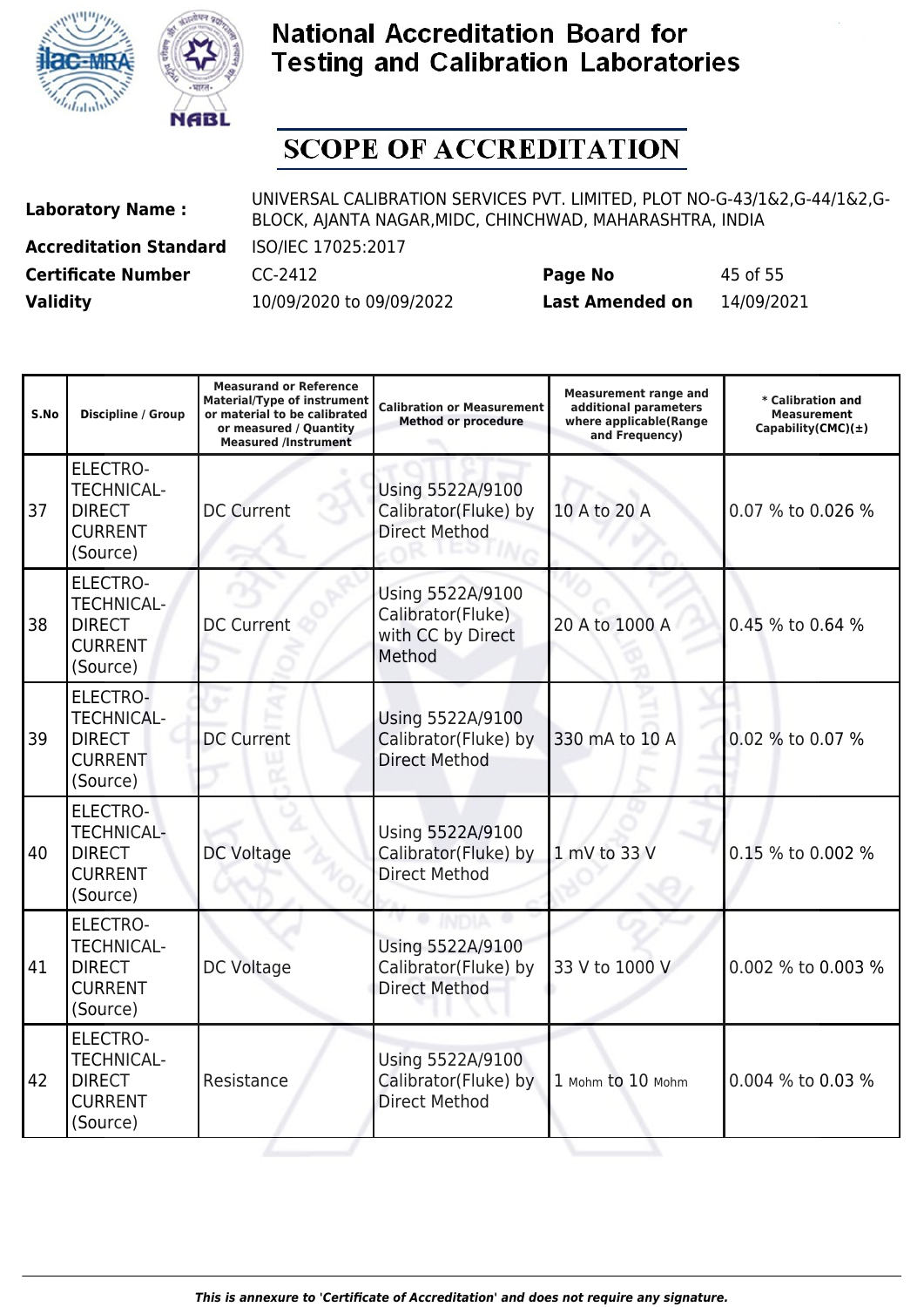# National Accreditation Board for Testing and Calibration Laboratories

## SCOPE OF ACCREDITATION

| | | | | |
|---|---|---|---|---|
| **Laboratory Name :** | UNIVERSAL CALIBRATION SERVICES PVT. LIMITED, PLOT NO-G-43/1&2,G-44/1&2,G-BLOCK, AJANTA NAGAR,MIDC, CHINCHWAD, MAHARASHTRA, INDIA | | | |
| **Accreditation Standard** | ISO/IEC 17025:2017 | | | |
| **Certificate Number** | CC-2412 | | **Page No** | 45 of 55 |
| **Validity** | 10/09/2020 to 09/09/2022 | | **Last Amended on** | 14/09/2021 |

| S.No | Discipline / Group | Measurand or Reference Material/Type of instrument or material to be calibrated or measured / Quantity Measured /Instrument | Calibration or Measurement Method or procedure | Measurement range and additional parameters where applicable(Range and Frequency) | * Calibration and Measurement Capability(CMC)(±) |
|---|---|---|---|---|---|
| 37 | ELECTRO-TECHNICAL-DIRECT CURRENT (Source) | DC Current | Using 5522A/9100 Calibrator(Fluke) by Direct Method | 10 A to 20 A | 0.07 % to 0.026 % |
| 38 | ELECTRO-TECHNICAL-DIRECT CURRENT (Source) | DC Current | Using 5522A/9100 Calibrator(Fluke) with CC by Direct Method | 20 A to 1000 A | 0.45 % to 0.64 % |
| 39 | ELECTRO-TECHNICAL-DIRECT CURRENT (Source) | DC Current | Using 5522A/9100 Calibrator(Fluke) by Direct Method | 330 mA to 10 A | 0.02 % to 0.07 % |
| 40 | ELECTRO-TECHNICAL-DIRECT CURRENT (Source) | DC Voltage | Using 5522A/9100 Calibrator(Fluke) by Direct Method | 1 mV to 33 V | 0.15 % to 0.002 % |
| 41 | ELECTRO-TECHNICAL-DIRECT CURRENT (Source) | DC Voltage | Using 5522A/9100 Calibrator(Fluke) by Direct Method | 33 V to 1000 V | 0.002 % to 0.003 % |
| 42 | ELECTRO-TECHNICAL-DIRECT CURRENT (Source) | Resistance | Using 5522A/9100 Calibrator(Fluke) by Direct Method | 1 Mohm to 10 Mohm | 0.004 % to 0.03 % |

*This is annexure to 'Certificate of Accreditation' and does not require any signature.*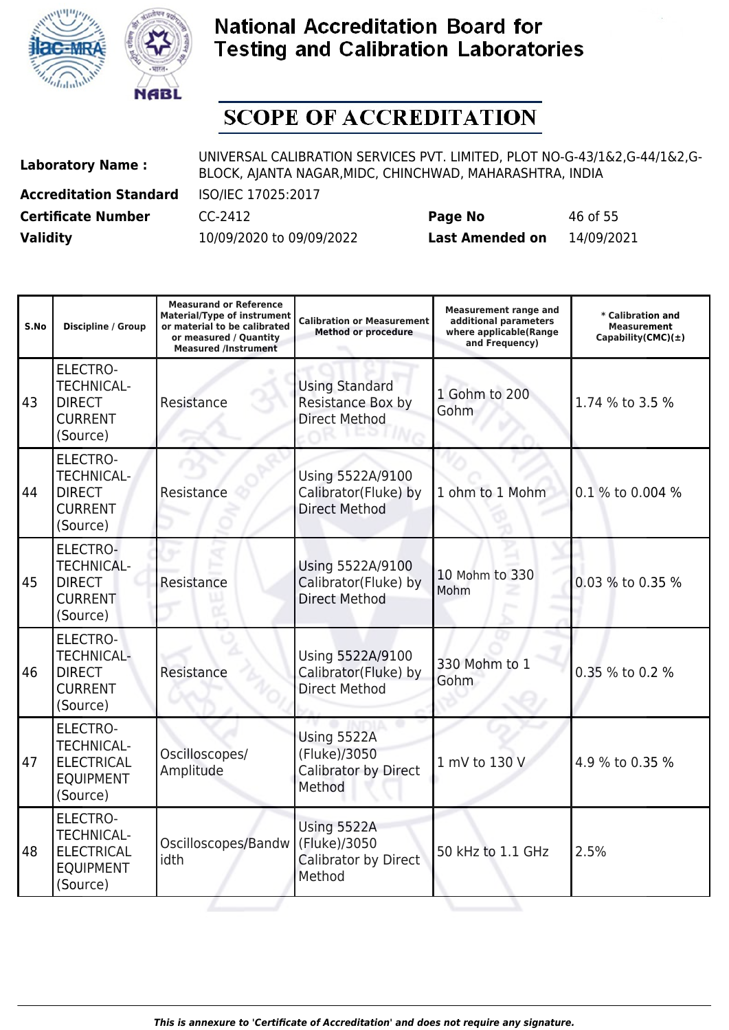# National Accreditation Board for Testing and Calibration Laboratories

## SCOPE OF ACCREDITATION

| | | | |
|---|---|---|---|
| **Laboratory Name :** | UNIVERSAL CALIBRATION SERVICES PVT. LIMITED, PLOT NO-G-43/1&2,G-44/1&2,G-BLOCK, AJANTA NAGAR,MIDC, CHINCHWAD, MAHARASHTRA, INDIA | | |
| **Accreditation Standard** | ISO/IEC 17025:2017 | | |
| **Certificate Number** | CC-2412 | **Page No** | 46 of 55 |
| **Validity** | 10/09/2020 to 09/09/2022 | **Last Amended on** | 14/09/2021 |

| S.No | Discipline / Group | Measurand or Reference Material/Type of instrument or material to be calibrated or measured / Quantity Measured /Instrument | Calibration or Measurement Method or procedure | Measurement range and additional parameters where applicable(Range and Frequency) | * Calibration and Measurement Capability(CMC)(±) |
|---|---|---|---|---|---|
| 43 | ELECTRO-TECHNICAL-DIRECT CURRENT (Source) | Resistance | Using Standard Resistance Box by Direct Method | 1 Gohm to 200 Gohm | 1.74 % to 3.5 % |
| 44 | ELECTRO-TECHNICAL-DIRECT CURRENT (Source) | Resistance | Using 5522A/9100 Calibrator(Fluke) by Direct Method | 1 ohm to 1 Mohm | 0.1 % to 0.004 % |
| 45 | ELECTRO-TECHNICAL-DIRECT CURRENT (Source) | Resistance | Using 5522A/9100 Calibrator(Fluke) by Direct Method | 10 Mohm to 330 Mohm | 0.03 % to 0.35 % |
| 46 | ELECTRO-TECHNICAL-DIRECT CURRENT (Source) | Resistance | Using 5522A/9100 Calibrator(Fluke) by Direct Method | 330 Mohm to 1 Gohm | 0.35 % to 0.2 % |
| 47 | ELECTRO-TECHNICAL-ELECTRICAL EQUIPMENT (Source) | Oscilloscopes/ Amplitude | Using 5522A (Fluke)/3050 Calibrator by Direct Method | 1 mV to 130 V | 4.9 % to 0.35 % |
| 48 | ELECTRO-TECHNICAL-ELECTRICAL EQUIPMENT (Source) | Oscilloscopes/Bandwidth | Using 5522A (Fluke)/3050 Calibrator by Direct Method | 50 kHz to 1.1 GHz | 2.5% |

*This is annexure to 'Certificate of Accreditation' and does not require any signature.*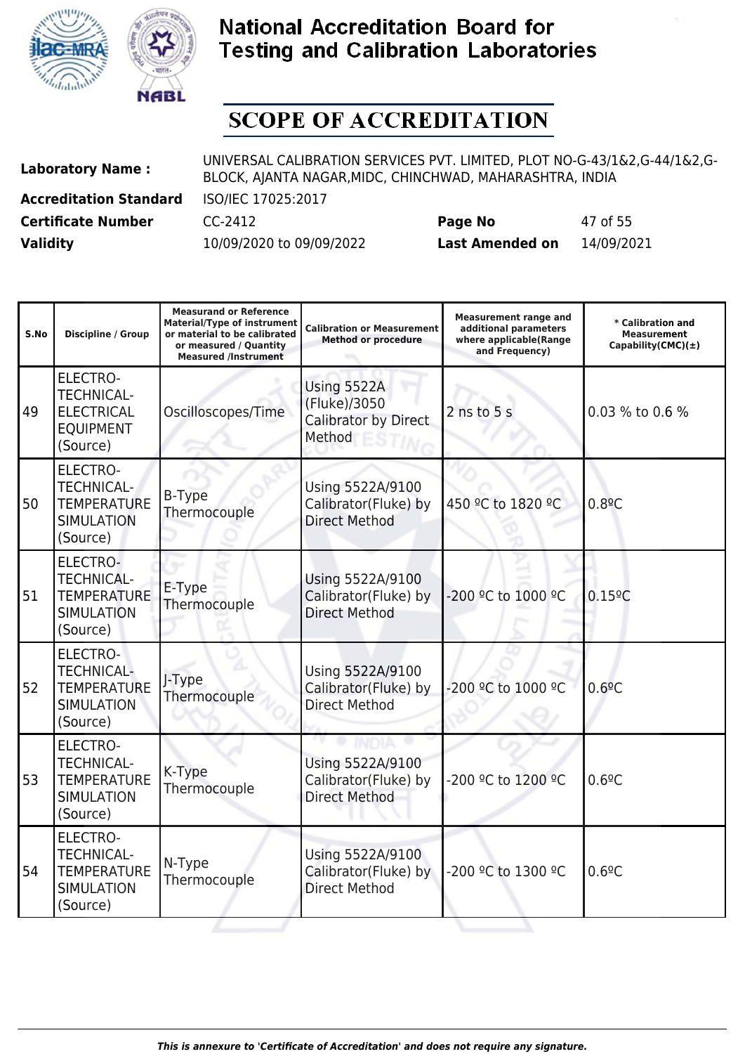# National Accreditation Board for Testing and Calibration Laboratories

## SCOPE OF ACCREDITATION

| | | | | |
|---|---|---|---|---|
| **Laboratory Name :** | UNIVERSAL CALIBRATION SERVICES PVT. LIMITED, PLOT NO-G-43/1&2,G-44/1&2,G-BLOCK, AJANTA NAGAR,MIDC, CHINCHWAD, MAHARASHTRA, INDIA | | | |
| **Accreditation Standard** | ISO/IEC 17025:2017 | | | |
| **Certificate Number** | CC-2412 | **Page No** | 47 of 55 | |
| **Validity** | 10/09/2020 to 09/09/2022 | **Last Amended on** | 14/09/2021 | |

| S.No | Discipline / Group | Measurand or Reference Material/Type of instrument or material to be calibrated or measured / Quantity Measured /Instrument | Calibration or Measurement Method or procedure | Measurement range and additional parameters where applicable(Range and Frequency) | * Calibration and Measurement Capability(CMC)(±) |
|---|---|---|---|---|---|
| 49 | ELECTRO-TECHNICAL- ELECTRICAL EQUIPMENT (Source) | Oscilloscopes/Time | Using 5522A (Fluke)/3050 Calibrator by Direct Method | 2 ns to 5 s | 0.03 % to 0.6 % |
| 50 | ELECTRO-TECHNICAL- TEMPERATURE SIMULATION (Source) | B-Type Thermocouple | Using 5522A/9100 Calibrator(Fluke) by Direct Method | 450 ºC to 1820 ºC | 0.8ºC |
| 51 | ELECTRO-TECHNICAL- TEMPERATURE SIMULATION (Source) | E-Type Thermocouple | Using 5522A/9100 Calibrator(Fluke) by Direct Method | -200 ºC to 1000 ºC | 0.15ºC |
| 52 | ELECTRO-TECHNICAL- TEMPERATURE SIMULATION (Source) | J-Type Thermocouple | Using 5522A/9100 Calibrator(Fluke) by Direct Method | -200 ºC to 1000 ºC | 0.6ºC |
| 53 | ELECTRO-TECHNICAL- TEMPERATURE SIMULATION (Source) | K-Type Thermocouple | Using 5522A/9100 Calibrator(Fluke) by Direct Method | -200 ºC to 1200 ºC | 0.6ºC |
| 54 | ELECTRO-TECHNICAL- TEMPERATURE SIMULATION (Source) | N-Type Thermocouple | Using 5522A/9100 Calibrator(Fluke) by Direct Method | -200 ºC to 1300 ºC | 0.6ºC |

*This is annexure to 'Certificate of Accreditation' and does not require any signature.*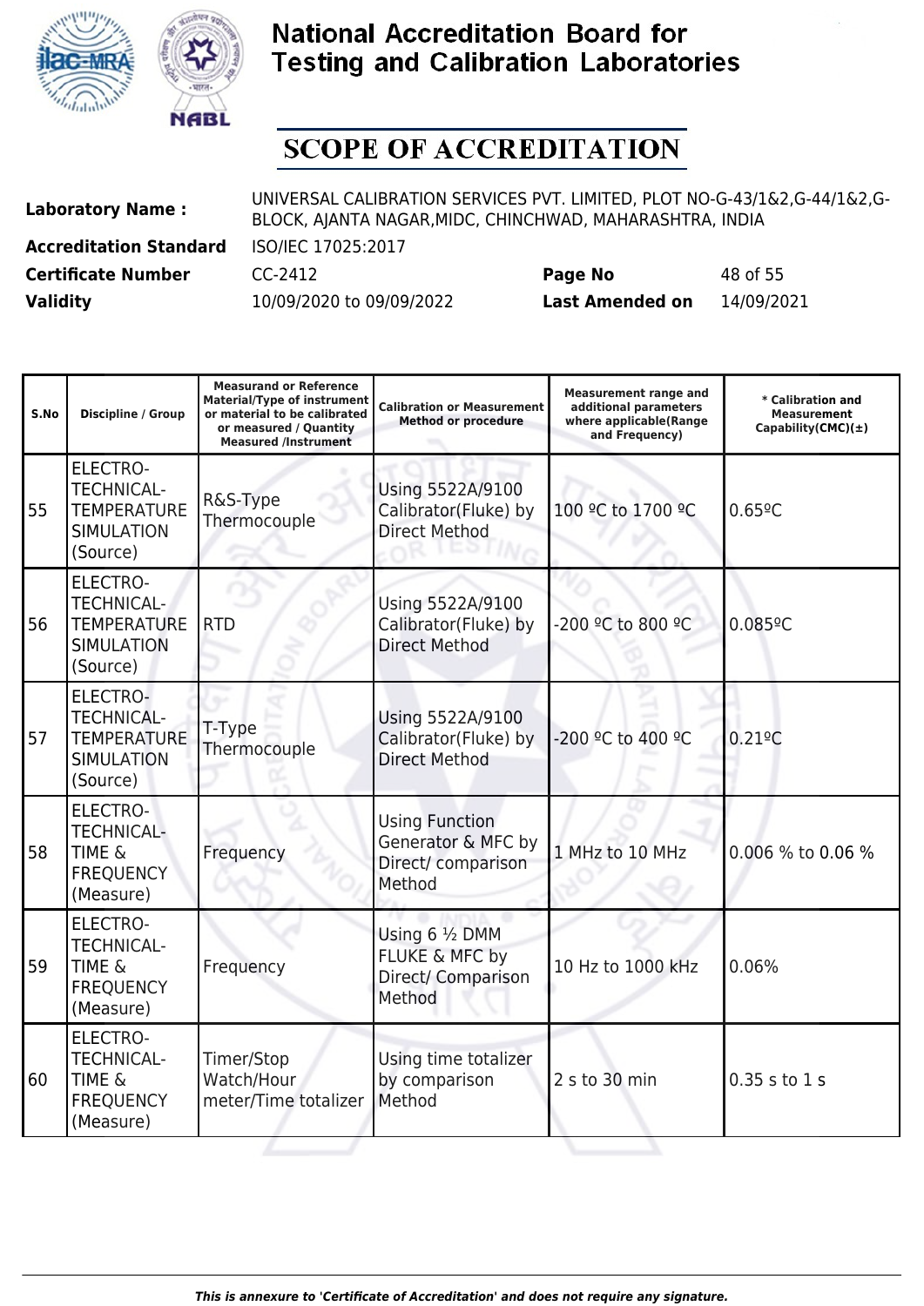# National Accreditation Board for Testing and Calibration Laboratories

## SCOPE OF ACCREDITATION

| | | | |
|---|---|---|---|
| **Laboratory Name :** | UNIVERSAL CALIBRATION SERVICES PVT. LIMITED, PLOT NO-G-43/1&2,G-44/1&2,G-BLOCK, AJANTA NAGAR,MIDC, CHINCHWAD, MAHARASHTRA, INDIA | | |
| **Accreditation Standard** | ISO/IEC 17025:2017 | | |
| **Certificate Number** | CC-2412 | **Page No** | 48 of 55 |
| **Validity** | 10/09/2020 to 09/09/2022 | **Last Amended on** | 14/09/2021 |

| S.No | Discipline / Group | Measurand or Reference Material/Type of instrument or material to be calibrated or measured / Quantity Measured /Instrument | Calibration or Measurement Method or procedure | Measurement range and additional parameters where applicable(Range and Frequency) | * Calibration and Measurement Capability(CMC)(±) |
|---|---|---|---|---|---|
| 55 | ELECTRO-TECHNICAL-TEMPERATURE SIMULATION (Source) | R&S-Type Thermocouple | Using 5522A/9100 Calibrator(Fluke) by Direct Method | 100 ºC to 1700 ºC | 0.65ºC |
| 56 | ELECTRO-TECHNICAL-TEMPERATURE SIMULATION (Source) | RTD | Using 5522A/9100 Calibrator(Fluke) by Direct Method | -200 ºC to 800 ºC | 0.085ºC |
| 57 | ELECTRO-TECHNICAL-TEMPERATURE SIMULATION (Source) | T-Type Thermocouple | Using 5522A/9100 Calibrator(Fluke) by Direct Method | -200 ºC to 400 ºC | 0.21ºC |
| 58 | ELECTRO-TECHNICAL-TIME & FREQUENCY (Measure) | Frequency | Using Function Generator & MFC by Direct/ comparison Method | 1 MHz to 10 MHz | 0.006 % to 0.06 % |
| 59 | ELECTRO-TECHNICAL-TIME & FREQUENCY (Measure) | Frequency | Using 6 ½ DMM FLUKE & MFC by Direct/ Comparison Method | 10 Hz to 1000 kHz | 0.06% |
| 60 | ELECTRO-TECHNICAL-TIME & FREQUENCY (Measure) | Timer/Stop Watch/Hour meter/Time totalizer | Using time totalizer by comparison Method | 2 s to 30 min | 0.35 s to 1 s |

*This is annexure to 'Certificate of Accreditation' and does not require any signature.*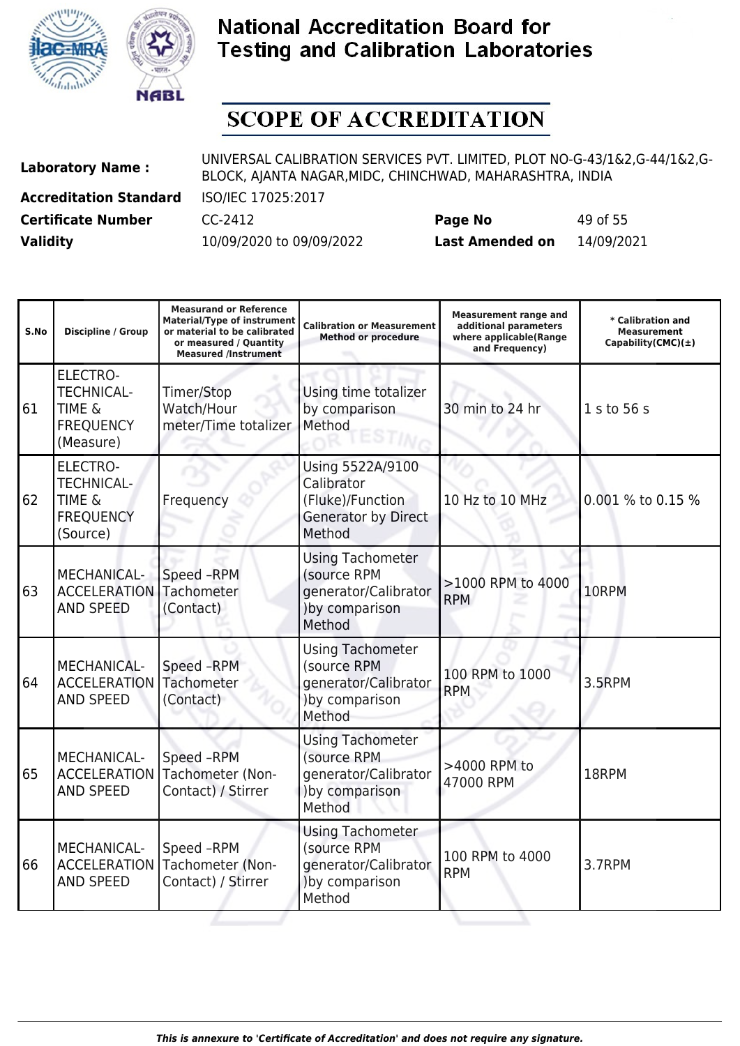# National Accreditation Board for Testing and Calibration Laboratories

# SCOPE OF ACCREDITATION

| | | | |
|---|---|---|---|
| **Laboratory Name :** | UNIVERSAL CALIBRATION SERVICES PVT. LIMITED, PLOT NO-G-43/1&2,G-44/1&2,G-BLOCK, AJANTA NAGAR,MIDC, CHINCHWAD, MAHARASHTRA, INDIA | | |
| **Accreditation Standard** | ISO/IEC 17025:2017 | | |
| **Certificate Number** | CC-2412 | **Page No** | 49 of 55 |
| **Validity** | 10/09/2020 to 09/09/2022 | **Last Amended on** | 14/09/2021 |

| S.No | Discipline / Group | Measurand or Reference Material/Type of instrument or material to be calibrated or measured / Quantity Measured /Instrument | Calibration or Measurement Method or procedure | Measurement range and additional parameters where applicable(Range and Frequency) | * Calibration and Measurement Capability(CMC)(±) |
|---|---|---|---|---|---|
| 61 | ELECTRO-TECHNICAL-TIME & FREQUENCY (Measure) | Timer/Stop Watch/Hour meter/Time totalizer | Using time totalizer by comparison Method | 30 min to 24 hr | 1 s to 56 s |
| 62 | ELECTRO-TECHNICAL-TIME & FREQUENCY (Source) | Frequency | Using 5522A/9100 Calibrator (Fluke)/Function Generator by Direct Method | 10 Hz to 10 MHz | 0.001 % to 0.15 % |
| 63 | MECHANICAL-ACCELERATION AND SPEED | Speed –RPM Tachometer (Contact) | Using Tachometer (source RPM generator/Calibrator )by comparison Method | >1000 RPM to 4000 RPM | 10RPM |
| 64 | MECHANICAL-ACCELERATION AND SPEED | Speed –RPM Tachometer (Contact) | Using Tachometer (source RPM generator/Calibrator )by comparison Method | 100 RPM to 1000 RPM | 3.5RPM |
| 65 | MECHANICAL-ACCELERATION AND SPEED | Speed –RPM Tachometer (Non-Contact) / Stirrer | Using Tachometer (source RPM generator/Calibrator )by comparison Method | >4000 RPM to 47000 RPM | 18RPM |
| 66 | MECHANICAL-ACCELERATION AND SPEED | Speed –RPM Tachometer (Non-Contact) / Stirrer | Using Tachometer (source RPM generator/Calibrator )by comparison Method | 100 RPM to 4000 RPM | 3.7RPM |

*This is annexure to 'Certificate of Accreditation' and does not require any signature.*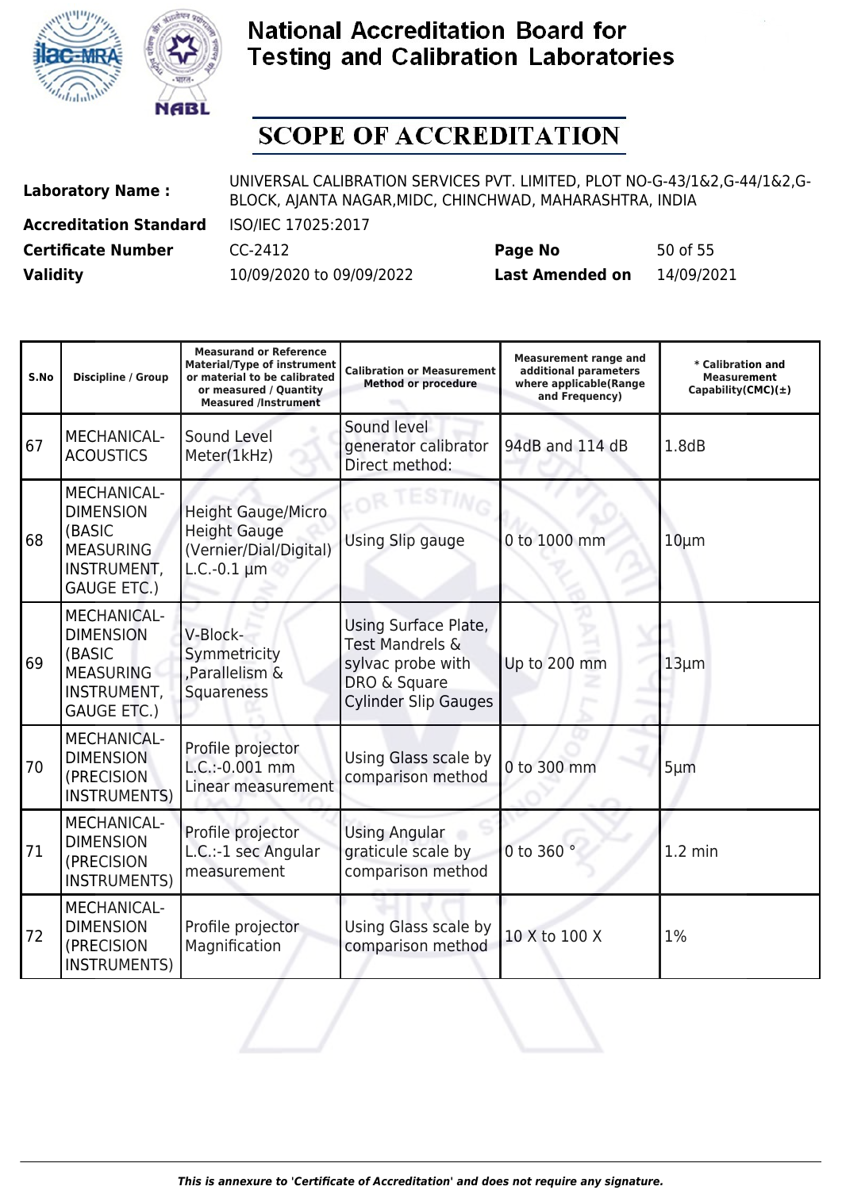# National Accreditation Board for Testing and Calibration Laboratories

## SCOPE OF ACCREDITATION

| | | | |
|---|---|---|---|
| **Laboratory Name :** | UNIVERSAL CALIBRATION SERVICES PVT. LIMITED, PLOT NO-G-43/1&2,G-44/1&2,G-BLOCK, AJANTA NAGAR,MIDC, CHINCHWAD, MAHARASHTRA, INDIA | | |
| **Accreditation Standard** | ISO/IEC 17025:2017 | | |
| **Certificate Number** | CC-2412 | **Page No** | 50 of 55 |
| **Validity** | 10/09/2020 to 09/09/2022 | **Last Amended on** | 14/09/2021 |

| S.No | Discipline / Group | Measurand or Reference Material/Type of instrument or material to be calibrated or measured / Quantity Measured /Instrument | Calibration or Measurement Method or procedure | Measurement range and additional parameters where applicable(Range and Frequency) | * Calibration and Measurement Capability(CMC)(±) |
|---|---|---|---|---|---|
| 67 | MECHANICAL- ACOUSTICS | Sound Level Meter(1kHz) | Sound level generator calibrator Direct method: | 94dB and 114 dB | 1.8dB |
| 68 | MECHANICAL- DIMENSION (BASIC MEASURING INSTRUMENT, GAUGE ETC.) | Height Gauge/Micro Height Gauge (Vernier/Dial/Digital) L.C.-0.1 µm | Using Slip gauge | 0 to 1000 mm | 10µm |
| 69 | MECHANICAL- DIMENSION (BASIC MEASURING INSTRUMENT, GAUGE ETC.) | V-Block- Symmetricity ,Parallelism & Squareness | Using Surface Plate, Test Mandrels & sylvac probe with DRO & Square Cylinder Slip Gauges | Up to 200 mm | 13µm |
| 70 | MECHANICAL- DIMENSION (PRECISION INSTRUMENTS) | Profile projector L.C.:-0.001 mm Linear measurement | Using Glass scale by comparison method | 0 to 300 mm | 5µm |
| 71 | MECHANICAL- DIMENSION (PRECISION INSTRUMENTS) | Profile projector L.C.:-1 sec Angular measurement | Using Angular graticule scale by comparison method | 0 to 360 ° | 1.2 min |
| 72 | MECHANICAL- DIMENSION (PRECISION INSTRUMENTS) | Profile projector Magnification | Using Glass scale by comparison method | 10 X to 100 X | 1% |

*This is annexure to 'Certificate of Accreditation' and does not require any signature.*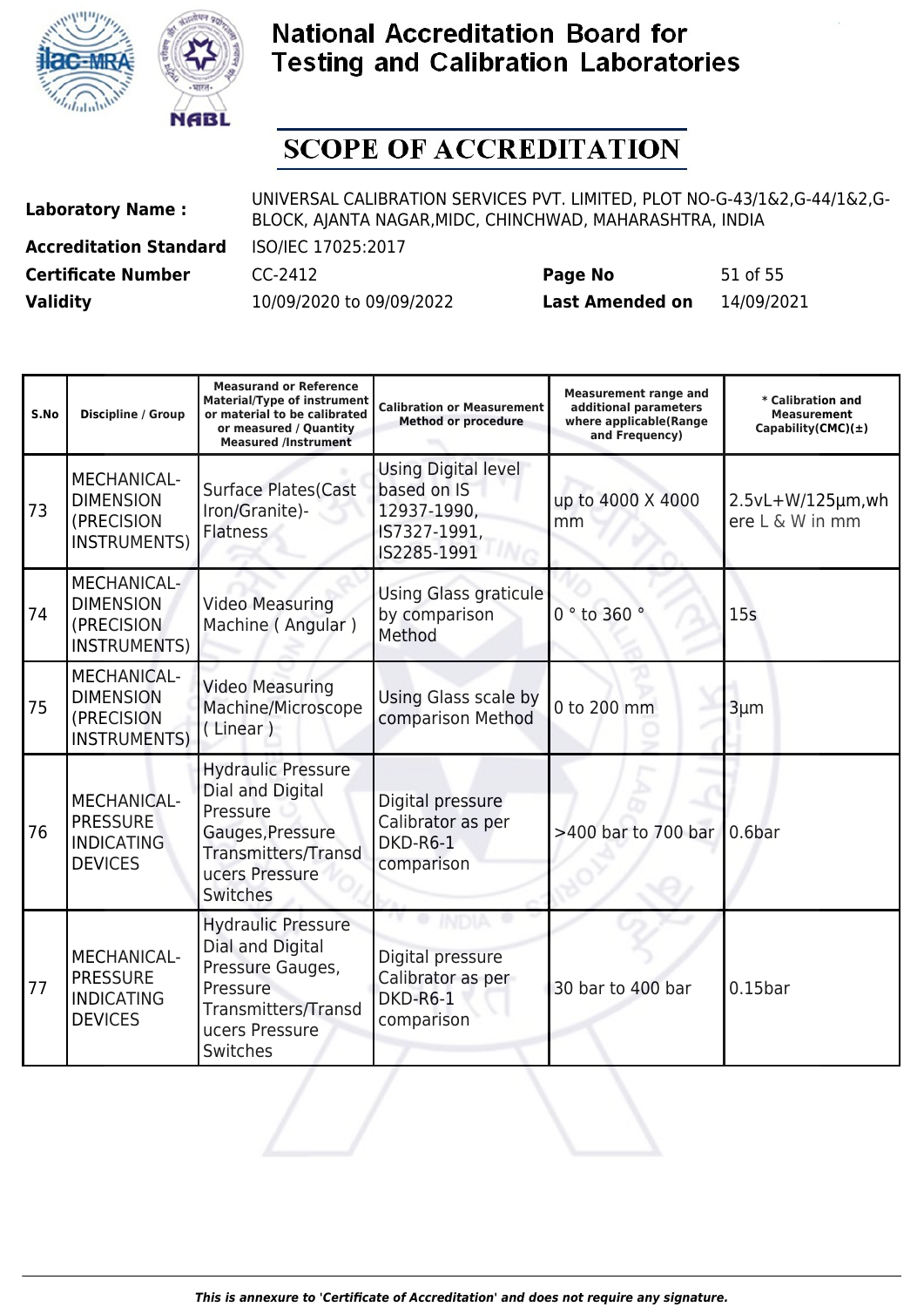# National Accreditation Board for Testing and Calibration Laboratories

## SCOPE OF ACCREDITATION

| | | | |
|---|---|---|---|
| **Laboratory Name :** | UNIVERSAL CALIBRATION SERVICES PVT. LIMITED, PLOT NO-G-43/1&2,G-44/1&2,G-BLOCK, AJANTA NAGAR,MIDC, CHINCHWAD, MAHARASHTRA, INDIA | | |
| **Accreditation Standard** | ISO/IEC 17025:2017 | | |
| **Certificate Number** | CC-2412 | **Page No** | 51 of 55 |
| **Validity** | 10/09/2020 to 09/09/2022 | **Last Amended on** | 14/09/2021 |

| S.No | Discipline / Group | Measurand or Reference Material/Type of instrument or material to be calibrated or measured / Quantity Measured /Instrument | Calibration or Measurement Method or procedure | Measurement range and additional parameters where applicable(Range and Frequency) | * Calibration and Measurement Capability(CMC)(±) |
|---|---|---|---|---|---|
| 73 | MECHANICAL- DIMENSION (PRECISION INSTRUMENTS) | Surface Plates(Cast Iron/Granite)- Flatness | Using Digital level based on IS 12937-1990, IS7327-1991, IS2285-1991 | up to 4000 X 4000 mm | 2.5vL+W/125µm,where L & W in mm |
| 74 | MECHANICAL- DIMENSION (PRECISION INSTRUMENTS) | Video Measuring Machine ( Angular ) | Using Glass graticule by comparison Method | 0 ° to 360 ° | 15s |
| 75 | MECHANICAL- DIMENSION (PRECISION INSTRUMENTS) | Video Measuring Machine/Microscope ( Linear ) | Using Glass scale by comparison Method | 0 to 200 mm | 3µm |
| 76 | MECHANICAL- PRESSURE INDICATING DEVICES | Hydraulic Pressure Dial and Digital Pressure Gauges,Pressure Transmitters/Transducers Pressure Switches | Digital pressure Calibrator as per DKD-R6-1 comparison | >400 bar to 700 bar | 0.6bar |
| 77 | MECHANICAL- PRESSURE INDICATING DEVICES | Hydraulic Pressure Dial and Digital Pressure Gauges, Pressure Transmitters/Transducers Pressure Switches | Digital pressure Calibrator as per DKD-R6-1 comparison | 30 bar to 400 bar | 0.15bar |

*This is annexure to 'Certificate of Accreditation' and does not require any signature.*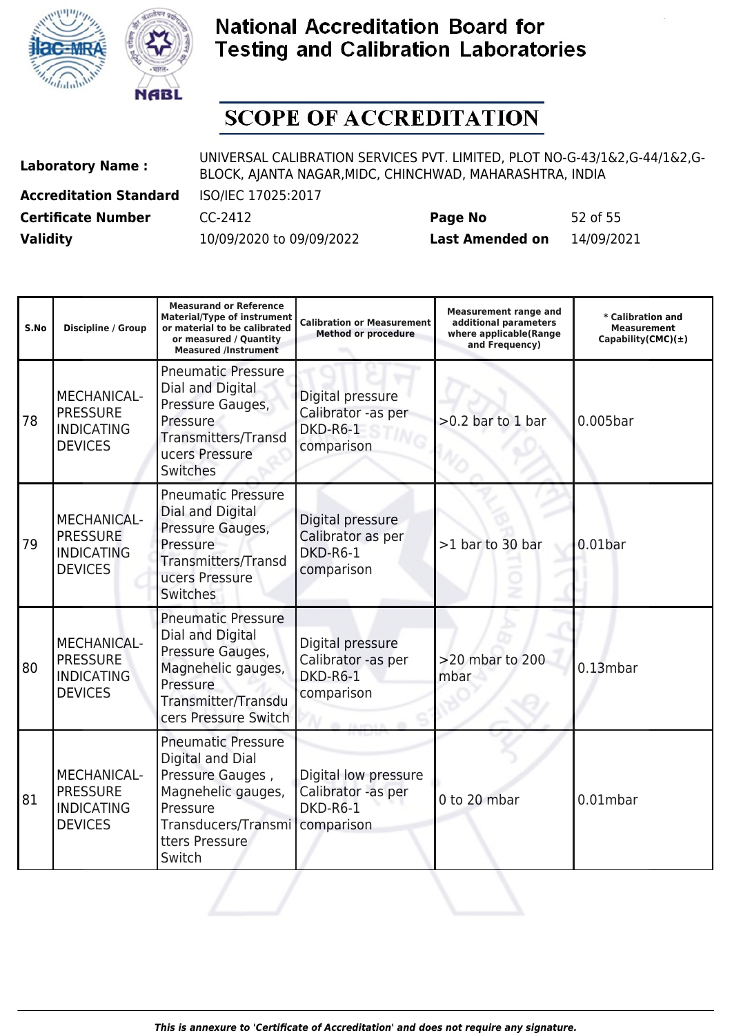# National Accreditation Board for Testing and Calibration Laboratories

## SCOPE OF ACCREDITATION

| | |
|---|---|
| **Laboratory Name :** | UNIVERSAL CALIBRATION SERVICES PVT. LIMITED, PLOT NO-G-43/1&2,G-44/1&2,G-BLOCK, AJANTA NAGAR,MIDC, CHINCHWAD, MAHARASHTRA, INDIA |
| **Accreditation Standard** | ISO/IEC 17025:2017 |
| **Certificate Number** | CC-2412 |
| **Page No** | 52 of 55 |
| **Validity** | 10/09/2020 to 09/09/2022 |
| **Last Amended on** | 14/09/2021 |

| S.No | Discipline / Group | Measurand or Reference Material/Type of instrument or material to be calibrated or measured / Quantity Measured /Instrument | Calibration or Measurement Method or procedure | Measurement range and additional parameters where applicable(Range and Frequency) | * Calibration and Measurement Capability(CMC)(±) |
|---|---|---|---|---|---|
| 78 | MECHANICAL- PRESSURE INDICATING DEVICES | Pneumatic Pressure Dial and Digital Pressure Gauges, Pressure Transmitters/Transducers Pressure Switches | Digital pressure Calibrator -as per DKD-R6-1 comparison | >0.2 bar to 1 bar | 0.005bar |
| 79 | MECHANICAL- PRESSURE INDICATING DEVICES | Pneumatic Pressure Dial and Digital Pressure Gauges, Pressure Transmitters/Transducers Pressure Switches | Digital pressure Calibrator as per DKD-R6-1 comparison | >1 bar to 30 bar | 0.01bar |
| 80 | MECHANICAL- PRESSURE INDICATING DEVICES | Pneumatic Pressure Dial and Digital Pressure Gauges, Magnehelic gauges, Pressure Transmitter/Transducers Pressure Switch | Digital pressure Calibrator -as per DKD-R6-1 comparison | >20 mbar to 200 mbar | 0.13mbar |
| 81 | MECHANICAL- PRESSURE INDICATING DEVICES | Pneumatic Pressure Digital and Dial Pressure Gauges , Magnehelic gauges, Pressure Transducers/Transmitters Pressure Switch | Digital low pressure Calibrator -as per DKD-R6-1 comparison | 0 to 20 mbar | 0.01mbar |

*This is annexure to 'Certificate of Accreditation' and does not require any signature.*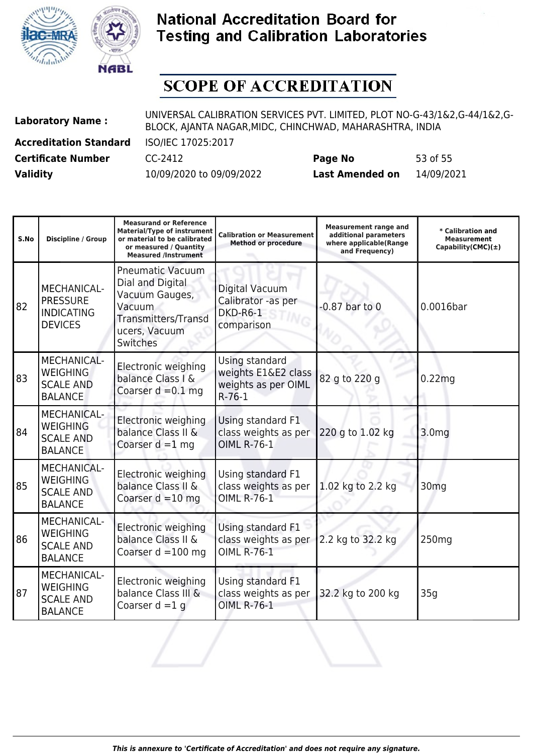# National Accreditation Board for Testing and Calibration Laboratories

## SCOPE OF ACCREDITATION

| | | | | |
|---|---|---|---|---|
| **Laboratory Name :** | UNIVERSAL CALIBRATION SERVICES PVT. LIMITED, PLOT NO-G-43/1&2,G-44/1&2,G-BLOCK, AJANTA NAGAR,MIDC, CHINCHWAD, MAHARASHTRA, INDIA | | | |
| **Accreditation Standard** | ISO/IEC 17025:2017 | | | |
| **Certificate Number** | CC-2412 | **Page No** | 53 of 55 | |
| **Validity** | 10/09/2020 to 09/09/2022 | **Last Amended on** | 14/09/2021 | |

| S.No | Discipline / Group | Measurand or Reference Material/Type of instrument or material to be calibrated or measured / Quantity Measured /Instrument | Calibration or Measurement Method or procedure | Measurement range and additional parameters where applicable(Range and Frequency) | * Calibration and Measurement Capability(CMC)(±) |
|---|---|---|---|---|---|
| 82 | MECHANICAL- PRESSURE INDICATING DEVICES | Pneumatic Vacuum Dial and Digital Vacuum Gauges, Vacuum Transmitters/Transducers, Vacuum Switches | Digital Vacuum Calibrator -as per DKD-R6-1 comparison | -0.87 bar to 0 | 0.0016bar |
| 83 | MECHANICAL- WEIGHING SCALE AND BALANCE | Electronic weighing balance Class I & Coarser d =0.1 mg | Using standard weights E1&E2 class weights as per OIML R-76-1 | 82 g to 220 g | 0.22mg |
| 84 | MECHANICAL- WEIGHING SCALE AND BALANCE | Electronic weighing balance Class II & Coarser d =1 mg | Using standard F1 class weights as per OIML R-76-1 | 220 g to 1.02 kg | 3.0mg |
| 85 | MECHANICAL- WEIGHING SCALE AND BALANCE | Electronic weighing balance Class II & Coarser d =10 mg | Using standard F1 class weights as per OIML R-76-1 | 1.02 kg to 2.2 kg | 30mg |
| 86 | MECHANICAL- WEIGHING SCALE AND BALANCE | Electronic weighing balance Class II & Coarser d =100 mg | Using standard F1 class weights as per OIML R-76-1 | 2.2 kg to 32.2 kg | 250mg |
| 87 | MECHANICAL- WEIGHING SCALE AND BALANCE | Electronic weighing balance Class III & Coarser d =1 g | Using standard F1 class weights as per OIML R-76-1 | 32.2 kg to 200 kg | 35g |

*This is annexure to 'Certificate of Accreditation' and does not require any signature.*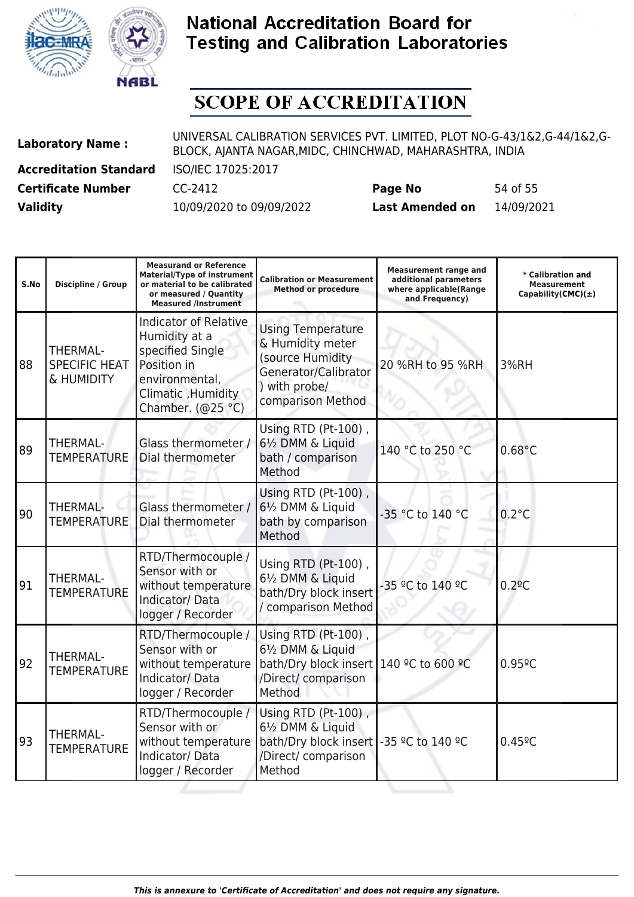# National Accreditation Board for Testing and Calibration Laboratories

## SCOPE OF ACCREDITATION

| | | | |
|---|---|---|---|
| **Laboratory Name :** | UNIVERSAL CALIBRATION SERVICES PVT. LIMITED, PLOT NO-G-43/1&2,G-44/1&2,G-BLOCK, AJANTA NAGAR,MIDC, CHINCHWAD, MAHARASHTRA, INDIA | | |
| **Accreditation Standard** | ISO/IEC 17025:2017 | | |
| **Certificate Number** | CC-2412 | **Page No** | 54 of 55 |
| **Validity** | 10/09/2020 to 09/09/2022 | **Last Amended on** | 14/09/2021 |

| S.No | Discipline / Group | Measurand or Reference Material/Type of instrument or material to be calibrated or measured / Quantity Measured /Instrument | Calibration or Measurement Method or procedure | Measurement range and additional parameters where applicable(Range and Frequency) | * Calibration and Measurement Capability(CMC)(±) |
|---|---|---|---|---|---|
| 88 | THERMAL- SPECIFIC HEAT & HUMIDITY | Indicator of Relative Humidity at a specified Single Position in environmental, Climatic ,Humidity Chamber. (@25 °C) | Using Temperature & Humidity meter (source Humidity Generator/Calibrator ) with probe/ comparison Method | 20 %RH to 95 %RH | 3%RH |
| 89 | THERMAL- TEMPERATURE | Glass thermometer / Dial thermometer | Using RTD (Pt-100) , 6½ DMM & Liquid bath / comparison Method | 140 °C to 250 °C | 0.68°C |
| 90 | THERMAL- TEMPERATURE | Glass thermometer / Dial thermometer | Using RTD (Pt-100) , 6½ DMM & Liquid bath by comparison Method | -35 °C to 140 °C | 0.2°C |
| 91 | THERMAL- TEMPERATURE | RTD/Thermocouple / Sensor with or without temperature Indicator/ Data logger / Recorder | Using RTD (Pt-100) , 6½ DMM & Liquid bath/Dry block insert / comparison Method | -35 ºC to 140 ºC | 0.2ºC |
| 92 | THERMAL- TEMPERATURE | RTD/Thermocouple / Sensor with or without temperature Indicator/ Data logger / Recorder | Using RTD (Pt-100) , 6½ DMM & Liquid bath/Dry block insert /Direct/ comparison Method | 140 ºC to 600 ºC | 0.95ºC |
| 93 | THERMAL- TEMPERATURE | RTD/Thermocouple / Sensor with or without temperature Indicator/ Data logger / Recorder | Using RTD (Pt-100) , 6½ DMM & Liquid bath/Dry block insert /Direct/ comparison Method | -35 ºC to 140 ºC | 0.45ºC |

*This is annexure to 'Certificate of Accreditation' and does not require any signature.*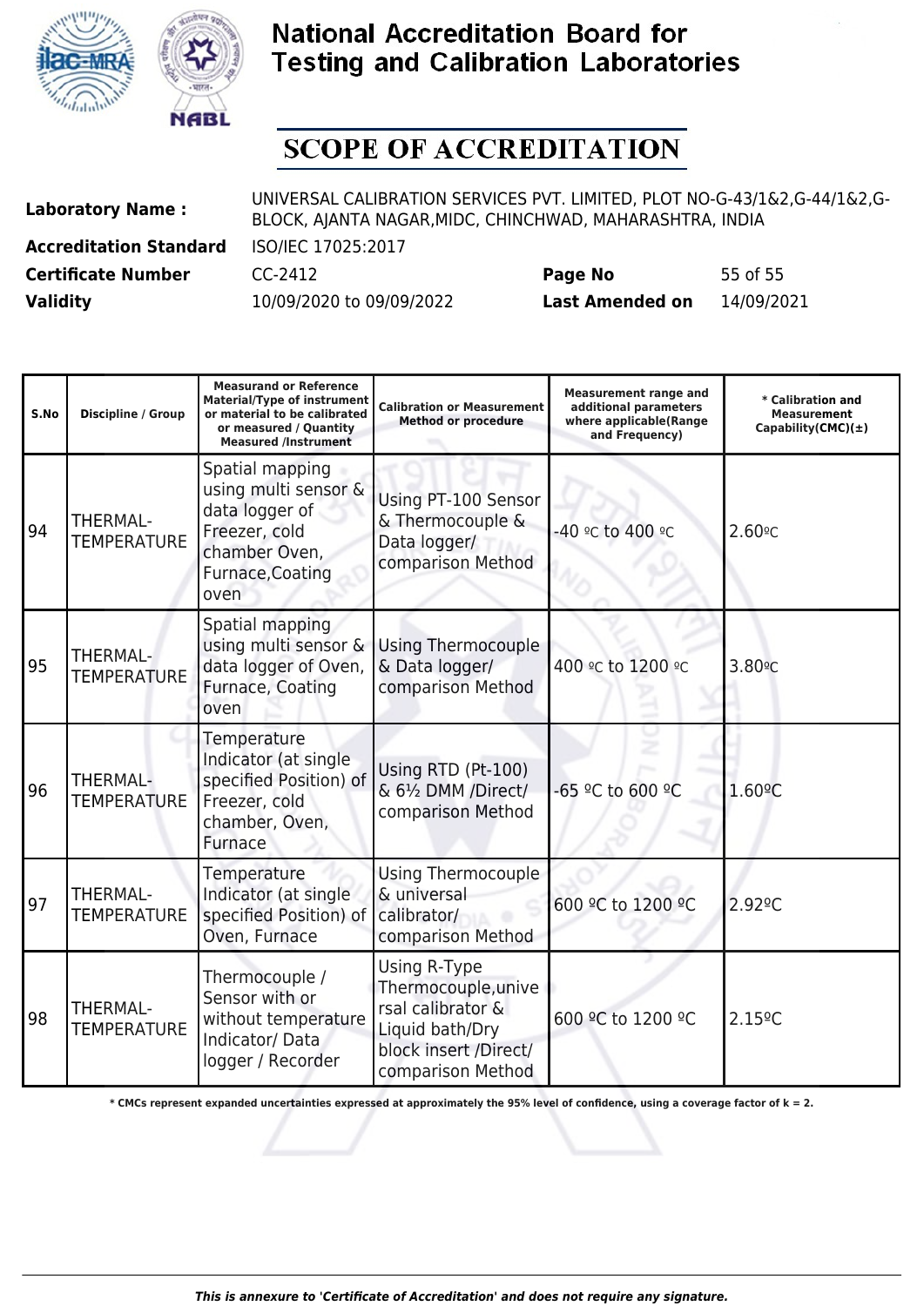# National Accreditation Board for Testing and Calibration Laboratories

## SCOPE OF ACCREDITATION

**Laboratory Name :** UNIVERSAL CALIBRATION SERVICES PVT. LIMITED, PLOT NO-G-43/1&2,G-44/1&2,G-BLOCK, AJANTA NAGAR,MIDC, CHINCHWAD, MAHARASHTRA, INDIA

**Accreditation Standard** ISO/IEC 17025:2017

**Certificate Number** CC-2412 **Page No** 55 of 55

**Validity** 10/09/2020 to 09/09/2022 **Last Amended on** 14/09/2021

| S.No | Discipline / Group | Measurand or Reference Material/Type of instrument or material to be calibrated or measured / Quantity Measured /Instrument | Calibration or Measurement Method or procedure | Measurement range and additional parameters where applicable(Range and Frequency) | * Calibration and Measurement Capability(CMC)(±) |
|---|---|---|---|---|---|
| 94 | THERMAL- TEMPERATURE | Spatial mapping using multi sensor & data logger of Freezer, cold chamber Oven, Furnace,Coating oven | Using PT-100 Sensor & Thermocouple & Data logger/ comparison Method | -40 ºC to 400 ºC | 2.60ºC |
| 95 | THERMAL- TEMPERATURE | Spatial mapping using multi sensor & data logger of Oven, Furnace, Coating oven | Using Thermocouple & Data logger/ comparison Method | 400 ºC to 1200 ºC | 3.80ºC |
| 96 | THERMAL- TEMPERATURE | Temperature Indicator (at single specified Position) of Freezer, cold chamber, Oven, Furnace | Using RTD (Pt-100) & 6½ DMM /Direct/ comparison Method | -65 ºC to 600 ºC | 1.60ºC |
| 97 | THERMAL- TEMPERATURE | Temperature Indicator (at single specified Position) of Oven, Furnace | Using Thermocouple & universal calibrator/ comparison Method | 600 ºC to 1200 ºC | 2.92ºC |
| 98 | THERMAL- TEMPERATURE | Thermocouple / Sensor with or without temperature Indicator/ Data logger / Recorder | Using R-Type Thermocouple,universal calibrator & Liquid bath/Dry block insert /Direct/ comparison Method | 600 ºC to 1200 ºC | 2.15ºC |

**\* CMCs represent expanded uncertainties expressed at approximately the 95% level of confidence, using a coverage factor of k = 2.**

***This is annexure to 'Certificate of Accreditation' and does not require any signature.***